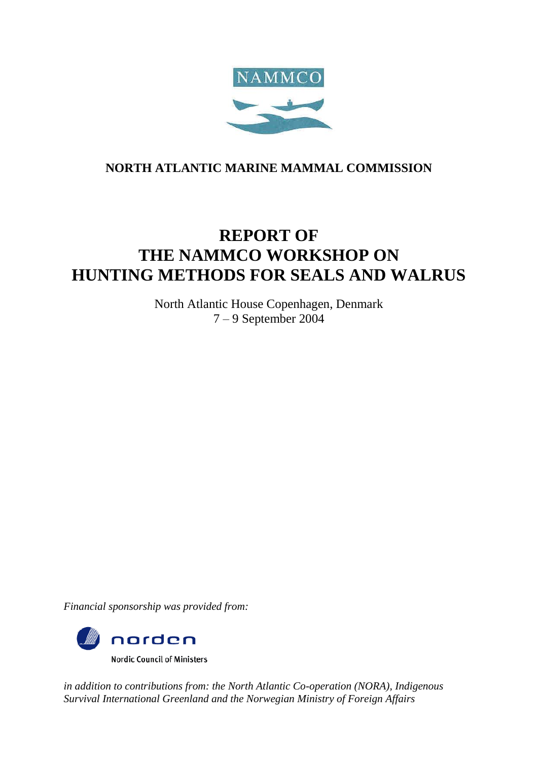NAMMCO

**NORTH ATLANTIC MARINE MAMMAL COMMISSION**

# REPORT OF THE NAMMCO WORKSHOP ON HUNTING METHODS FOR SEALS AND WALRUS

North Atlantic House Copenhagen, Denmark
7 – 9 September 2004

*Financial sponsorship was provided from:*

norden

Nordic Council of Ministers

*in addition to contributions from: the North Atlantic Co-operation (NORA), Indigenous Survival International Greenland and the Norwegian Ministry of Foreign Affairs*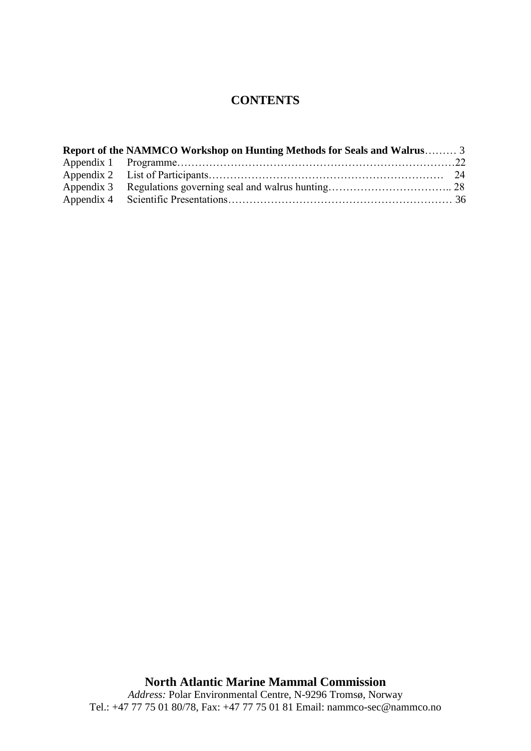# CONTENTS

**Report of the NAMMCO Workshop on Hunting Methods for Seals and Walrus**……… 3
Appendix 1 Programme……………………………………………………………………22
Appendix 2 List of Participants………………………………………………………… 24
Appendix 3 Regulations governing seal and walrus hunting…………………………….. 28
Appendix 4 Scientific Presentations……………………………………………………… 36

**North Atlantic Marine Mammal Commission**
*Address:* Polar Environmental Centre, N-9296 Tromsø, Norway
Tel.: +47 77 75 01 80/78, Fax: +47 77 75 01 81 Email: nammco-sec@nammco.no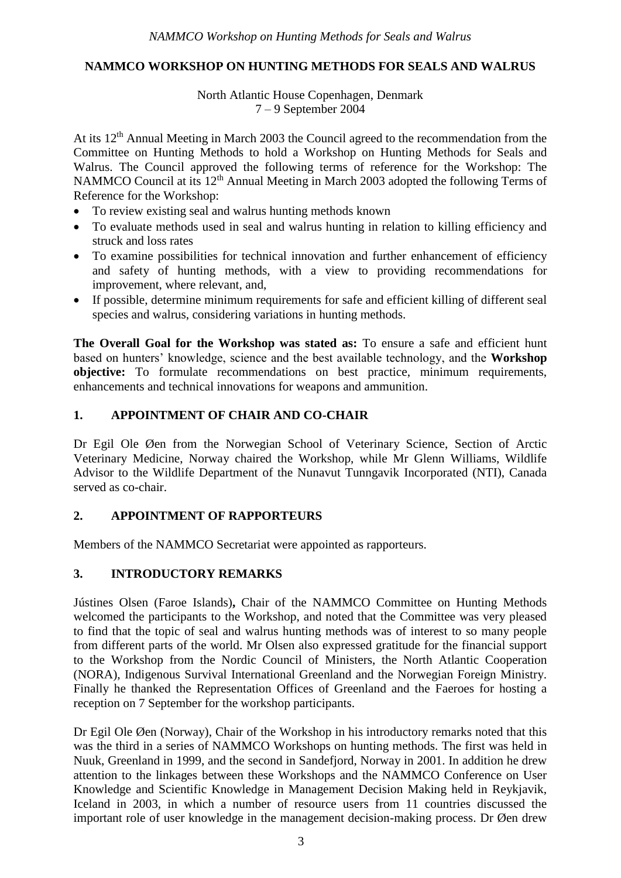# NAMMCO WORKSHOP ON HUNTING METHODS FOR SEALS AND WALRUS

North Atlantic House Copenhagen, Denmark
7 – 9 September 2004

At its 12th Annual Meeting in March 2003 the Council agreed to the recommendation from the Committee on Hunting Methods to hold a Workshop on Hunting Methods for Seals and Walrus. The Council approved the following terms of reference for the Workshop: The NAMMCO Council at its 12th Annual Meeting in March 2003 adopted the following Terms of Reference for the Workshop:

- To review existing seal and walrus hunting methods known
- To evaluate methods used in seal and walrus hunting in relation to killing efficiency and struck and loss rates
- To examine possibilities for technical innovation and further enhancement of efficiency and safety of hunting methods, with a view to providing recommendations for improvement, where relevant, and,
- If possible, determine minimum requirements for safe and efficient killing of different seal species and walrus, considering variations in hunting methods.

**The Overall Goal for the Workshop was stated as:** To ensure a safe and efficient hunt based on hunters' knowledge, science and the best available technology, and the **Workshop objective:** To formulate recommendations on best practice, minimum requirements, enhancements and technical innovations for weapons and ammunition.

## 1. APPOINTMENT OF CHAIR AND CO-CHAIR

Dr Egil Ole Øen from the Norwegian School of Veterinary Science, Section of Arctic Veterinary Medicine, Norway chaired the Workshop, while Mr Glenn Williams, Wildlife Advisor to the Wildlife Department of the Nunavut Tunngavik Incorporated (NTI), Canada served as co-chair.

## 2. APPOINTMENT OF RAPPORTEURS

Members of the NAMMCO Secretariat were appointed as rapporteurs.

## 3. INTRODUCTORY REMARKS

Jústines Olsen (Faroe Islands)**,** Chair of the NAMMCO Committee on Hunting Methods welcomed the participants to the Workshop, and noted that the Committee was very pleased to find that the topic of seal and walrus hunting methods was of interest to so many people from different parts of the world. Mr Olsen also expressed gratitude for the financial support to the Workshop from the Nordic Council of Ministers, the North Atlantic Cooperation (NORA), Indigenous Survival International Greenland and the Norwegian Foreign Ministry. Finally he thanked the Representation Offices of Greenland and the Faeroes for hosting a reception on 7 September for the workshop participants.

Dr Egil Ole Øen (Norway), Chair of the Workshop in his introductory remarks noted that this was the third in a series of NAMMCO Workshops on hunting methods. The first was held in Nuuk, Greenland in 1999, and the second in Sandefjord, Norway in 2001. In addition he drew attention to the linkages between these Workshops and the NAMMCO Conference on User Knowledge and Scientific Knowledge in Management Decision Making held in Reykjavik, Iceland in 2003, in which a number of resource users from 11 countries discussed the important role of user knowledge in the management decision-making process. Dr Øen drew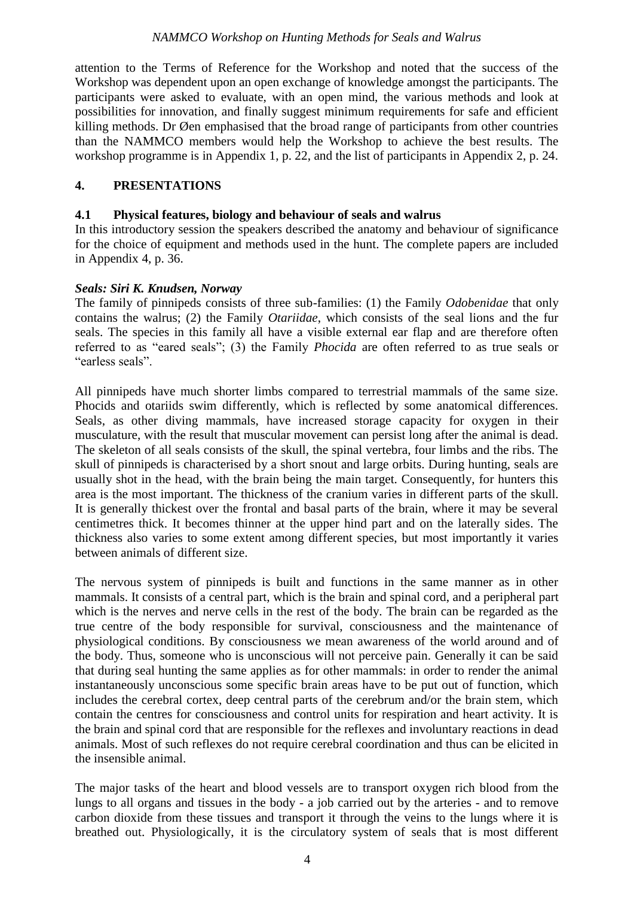attention to the Terms of Reference for the Workshop and noted that the success of the Workshop was dependent upon an open exchange of knowledge amongst the participants. The participants were asked to evaluate, with an open mind, the various methods and look at possibilities for innovation, and finally suggest minimum requirements for safe and efficient killing methods. Dr Øen emphasised that the broad range of participants from other countries than the NAMMCO members would help the Workshop to achieve the best results. The workshop programme is in Appendix 1, p. 22, and the list of participants in Appendix 2, p. 24.

## 4. PRESENTATIONS

### 4.1 Physical features, biology and behaviour of seals and walrus

In this introductory session the speakers described the anatomy and behaviour of significance for the choice of equipment and methods used in the hunt. The complete papers are included in Appendix 4, p. 36.

#### *Seals: Siri K. Knudsen, Norway*

The family of pinnipeds consists of three sub-families: (1) the Family *Odobenidae* that only contains the walrus; (2) the Family *Otariidae*, which consists of the seal lions and the fur seals. The species in this family all have a visible external ear flap and are therefore often referred to as "eared seals"; (3) the Family *Phocida* are often referred to as true seals or "earless seals".

All pinnipeds have much shorter limbs compared to terrestrial mammals of the same size. Phocids and otariids swim differently, which is reflected by some anatomical differences. Seals, as other diving mammals, have increased storage capacity for oxygen in their musculature, with the result that muscular movement can persist long after the animal is dead. The skeleton of all seals consists of the skull, the spinal vertebra, four limbs and the ribs. The skull of pinnipeds is characterised by a short snout and large orbits. During hunting, seals are usually shot in the head, with the brain being the main target. Consequently, for hunters this area is the most important. The thickness of the cranium varies in different parts of the skull. It is generally thickest over the frontal and basal parts of the brain, where it may be several centimetres thick. It becomes thinner at the upper hind part and on the laterally sides. The thickness also varies to some extent among different species, but most importantly it varies between animals of different size.

The nervous system of pinnipeds is built and functions in the same manner as in other mammals. It consists of a central part, which is the brain and spinal cord, and a peripheral part which is the nerves and nerve cells in the rest of the body. The brain can be regarded as the true centre of the body responsible for survival, consciousness and the maintenance of physiological conditions. By consciousness we mean awareness of the world around and of the body. Thus, someone who is unconscious will not perceive pain. Generally it can be said that during seal hunting the same applies as for other mammals: in order to render the animal instantaneously unconscious some specific brain areas have to be put out of function, which includes the cerebral cortex, deep central parts of the cerebrum and/or the brain stem, which contain the centres for consciousness and control units for respiration and heart activity. It is the brain and spinal cord that are responsible for the reflexes and involuntary reactions in dead animals. Most of such reflexes do not require cerebral coordination and thus can be elicited in the insensible animal.

The major tasks of the heart and blood vessels are to transport oxygen rich blood from the lungs to all organs and tissues in the body - a job carried out by the arteries - and to remove carbon dioxide from these tissues and transport it through the veins to the lungs where it is breathed out. Physiologically, it is the circulatory system of seals that is most different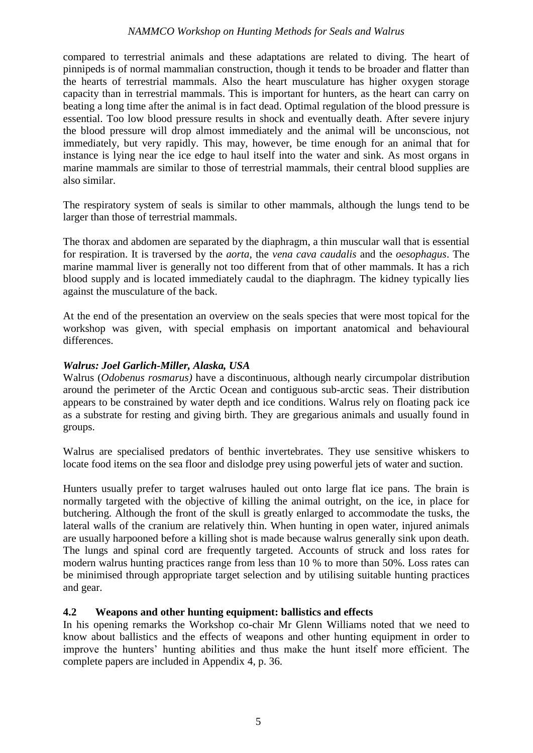compared to terrestrial animals and these adaptations are related to diving. The heart of pinnipeds is of normal mammalian construction, though it tends to be broader and flatter than the hearts of terrestrial mammals. Also the heart musculature has higher oxygen storage capacity than in terrestrial mammals. This is important for hunters, as the heart can carry on beating a long time after the animal is in fact dead. Optimal regulation of the blood pressure is essential. Too low blood pressure results in shock and eventually death. After severe injury the blood pressure will drop almost immediately and the animal will be unconscious, not immediately, but very rapidly. This may, however, be time enough for an animal that for instance is lying near the ice edge to haul itself into the water and sink. As most organs in marine mammals are similar to those of terrestrial mammals, their central blood supplies are also similar.

The respiratory system of seals is similar to other mammals, although the lungs tend to be larger than those of terrestrial mammals.

The thorax and abdomen are separated by the diaphragm, a thin muscular wall that is essential for respiration. It is traversed by the *aorta*, the *vena cava caudalis* and the *oesophagus*. The marine mammal liver is generally not too different from that of other mammals. It has a rich blood supply and is located immediately caudal to the diaphragm. The kidney typically lies against the musculature of the back.

At the end of the presentation an overview on the seals species that were most topical for the workshop was given, with special emphasis on important anatomical and behavioural differences.

***Walrus: Joel Garlich-Miller, Alaska, USA***

Walrus (*Odobenus rosmarus)* have a discontinuous, although nearly circumpolar distribution around the perimeter of the Arctic Ocean and contiguous sub-arctic seas. Their distribution appears to be constrained by water depth and ice conditions. Walrus rely on floating pack ice as a substrate for resting and giving birth. They are gregarious animals and usually found in groups.

Walrus are specialised predators of benthic invertebrates. They use sensitive whiskers to locate food items on the sea floor and dislodge prey using powerful jets of water and suction.

Hunters usually prefer to target walruses hauled out onto large flat ice pans. The brain is normally targeted with the objective of killing the animal outright, on the ice, in place for butchering. Although the front of the skull is greatly enlarged to accommodate the tusks, the lateral walls of the cranium are relatively thin. When hunting in open water, injured animals are usually harpooned before a killing shot is made because walrus generally sink upon death. The lungs and spinal cord are frequently targeted. Accounts of struck and loss rates for modern walrus hunting practices range from less than 10 % to more than 50%. Loss rates can be minimised through appropriate target selection and by utilising suitable hunting practices and gear.

### 4.2 Weapons and other hunting equipment: ballistics and effects

In his opening remarks the Workshop co-chair Mr Glenn Williams noted that we need to know about ballistics and the effects of weapons and other hunting equipment in order to improve the hunters' hunting abilities and thus make the hunt itself more efficient. The complete papers are included in Appendix 4, p. 36.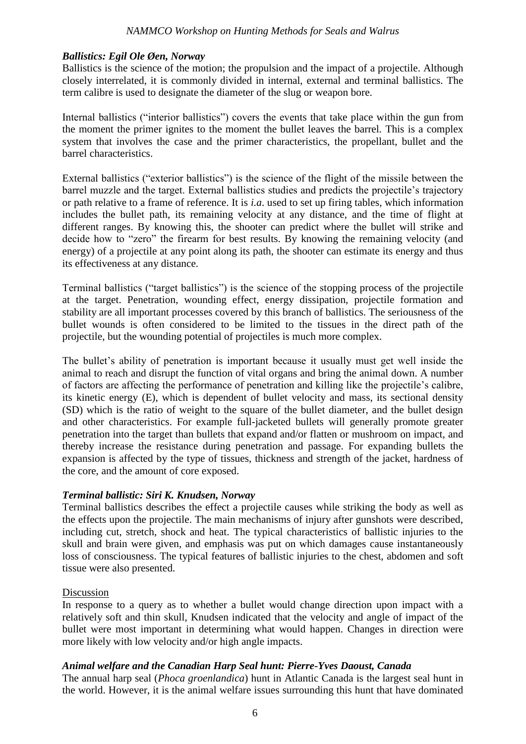### *Ballistics: Egil Ole Øen, Norway*

Ballistics is the science of the motion; the propulsion and the impact of a projectile. Although closely interrelated, it is commonly divided in internal, external and terminal ballistics. The term calibre is used to designate the diameter of the slug or weapon bore.

Internal ballistics ("interior ballistics") covers the events that take place within the gun from the moment the primer ignites to the moment the bullet leaves the barrel. This is a complex system that involves the case and the primer characteristics, the propellant, bullet and the barrel characteristics.

External ballistics ("exterior ballistics") is the science of the flight of the missile between the barrel muzzle and the target. External ballistics studies and predicts the projectile's trajectory or path relative to a frame of reference. It is *i.a*. used to set up firing tables, which information includes the bullet path, its remaining velocity at any distance, and the time of flight at different ranges. By knowing this, the shooter can predict where the bullet will strike and decide how to "zero" the firearm for best results. By knowing the remaining velocity (and energy) of a projectile at any point along its path, the shooter can estimate its energy and thus its effectiveness at any distance.

Terminal ballistics ("target ballistics") is the science of the stopping process of the projectile at the target. Penetration, wounding effect, energy dissipation, projectile formation and stability are all important processes covered by this branch of ballistics. The seriousness of the bullet wounds is often considered to be limited to the tissues in the direct path of the projectile, but the wounding potential of projectiles is much more complex.

The bullet's ability of penetration is important because it usually must get well inside the animal to reach and disrupt the function of vital organs and bring the animal down. A number of factors are affecting the performance of penetration and killing like the projectile's calibre, its kinetic energy (E), which is dependent of bullet velocity and mass, its sectional density (SD) which is the ratio of weight to the square of the bullet diameter, and the bullet design and other characteristics. For example full-jacketed bullets will generally promote greater penetration into the target than bullets that expand and/or flatten or mushroom on impact, and thereby increase the resistance during penetration and passage. For expanding bullets the expansion is affected by the type of tissues, thickness and strength of the jacket, hardness of the core, and the amount of core exposed.

### *Terminal ballistic: Siri K. Knudsen, Norway*

Terminal ballistics describes the effect a projectile causes while striking the body as well as the effects upon the projectile. The main mechanisms of injury after gunshots were described, including cut, stretch, shock and heat. The typical characteristics of ballistic injuries to the skull and brain were given, and emphasis was put on which damages cause instantaneously loss of consciousness. The typical features of ballistic injuries to the chest, abdomen and soft tissue were also presented.

Discussion

In response to a query as to whether a bullet would change direction upon impact with a relatively soft and thin skull, Knudsen indicated that the velocity and angle of impact of the bullet were most important in determining what would happen. Changes in direction were more likely with low velocity and/or high angle impacts.

### *Animal welfare and the Canadian Harp Seal hunt: Pierre-Yves Daoust, Canada*

The annual harp seal (*Phoca groenlandica*) hunt in Atlantic Canada is the largest seal hunt in the world. However, it is the animal welfare issues surrounding this hunt that have dominated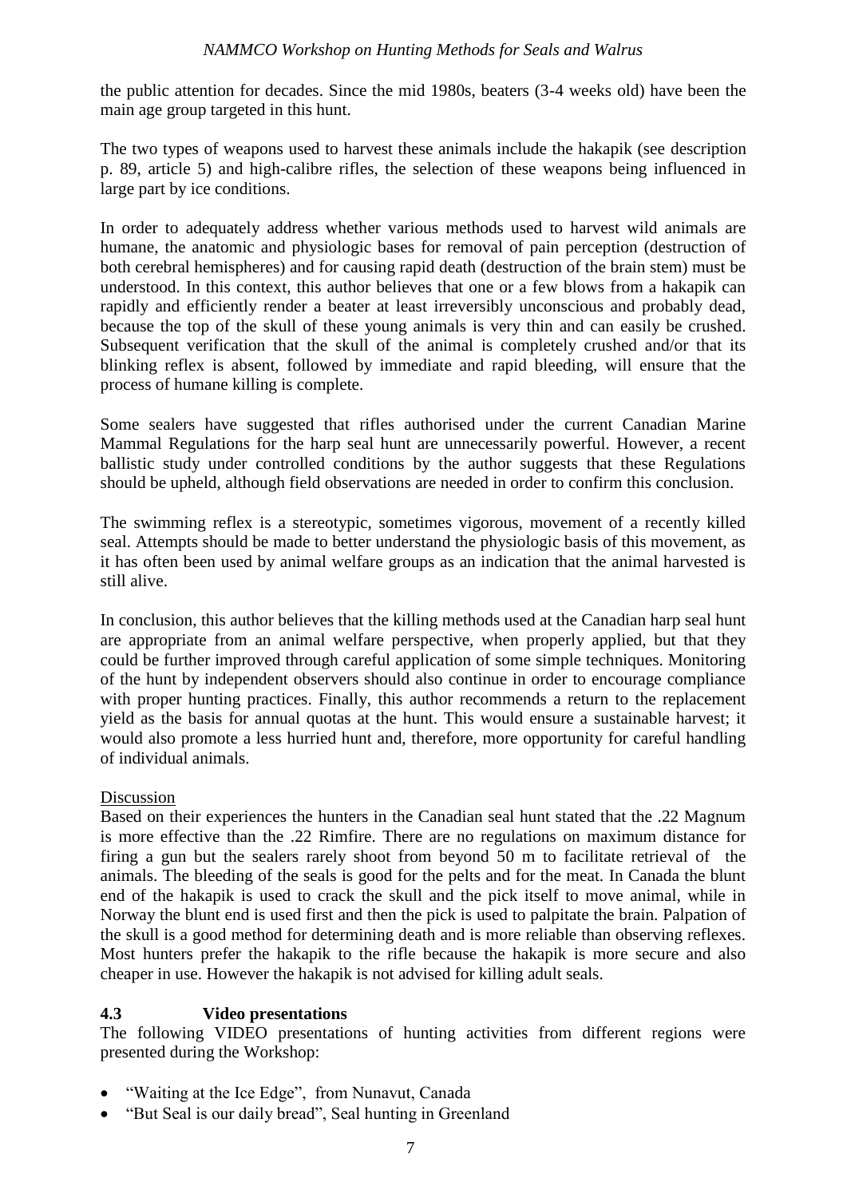the public attention for decades. Since the mid 1980s, beaters (3-4 weeks old) have been the main age group targeted in this hunt.

The two types of weapons used to harvest these animals include the hakapik (see description p. 89, article 5) and high-calibre rifles, the selection of these weapons being influenced in large part by ice conditions.

In order to adequately address whether various methods used to harvest wild animals are humane, the anatomic and physiologic bases for removal of pain perception (destruction of both cerebral hemispheres) and for causing rapid death (destruction of the brain stem) must be understood. In this context, this author believes that one or a few blows from a hakapik can rapidly and efficiently render a beater at least irreversibly unconscious and probably dead, because the top of the skull of these young animals is very thin and can easily be crushed. Subsequent verification that the skull of the animal is completely crushed and/or that its blinking reflex is absent, followed by immediate and rapid bleeding, will ensure that the process of humane killing is complete.

Some sealers have suggested that rifles authorised under the current Canadian Marine Mammal Regulations for the harp seal hunt are unnecessarily powerful. However, a recent ballistic study under controlled conditions by the author suggests that these Regulations should be upheld, although field observations are needed in order to confirm this conclusion.

The swimming reflex is a stereotypic, sometimes vigorous, movement of a recently killed seal. Attempts should be made to better understand the physiologic basis of this movement, as it has often been used by animal welfare groups as an indication that the animal harvested is still alive.

In conclusion, this author believes that the killing methods used at the Canadian harp seal hunt are appropriate from an animal welfare perspective, when properly applied, but that they could be further improved through careful application of some simple techniques. Monitoring of the hunt by independent observers should also continue in order to encourage compliance with proper hunting practices. Finally, this author recommends a return to the replacement yield as the basis for annual quotas at the hunt. This would ensure a sustainable harvest; it would also promote a less hurried hunt and, therefore, more opportunity for careful handling of individual animals.

Discussion

Based on their experiences the hunters in the Canadian seal hunt stated that the .22 Magnum is more effective than the .22 Rimfire. There are no regulations on maximum distance for firing a gun but the sealers rarely shoot from beyond 50 m to facilitate retrieval of the animals. The bleeding of the seals is good for the pelts and for the meat. In Canada the blunt end of the hakapik is used to crack the skull and the pick itself to move animal, while in Norway the blunt end is used first and then the pick is used to palpitate the brain. Palpation of the skull is a good method for determining death and is more reliable than observing reflexes. Most hunters prefer the hakapik to the rifle because the hakapik is more secure and also cheaper in use. However the hakapik is not advised for killing adult seals.

### 4.3 Video presentations

The following VIDEO presentations of hunting activities from different regions were presented during the Workshop:

- "Waiting at the Ice Edge", from Nunavut, Canada
- "But Seal is our daily bread", Seal hunting in Greenland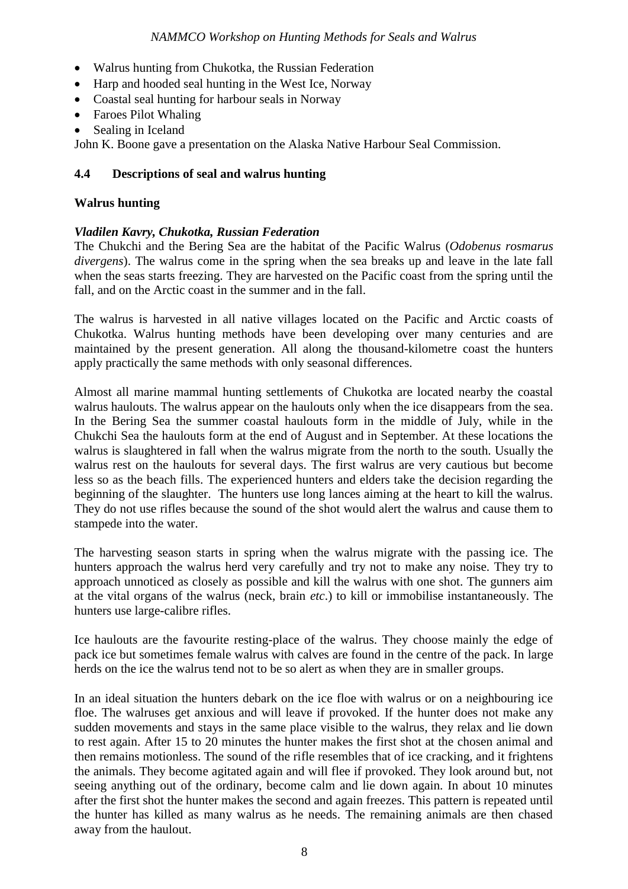- Walrus hunting from Chukotka, the Russian Federation
- Harp and hooded seal hunting in the West Ice, Norway
- Coastal seal hunting for harbour seals in Norway
- Faroes Pilot Whaling
- Sealing in Iceland

John K. Boone gave a presentation on the Alaska Native Harbour Seal Commission.

## 4.4 Descriptions of seal and walrus hunting

### Walrus hunting

#### *Vladilen Kavry, Chukotka, Russian Federation*

The Chukchi and the Bering Sea are the habitat of the Pacific Walrus (*Odobenus rosmarus divergens*). The walrus come in the spring when the sea breaks up and leave in the late fall when the seas starts freezing. They are harvested on the Pacific coast from the spring until the fall, and on the Arctic coast in the summer and in the fall.

The walrus is harvested in all native villages located on the Pacific and Arctic coasts of Chukotka. Walrus hunting methods have been developing over many centuries and are maintained by the present generation. All along the thousand-kilometre coast the hunters apply practically the same methods with only seasonal differences.

Almost all marine mammal hunting settlements of Chukotka are located nearby the coastal walrus haulouts. The walrus appear on the haulouts only when the ice disappears from the sea. In the Bering Sea the summer coastal haulouts form in the middle of July, while in the Chukchi Sea the haulouts form at the end of August and in September. At these locations the walrus is slaughtered in fall when the walrus migrate from the north to the south. Usually the walrus rest on the haulouts for several days. The first walrus are very cautious but become less so as the beach fills. The experienced hunters and elders take the decision regarding the beginning of the slaughter. The hunters use long lances aiming at the heart to kill the walrus. They do not use rifles because the sound of the shot would alert the walrus and cause them to stampede into the water.

The harvesting season starts in spring when the walrus migrate with the passing ice. The hunters approach the walrus herd very carefully and try not to make any noise. They try to approach unnoticed as closely as possible and kill the walrus with one shot. The gunners aim at the vital organs of the walrus (neck, brain *etc*.) to kill or immobilise instantaneously. The hunters use large-calibre rifles.

Ice haulouts are the favourite resting-place of the walrus. They choose mainly the edge of pack ice but sometimes female walrus with calves are found in the centre of the pack. In large herds on the ice the walrus tend not to be so alert as when they are in smaller groups.

In an ideal situation the hunters debark on the ice floe with walrus or on a neighbouring ice floe. The walruses get anxious and will leave if provoked. If the hunter does not make any sudden movements and stays in the same place visible to the walrus, they relax and lie down to rest again. After 15 to 20 minutes the hunter makes the first shot at the chosen animal and then remains motionless. The sound of the rifle resembles that of ice cracking, and it frightens the animals. They become agitated again and will flee if provoked. They look around but, not seeing anything out of the ordinary, become calm and lie down again. In about 10 minutes after the first shot the hunter makes the second and again freezes. This pattern is repeated until the hunter has killed as many walrus as he needs. The remaining animals are then chased away from the haulout.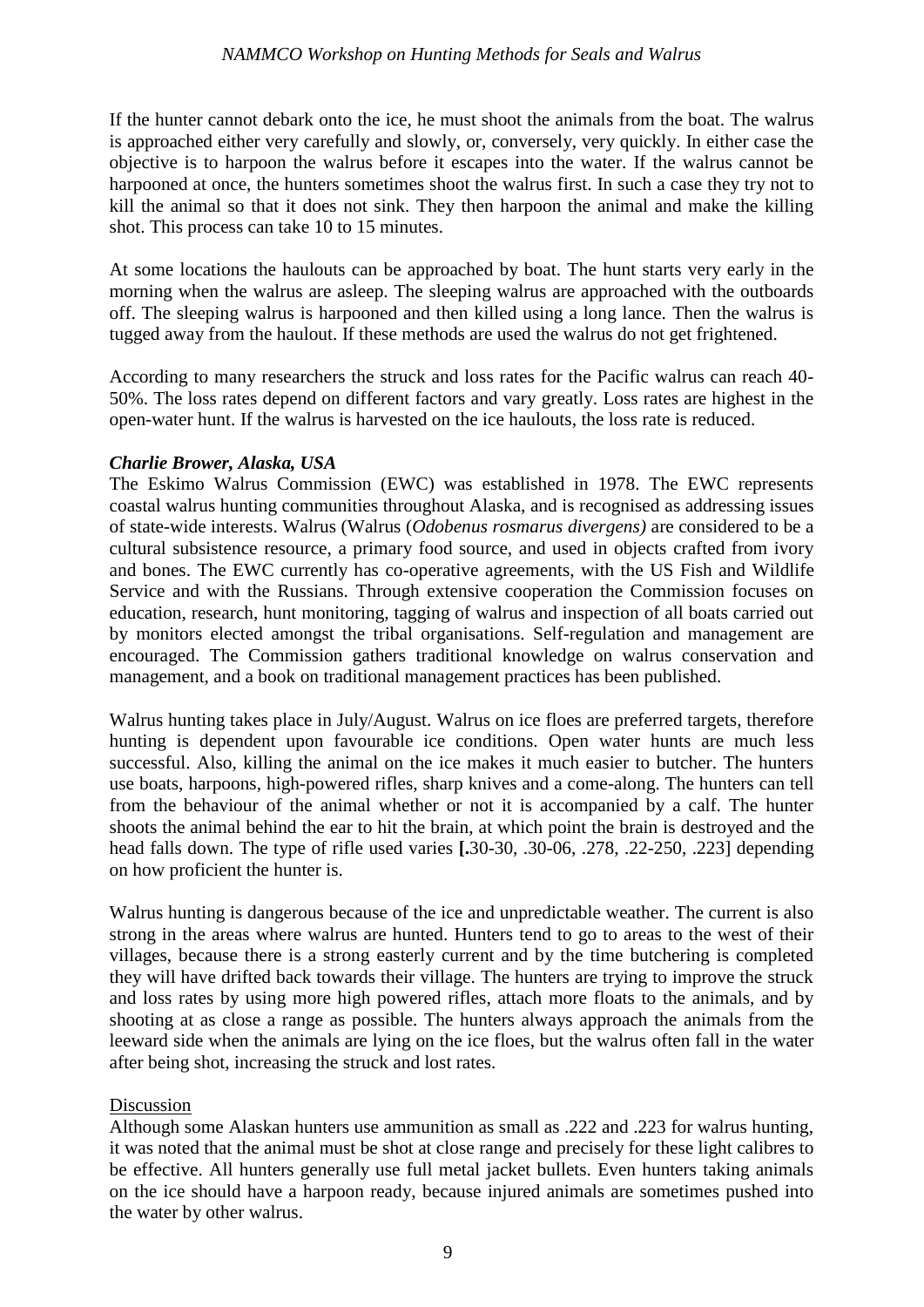If the hunter cannot debark onto the ice, he must shoot the animals from the boat. The walrus is approached either very carefully and slowly, or, conversely, very quickly. In either case the objective is to harpoon the walrus before it escapes into the water. If the walrus cannot be harpooned at once, the hunters sometimes shoot the walrus first. In such a case they try not to kill the animal so that it does not sink. They then harpoon the animal and make the killing shot. This process can take 10 to 15 minutes.

At some locations the haulouts can be approached by boat. The hunt starts very early in the morning when the walrus are asleep. The sleeping walrus are approached with the outboards off. The sleeping walrus is harpooned and then killed using a long lance. Then the walrus is tugged away from the haulout. If these methods are used the walrus do not get frightened.

According to many researchers the struck and loss rates for the Pacific walrus can reach 40-50%. The loss rates depend on different factors and vary greatly. Loss rates are highest in the open-water hunt. If the walrus is harvested on the ice haulouts, the loss rate is reduced.

### *Charlie Brower, Alaska, USA*

The Eskimo Walrus Commission (EWC) was established in 1978. The EWC represents coastal walrus hunting communities throughout Alaska, and is recognised as addressing issues of state-wide interests. Walrus (Walrus (*Odobenus rosmarus divergens)* are considered to be a cultural subsistence resource, a primary food source, and used in objects crafted from ivory and bones. The EWC currently has co-operative agreements, with the US Fish and Wildlife Service and with the Russians. Through extensive cooperation the Commission focuses on education, research, hunt monitoring, tagging of walrus and inspection of all boats carried out by monitors elected amongst the tribal organisations. Self-regulation and management are encouraged. The Commission gathers traditional knowledge on walrus conservation and management, and a book on traditional management practices has been published.

Walrus hunting takes place in July/August. Walrus on ice floes are preferred targets, therefore hunting is dependent upon favourable ice conditions. Open water hunts are much less successful. Also, killing the animal on the ice makes it much easier to butcher. The hunters use boats, harpoons, high-powered rifles, sharp knives and a come-along. The hunters can tell from the behaviour of the animal whether or not it is accompanied by a calf. The hunter shoots the animal behind the ear to hit the brain, at which point the brain is destroyed and the head falls down. The type of rifle used varies **[.**30-30, .30-06, .278, .22-250, .223] depending on how proficient the hunter is.

Walrus hunting is dangerous because of the ice and unpredictable weather. The current is also strong in the areas where walrus are hunted. Hunters tend to go to areas to the west of their villages, because there is a strong easterly current and by the time butchering is completed they will have drifted back towards their village. The hunters are trying to improve the struck and loss rates by using more high powered rifles, attach more floats to the animals, and by shooting at as close a range as possible. The hunters always approach the animals from the leeward side when the animals are lying on the ice floes, but the walrus often fall in the water after being shot, increasing the struck and lost rates.

#### Discussion

Although some Alaskan hunters use ammunition as small as .222 and .223 for walrus hunting, it was noted that the animal must be shot at close range and precisely for these light calibres to be effective. All hunters generally use full metal jacket bullets. Even hunters taking animals on the ice should have a harpoon ready, because injured animals are sometimes pushed into the water by other walrus.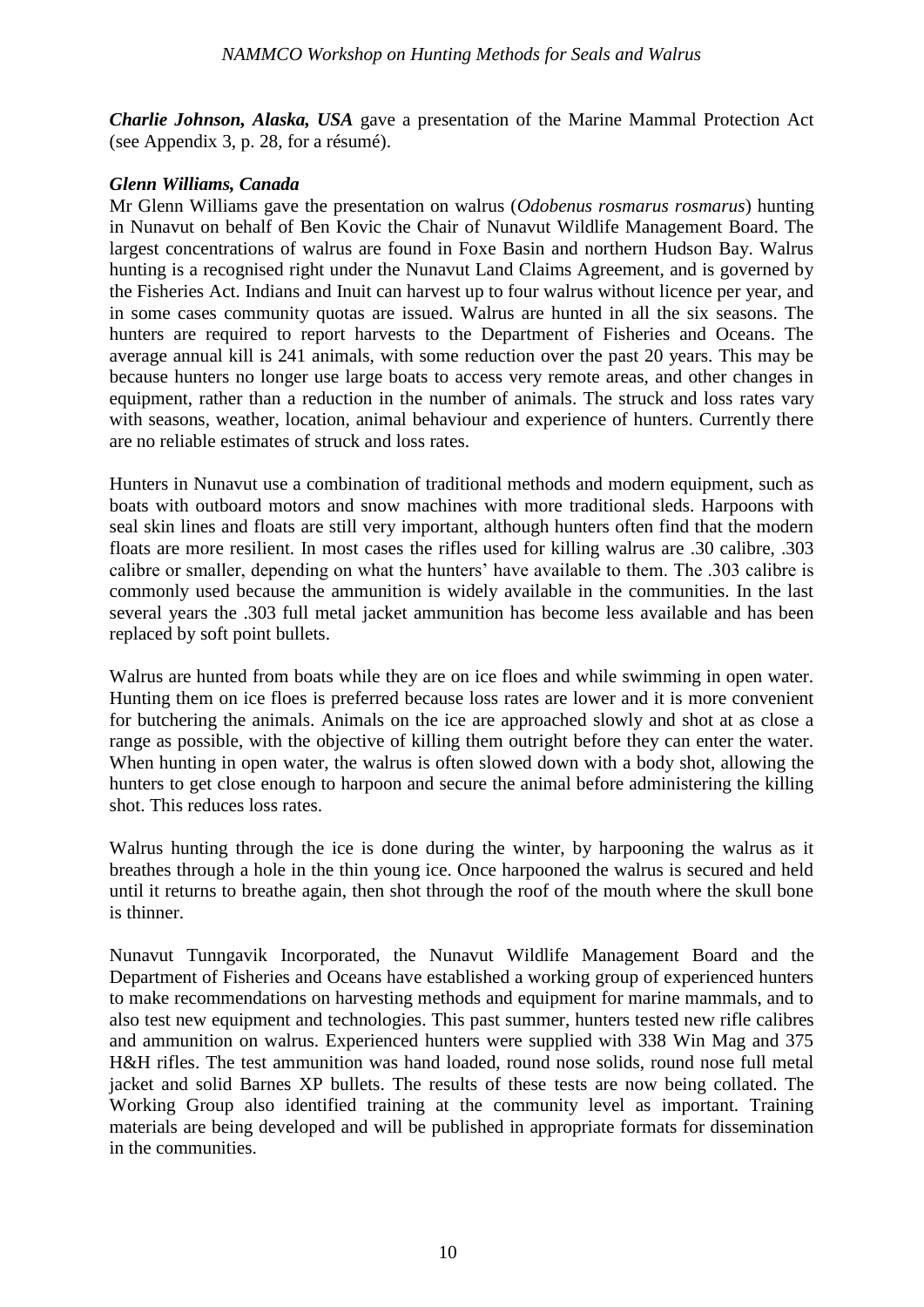***Charlie Johnson, Alaska, USA*** gave a presentation of the Marine Mammal Protection Act (see Appendix 3, p. 28, for a résumé).

***Glenn Williams, Canada***

Mr Glenn Williams gave the presentation on walrus (*Odobenus rosmarus rosmarus*) hunting in Nunavut on behalf of Ben Kovic the Chair of Nunavut Wildlife Management Board. The largest concentrations of walrus are found in Foxe Basin and northern Hudson Bay. Walrus hunting is a recognised right under the Nunavut Land Claims Agreement, and is governed by the Fisheries Act. Indians and Inuit can harvest up to four walrus without licence per year, and in some cases community quotas are issued. Walrus are hunted in all the six seasons. The hunters are required to report harvests to the Department of Fisheries and Oceans. The average annual kill is 241 animals, with some reduction over the past 20 years. This may be because hunters no longer use large boats to access very remote areas, and other changes in equipment, rather than a reduction in the number of animals. The struck and loss rates vary with seasons, weather, location, animal behaviour and experience of hunters. Currently there are no reliable estimates of struck and loss rates.

Hunters in Nunavut use a combination of traditional methods and modern equipment, such as boats with outboard motors and snow machines with more traditional sleds. Harpoons with seal skin lines and floats are still very important, although hunters often find that the modern floats are more resilient. In most cases the rifles used for killing walrus are .30 calibre, .303 calibre or smaller, depending on what the hunters' have available to them. The .303 calibre is commonly used because the ammunition is widely available in the communities. In the last several years the .303 full metal jacket ammunition has become less available and has been replaced by soft point bullets.

Walrus are hunted from boats while they are on ice floes and while swimming in open water. Hunting them on ice floes is preferred because loss rates are lower and it is more convenient for butchering the animals. Animals on the ice are approached slowly and shot at as close a range as possible, with the objective of killing them outright before they can enter the water. When hunting in open water, the walrus is often slowed down with a body shot, allowing the hunters to get close enough to harpoon and secure the animal before administering the killing shot. This reduces loss rates.

Walrus hunting through the ice is done during the winter, by harpooning the walrus as it breathes through a hole in the thin young ice. Once harpooned the walrus is secured and held until it returns to breathe again, then shot through the roof of the mouth where the skull bone is thinner.

Nunavut Tunngavik Incorporated, the Nunavut Wildlife Management Board and the Department of Fisheries and Oceans have established a working group of experienced hunters to make recommendations on harvesting methods and equipment for marine mammals, and to also test new equipment and technologies. This past summer, hunters tested new rifle calibres and ammunition on walrus. Experienced hunters were supplied with 338 Win Mag and 375 H&H rifles. The test ammunition was hand loaded, round nose solids, round nose full metal jacket and solid Barnes XP bullets. The results of these tests are now being collated. The Working Group also identified training at the community level as important. Training materials are being developed and will be published in appropriate formats for dissemination in the communities.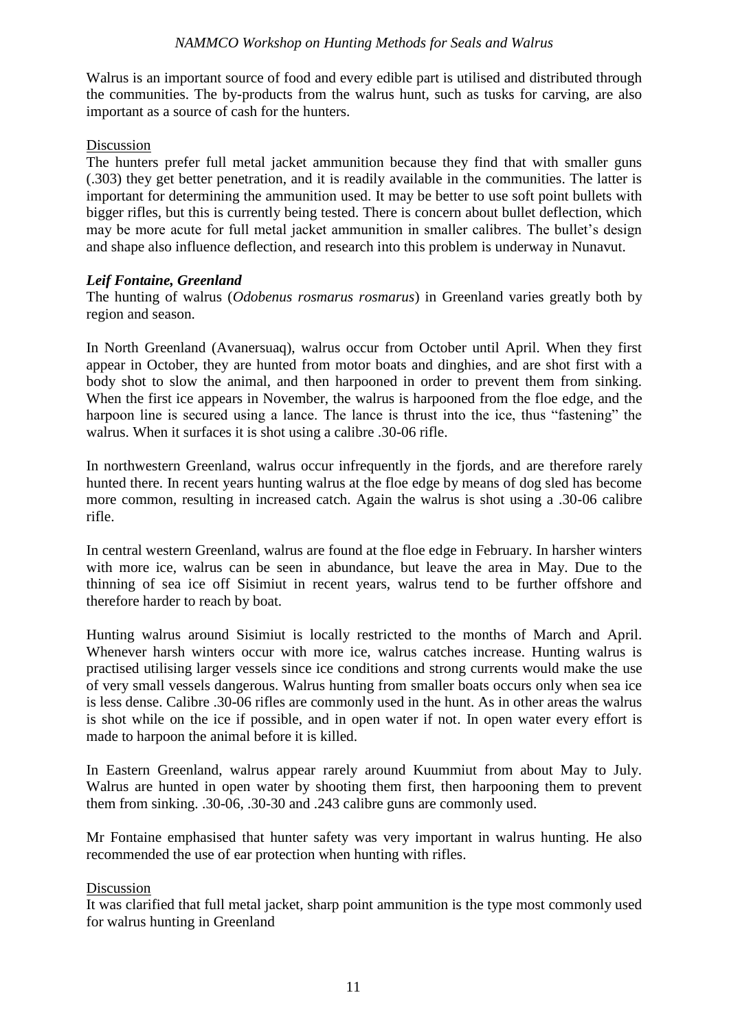Walrus is an important source of food and every edible part is utilised and distributed through the communities. The by-products from the walrus hunt, such as tusks for carving, are also important as a source of cash for the hunters.

Discussion

The hunters prefer full metal jacket ammunition because they find that with smaller guns (.303) they get better penetration, and it is readily available in the communities. The latter is important for determining the ammunition used. It may be better to use soft point bullets with bigger rifles, but this is currently being tested. There is concern about bullet deflection, which may be more acute for full metal jacket ammunition in smaller calibres. The bullet's design and shape also influence deflection, and research into this problem is underway in Nunavut.

### *Leif Fontaine, Greenland*

The hunting of walrus (*Odobenus rosmarus rosmarus*) in Greenland varies greatly both by region and season.

In North Greenland (Avanersuaq), walrus occur from October until April. When they first appear in October, they are hunted from motor boats and dinghies, and are shot first with a body shot to slow the animal, and then harpooned in order to prevent them from sinking. When the first ice appears in November, the walrus is harpooned from the floe edge, and the harpoon line is secured using a lance. The lance is thrust into the ice, thus "fastening" the walrus. When it surfaces it is shot using a calibre .30-06 rifle.

In northwestern Greenland, walrus occur infrequently in the fjords, and are therefore rarely hunted there. In recent years hunting walrus at the floe edge by means of dog sled has become more common, resulting in increased catch. Again the walrus is shot using a .30-06 calibre rifle.

In central western Greenland, walrus are found at the floe edge in February. In harsher winters with more ice, walrus can be seen in abundance, but leave the area in May. Due to the thinning of sea ice off Sisimiut in recent years, walrus tend to be further offshore and therefore harder to reach by boat.

Hunting walrus around Sisimiut is locally restricted to the months of March and April. Whenever harsh winters occur with more ice, walrus catches increase. Hunting walrus is practised utilising larger vessels since ice conditions and strong currents would make the use of very small vessels dangerous. Walrus hunting from smaller boats occurs only when sea ice is less dense. Calibre .30-06 rifles are commonly used in the hunt. As in other areas the walrus is shot while on the ice if possible, and in open water if not. In open water every effort is made to harpoon the animal before it is killed.

In Eastern Greenland, walrus appear rarely around Kuummiut from about May to July. Walrus are hunted in open water by shooting them first, then harpooning them to prevent them from sinking. .30-06, .30-30 and .243 calibre guns are commonly used.

Mr Fontaine emphasised that hunter safety was very important in walrus hunting. He also recommended the use of ear protection when hunting with rifles.

Discussion

It was clarified that full metal jacket, sharp point ammunition is the type most commonly used for walrus hunting in Greenland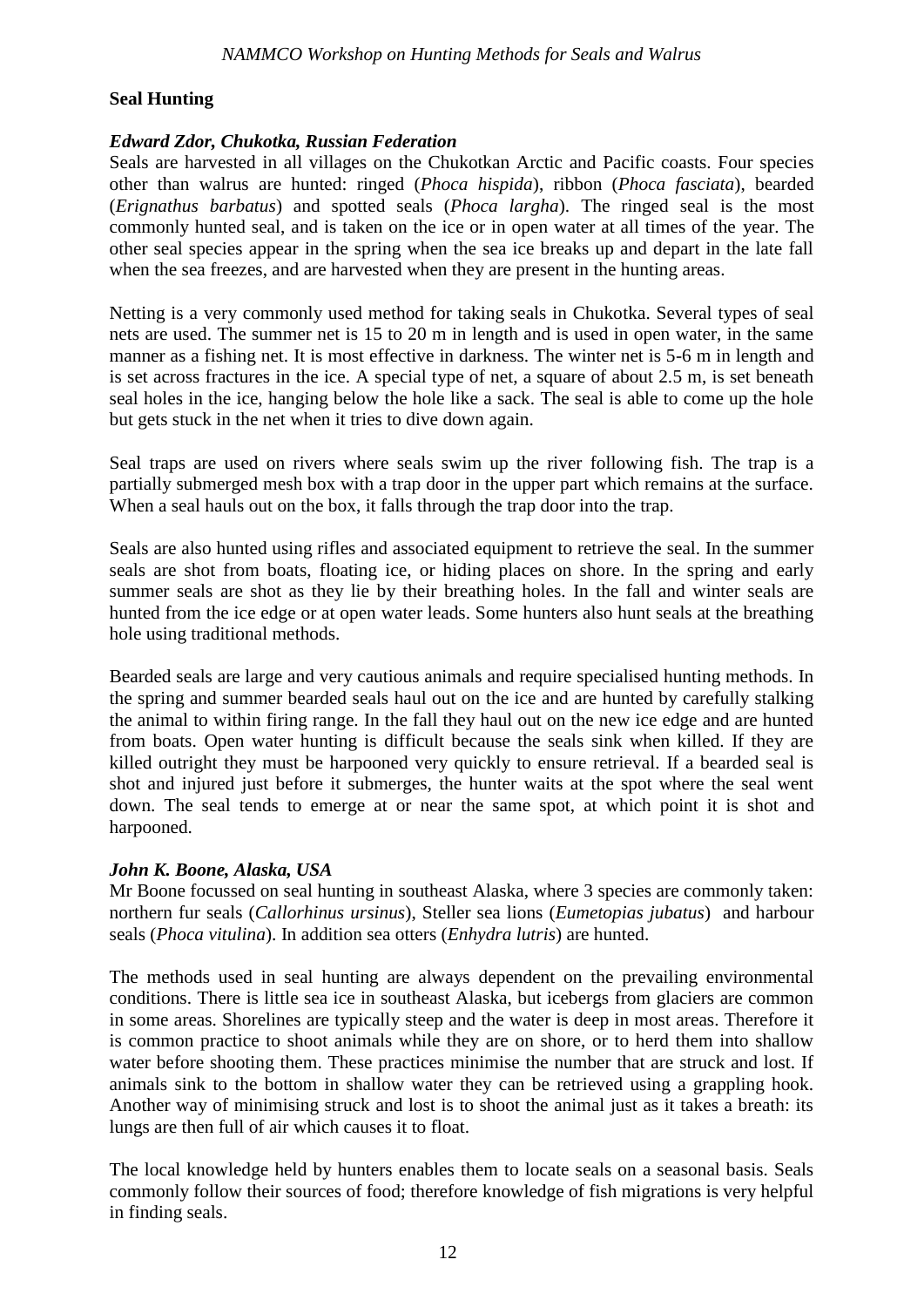## Seal Hunting

### *Edward Zdor, Chukotka, Russian Federation*

Seals are harvested in all villages on the Chukotkan Arctic and Pacific coasts. Four species other than walrus are hunted: ringed (*Phoca hispida*), ribbon (*Phoca fasciata*), bearded (*Erignathus barbatus*) and spotted seals (*Phoca largha*). The ringed seal is the most commonly hunted seal, and is taken on the ice or in open water at all times of the year. The other seal species appear in the spring when the sea ice breaks up and depart in the late fall when the sea freezes, and are harvested when they are present in the hunting areas.

Netting is a very commonly used method for taking seals in Chukotka. Several types of seal nets are used. The summer net is 15 to 20 m in length and is used in open water, in the same manner as a fishing net. It is most effective in darkness. The winter net is 5-6 m in length and is set across fractures in the ice. A special type of net, a square of about 2.5 m, is set beneath seal holes in the ice, hanging below the hole like a sack. The seal is able to come up the hole but gets stuck in the net when it tries to dive down again.

Seal traps are used on rivers where seals swim up the river following fish. The trap is a partially submerged mesh box with a trap door in the upper part which remains at the surface. When a seal hauls out on the box, it falls through the trap door into the trap.

Seals are also hunted using rifles and associated equipment to retrieve the seal. In the summer seals are shot from boats, floating ice, or hiding places on shore. In the spring and early summer seals are shot as they lie by their breathing holes. In the fall and winter seals are hunted from the ice edge or at open water leads. Some hunters also hunt seals at the breathing hole using traditional methods.

Bearded seals are large and very cautious animals and require specialised hunting methods. In the spring and summer bearded seals haul out on the ice and are hunted by carefully stalking the animal to within firing range. In the fall they haul out on the new ice edge and are hunted from boats. Open water hunting is difficult because the seals sink when killed. If they are killed outright they must be harpooned very quickly to ensure retrieval. If a bearded seal is shot and injured just before it submerges, the hunter waits at the spot where the seal went down. The seal tends to emerge at or near the same spot, at which point it is shot and harpooned.

### *John K. Boone, Alaska, USA*

Mr Boone focussed on seal hunting in southeast Alaska, where 3 species are commonly taken: northern fur seals (*Callorhinus ursinus*), Steller sea lions (*Eumetopias jubatus*) and harbour seals (*Phoca vitulina*). In addition sea otters (*Enhydra lutris*) are hunted.

The methods used in seal hunting are always dependent on the prevailing environmental conditions. There is little sea ice in southeast Alaska, but icebergs from glaciers are common in some areas. Shorelines are typically steep and the water is deep in most areas. Therefore it is common practice to shoot animals while they are on shore, or to herd them into shallow water before shooting them. These practices minimise the number that are struck and lost. If animals sink to the bottom in shallow water they can be retrieved using a grappling hook. Another way of minimising struck and lost is to shoot the animal just as it takes a breath: its lungs are then full of air which causes it to float.

The local knowledge held by hunters enables them to locate seals on a seasonal basis. Seals commonly follow their sources of food; therefore knowledge of fish migrations is very helpful in finding seals.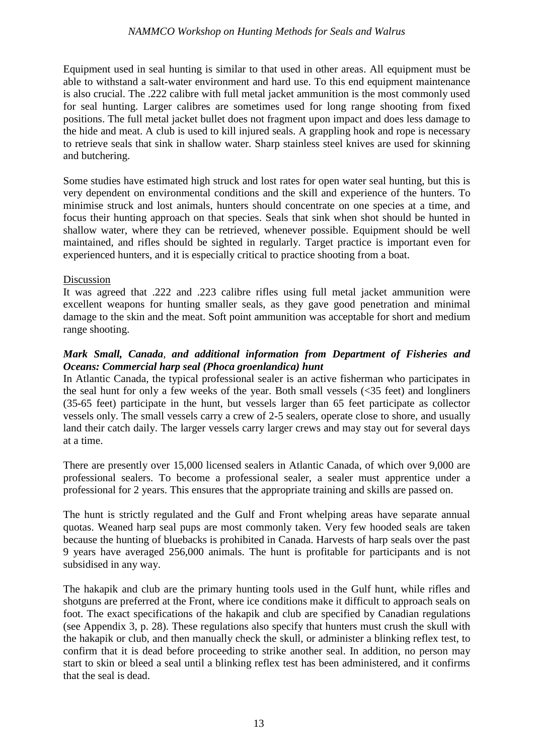Equipment used in seal hunting is similar to that used in other areas. All equipment must be able to withstand a salt-water environment and hard use. To this end equipment maintenance is also crucial. The .222 calibre with full metal jacket ammunition is the most commonly used for seal hunting. Larger calibres are sometimes used for long range shooting from fixed positions. The full metal jacket bullet does not fragment upon impact and does less damage to the hide and meat. A club is used to kill injured seals. A grappling hook and rope is necessary to retrieve seals that sink in shallow water. Sharp stainless steel knives are used for skinning and butchering.

Some studies have estimated high struck and lost rates for open water seal hunting, but this is very dependent on environmental conditions and the skill and experience of the hunters. To minimise struck and lost animals, hunters should concentrate on one species at a time, and focus their hunting approach on that species. Seals that sink when shot should be hunted in shallow water, where they can be retrieved, whenever possible. Equipment should be well maintained, and rifles should be sighted in regularly. Target practice is important even for experienced hunters, and it is especially critical to practice shooting from a boat.

Discussion

It was agreed that .222 and .223 calibre rifles using full metal jacket ammunition were excellent weapons for hunting smaller seals, as they gave good penetration and minimal damage to the skin and the meat. Soft point ammunition was acceptable for short and medium range shooting.

***Mark Small, Canada, and additional information from Department of Fisheries and Oceans: Commercial harp seal (Phoca groenlandica) hunt***

In Atlantic Canada, the typical professional sealer is an active fisherman who participates in the seal hunt for only a few weeks of the year. Both small vessels (<35 feet) and longliners (35-65 feet) participate in the hunt, but vessels larger than 65 feet participate as collector vessels only. The small vessels carry a crew of 2-5 sealers, operate close to shore, and usually land their catch daily. The larger vessels carry larger crews and may stay out for several days at a time.

There are presently over 15,000 licensed sealers in Atlantic Canada, of which over 9,000 are professional sealers. To become a professional sealer, a sealer must apprentice under a professional for 2 years. This ensures that the appropriate training and skills are passed on.

The hunt is strictly regulated and the Gulf and Front whelping areas have separate annual quotas. Weaned harp seal pups are most commonly taken. Very few hooded seals are taken because the hunting of bluebacks is prohibited in Canada. Harvests of harp seals over the past 9 years have averaged 256,000 animals. The hunt is profitable for participants and is not subsidised in any way.

The hakapik and club are the primary hunting tools used in the Gulf hunt, while rifles and shotguns are preferred at the Front, where ice conditions make it difficult to approach seals on foot. The exact specifications of the hakapik and club are specified by Canadian regulations (see Appendix 3, p. 28). These regulations also specify that hunters must crush the skull with the hakapik or club, and then manually check the skull, or administer a blinking reflex test, to confirm that it is dead before proceeding to strike another seal. In addition, no person may start to skin or bleed a seal until a blinking reflex test has been administered, and it confirms that the seal is dead.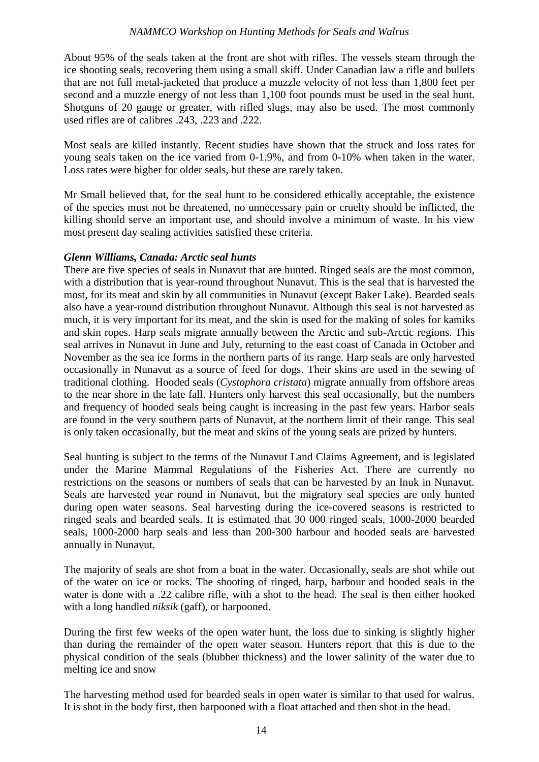About 95% of the seals taken at the front are shot with rifles. The vessels steam through the ice shooting seals, recovering them using a small skiff. Under Canadian law a rifle and bullets that are not full metal-jacketed that produce a muzzle velocity of not less than 1,800 feet per second and a muzzle energy of not less than 1,100 foot pounds must be used in the seal hunt. Shotguns of 20 gauge or greater, with rifled slugs, may also be used. The most commonly used rifles are of calibres .243, .223 and .222.

Most seals are killed instantly. Recent studies have shown that the struck and loss rates for young seals taken on the ice varied from 0-1.9%, and from 0-10% when taken in the water. Loss rates were higher for older seals, but these are rarely taken.

Mr Small believed that, for the seal hunt to be considered ethically acceptable, the existence of the species must not be threatened, no unnecessary pain or cruelty should be inflicted, the killing should serve an important use, and should involve a minimum of waste. In his view most present day sealing activities satisfied these criteria.

***Glenn Williams, Canada: Arctic seal hunts***

There are five species of seals in Nunavut that are hunted. Ringed seals are the most common, with a distribution that is year-round throughout Nunavut. This is the seal that is harvested the most, for its meat and skin by all communities in Nunavut (except Baker Lake). Bearded seals also have a year-round distribution throughout Nunavut. Although this seal is not harvested as much, it is very important for its meat, and the skin is used for the making of soles for kamiks and skin ropes. Harp seals migrate annually between the Arctic and sub-Arctic regions. This seal arrives in Nunavut in June and July, returning to the east coast of Canada in October and November as the sea ice forms in the northern parts of its range. Harp seals are only harvested occasionally in Nunavut as a source of feed for dogs. Their skins are used in the sewing of traditional clothing. Hooded seals (*Cystophora cristata*) migrate annually from offshore areas to the near shore in the late fall. Hunters only harvest this seal occasionally, but the numbers and frequency of hooded seals being caught is increasing in the past few years. Harbor seals are found in the very southern parts of Nunavut, at the northern limit of their range. This seal is only taken occasionally, but the meat and skins of the young seals are prized by hunters.

Seal hunting is subject to the terms of the Nunavut Land Claims Agreement, and is legislated under the Marine Mammal Regulations of the Fisheries Act. There are currently no restrictions on the seasons or numbers of seals that can be harvested by an Inuk in Nunavut. Seals are harvested year round in Nunavut, but the migratory seal species are only hunted during open water seasons. Seal harvesting during the ice-covered seasons is restricted to ringed seals and bearded seals. It is estimated that 30 000 ringed seals, 1000-2000 bearded seals, 1000-2000 harp seals and less than 200-300 harbour and hooded seals are harvested annually in Nunavut.

The majority of seals are shot from a boat in the water. Occasionally, seals are shot while out of the water on ice or rocks. The shooting of ringed, harp, harbour and hooded seals in the water is done with a .22 calibre rifle, with a shot to the head. The seal is then either hooked with a long handled *niksik* (gaff), or harpooned.

During the first few weeks of the open water hunt, the loss due to sinking is slightly higher than during the remainder of the open water season. Hunters report that this is due to the physical condition of the seals (blubber thickness) and the lower salinity of the water due to melting ice and snow

The harvesting method used for bearded seals in open water is similar to that used for walrus. It is shot in the body first, then harpooned with a float attached and then shot in the head.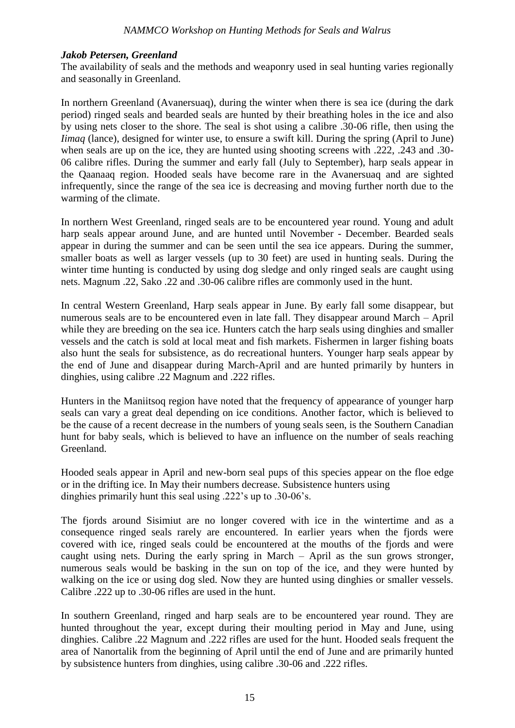***Jakob Petersen, Greenland***

The availability of seals and the methods and weaponry used in seal hunting varies regionally and seasonally in Greenland.

In northern Greenland (Avanersuaq), during the winter when there is sea ice (during the dark period) ringed seals and bearded seals are hunted by their breathing holes in the ice and also by using nets closer to the shore. The seal is shot using a calibre .30-06 rifle, then using the *Iimaq* (lance), designed for winter use, to ensure a swift kill. During the spring (April to June) when seals are up on the ice, they are hunted using shooting screens with .222, .243 and .30-06 calibre rifles. During the summer and early fall (July to September), harp seals appear in the Qaanaaq region. Hooded seals have become rare in the Avanersuaq and are sighted infrequently, since the range of the sea ice is decreasing and moving further north due to the warming of the climate.

In northern West Greenland, ringed seals are to be encountered year round. Young and adult harp seals appear around June, and are hunted until November - December. Bearded seals appear in during the summer and can be seen until the sea ice appears. During the summer, smaller boats as well as larger vessels (up to 30 feet) are used in hunting seals. During the winter time hunting is conducted by using dog sledge and only ringed seals are caught using nets. Magnum .22, Sako .22 and .30-06 calibre rifles are commonly used in the hunt.

In central Western Greenland, Harp seals appear in June. By early fall some disappear, but numerous seals are to be encountered even in late fall. They disappear around March – April while they are breeding on the sea ice. Hunters catch the harp seals using dinghies and smaller vessels and the catch is sold at local meat and fish markets. Fishermen in larger fishing boats also hunt the seals for subsistence, as do recreational hunters. Younger harp seals appear by the end of June and disappear during March-April and are hunted primarily by hunters in dinghies, using calibre .22 Magnum and .222 rifles.

Hunters in the Maniitsoq region have noted that the frequency of appearance of younger harp seals can vary a great deal depending on ice conditions. Another factor, which is believed to be the cause of a recent decrease in the numbers of young seals seen, is the Southern Canadian hunt for baby seals, which is believed to have an influence on the number of seals reaching Greenland.

Hooded seals appear in April and new-born seal pups of this species appear on the floe edge or in the drifting ice. In May their numbers decrease. Subsistence hunters using dinghies primarily hunt this seal using .222's up to .30-06's.

The fjords around Sisimiut are no longer covered with ice in the wintertime and as a consequence ringed seals rarely are encountered. In earlier years when the fjords were covered with ice, ringed seals could be encountered at the mouths of the fjords and were caught using nets. During the early spring in March – April as the sun grows stronger, numerous seals would be basking in the sun on top of the ice, and they were hunted by walking on the ice or using dog sled. Now they are hunted using dinghies or smaller vessels. Calibre .222 up to .30-06 rifles are used in the hunt.

In southern Greenland, ringed and harp seals are to be encountered year round. They are hunted throughout the year, except during their moulting period in May and June, using dinghies. Calibre .22 Magnum and .222 rifles are used for the hunt. Hooded seals frequent the area of Nanortalik from the beginning of April until the end of June and are primarily hunted by subsistence hunters from dinghies, using calibre .30-06 and .222 rifles.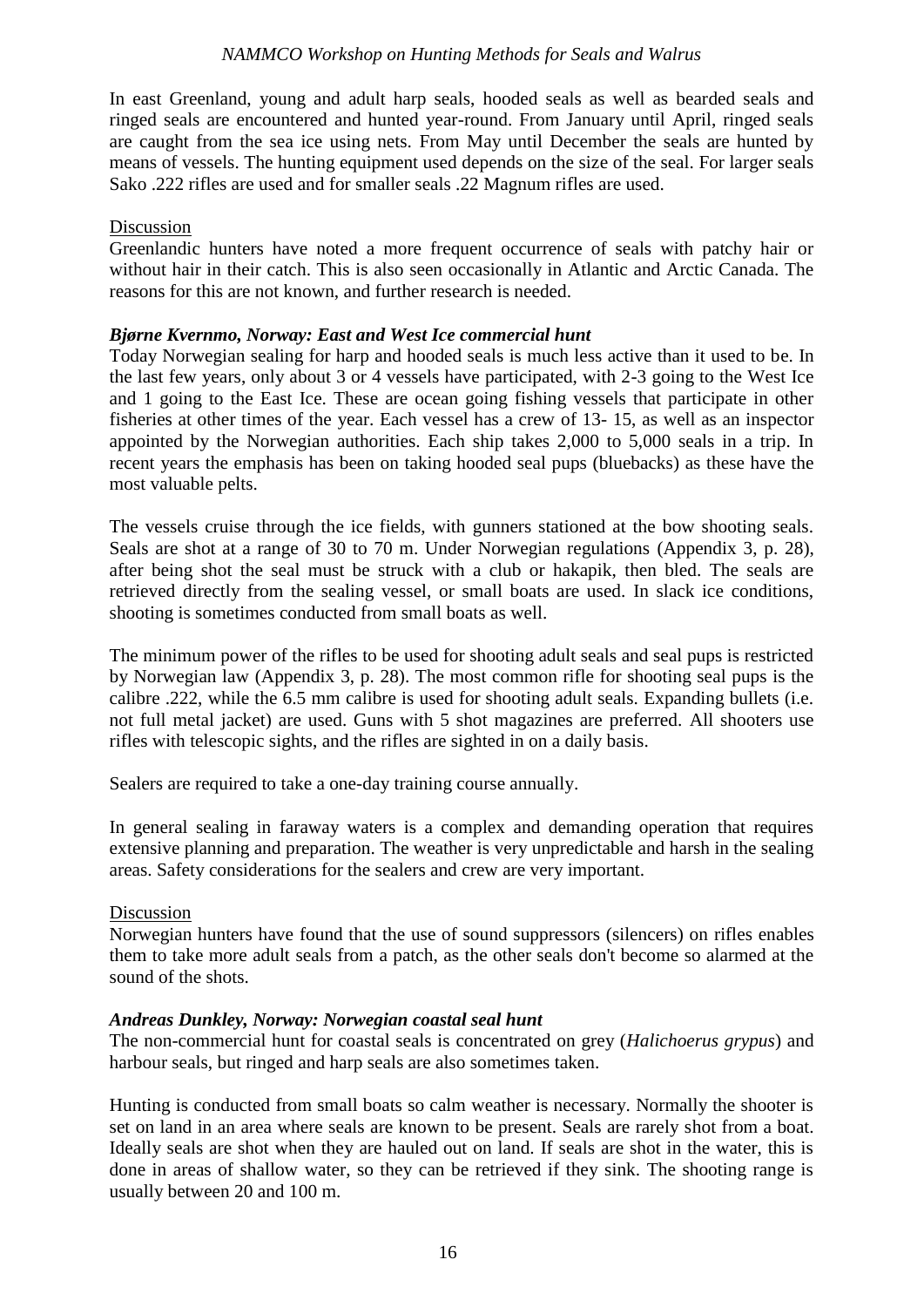In east Greenland, young and adult harp seals, hooded seals as well as bearded seals and ringed seals are encountered and hunted year-round. From January until April, ringed seals are caught from the sea ice using nets. From May until December the seals are hunted by means of vessels. The hunting equipment used depends on the size of the seal. For larger seals Sako .222 rifles are used and for smaller seals .22 Magnum rifles are used.

Discussion

Greenlandic hunters have noted a more frequent occurrence of seals with patchy hair or without hair in their catch. This is also seen occasionally in Atlantic and Arctic Canada. The reasons for this are not known, and further research is needed.

***Bjørne Kvernmo, Norway: East and West Ice commercial hunt***

Today Norwegian sealing for harp and hooded seals is much less active than it used to be. In the last few years, only about 3 or 4 vessels have participated, with 2-3 going to the West Ice and 1 going to the East Ice. These are ocean going fishing vessels that participate in other fisheries at other times of the year. Each vessel has a crew of 13- 15, as well as an inspector appointed by the Norwegian authorities. Each ship takes 2,000 to 5,000 seals in a trip. In recent years the emphasis has been on taking hooded seal pups (bluebacks) as these have the most valuable pelts.

The vessels cruise through the ice fields, with gunners stationed at the bow shooting seals. Seals are shot at a range of 30 to 70 m. Under Norwegian regulations (Appendix 3, p. 28), after being shot the seal must be struck with a club or hakapik, then bled. The seals are retrieved directly from the sealing vessel, or small boats are used. In slack ice conditions, shooting is sometimes conducted from small boats as well.

The minimum power of the rifles to be used for shooting adult seals and seal pups is restricted by Norwegian law (Appendix 3, p. 28). The most common rifle for shooting seal pups is the calibre .222, while the 6.5 mm calibre is used for shooting adult seals. Expanding bullets (i.e. not full metal jacket) are used. Guns with 5 shot magazines are preferred. All shooters use rifles with telescopic sights, and the rifles are sighted in on a daily basis.

Sealers are required to take a one-day training course annually.

In general sealing in faraway waters is a complex and demanding operation that requires extensive planning and preparation. The weather is very unpredictable and harsh in the sealing areas. Safety considerations for the sealers and crew are very important.

Discussion

Norwegian hunters have found that the use of sound suppressors (silencers) on rifles enables them to take more adult seals from a patch, as the other seals don't become so alarmed at the sound of the shots.

***Andreas Dunkley, Norway: Norwegian coastal seal hunt***

The non-commercial hunt for coastal seals is concentrated on grey (*Halichoerus grypus*) and harbour seals, but ringed and harp seals are also sometimes taken.

Hunting is conducted from small boats so calm weather is necessary. Normally the shooter is set on land in an area where seals are known to be present. Seals are rarely shot from a boat. Ideally seals are shot when they are hauled out on land. If seals are shot in the water, this is done in areas of shallow water, so they can be retrieved if they sink. The shooting range is usually between 20 and 100 m.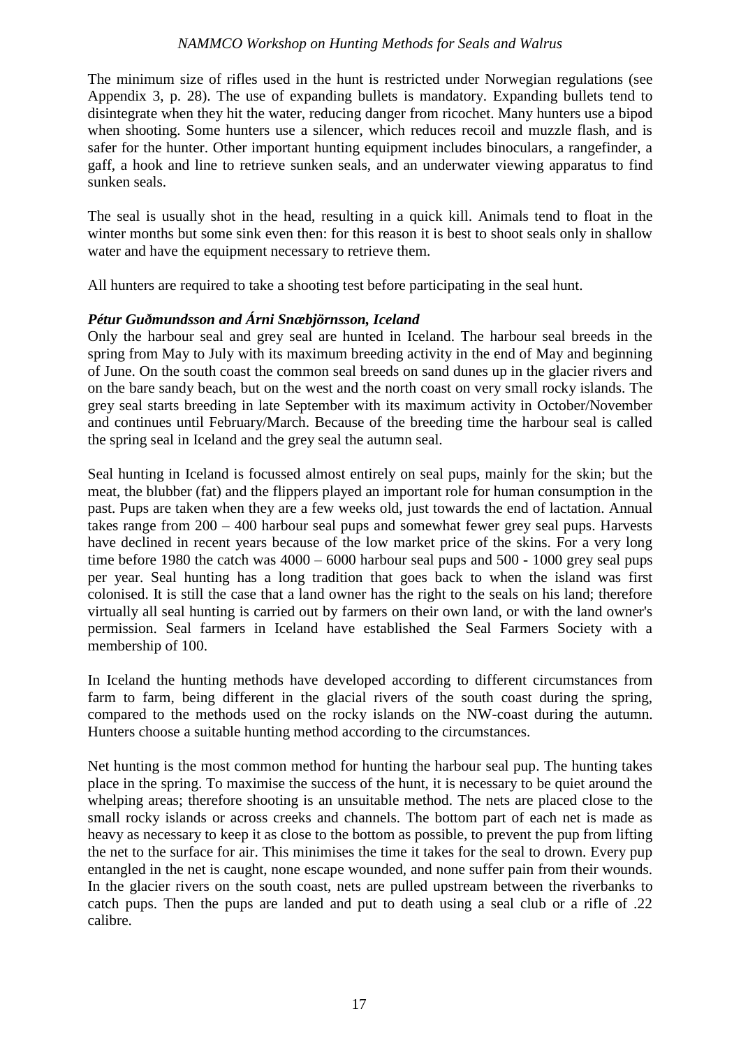The minimum size of rifles used in the hunt is restricted under Norwegian regulations (see Appendix 3, p. 28). The use of expanding bullets is mandatory. Expanding bullets tend to disintegrate when they hit the water, reducing danger from ricochet. Many hunters use a bipod when shooting. Some hunters use a silencer, which reduces recoil and muzzle flash, and is safer for the hunter. Other important hunting equipment includes binoculars, a rangefinder, a gaff, a hook and line to retrieve sunken seals, and an underwater viewing apparatus to find sunken seals.

The seal is usually shot in the head, resulting in a quick kill. Animals tend to float in the winter months but some sink even then: for this reason it is best to shoot seals only in shallow water and have the equipment necessary to retrieve them.

All hunters are required to take a shooting test before participating in the seal hunt.

***Pétur Guðmundsson and Árni Snæbjörnsson, Iceland***

Only the harbour seal and grey seal are hunted in Iceland. The harbour seal breeds in the spring from May to July with its maximum breeding activity in the end of May and beginning of June. On the south coast the common seal breeds on sand dunes up in the glacier rivers and on the bare sandy beach, but on the west and the north coast on very small rocky islands. The grey seal starts breeding in late September with its maximum activity in October/November and continues until February/March. Because of the breeding time the harbour seal is called the spring seal in Iceland and the grey seal the autumn seal.

Seal hunting in Iceland is focussed almost entirely on seal pups, mainly for the skin; but the meat, the blubber (fat) and the flippers played an important role for human consumption in the past. Pups are taken when they are a few weeks old, just towards the end of lactation. Annual takes range from 200 – 400 harbour seal pups and somewhat fewer grey seal pups. Harvests have declined in recent years because of the low market price of the skins. For a very long time before 1980 the catch was 4000 – 6000 harbour seal pups and 500 - 1000 grey seal pups per year. Seal hunting has a long tradition that goes back to when the island was first colonised. It is still the case that a land owner has the right to the seals on his land; therefore virtually all seal hunting is carried out by farmers on their own land, or with the land owner's permission. Seal farmers in Iceland have established the Seal Farmers Society with a membership of 100.

In Iceland the hunting methods have developed according to different circumstances from farm to farm, being different in the glacial rivers of the south coast during the spring, compared to the methods used on the rocky islands on the NW-coast during the autumn. Hunters choose a suitable hunting method according to the circumstances.

Net hunting is the most common method for hunting the harbour seal pup. The hunting takes place in the spring. To maximise the success of the hunt, it is necessary to be quiet around the whelping areas; therefore shooting is an unsuitable method. The nets are placed close to the small rocky islands or across creeks and channels. The bottom part of each net is made as heavy as necessary to keep it as close to the bottom as possible, to prevent the pup from lifting the net to the surface for air. This minimises the time it takes for the seal to drown. Every pup entangled in the net is caught, none escape wounded, and none suffer pain from their wounds. In the glacier rivers on the south coast, nets are pulled upstream between the riverbanks to catch pups. Then the pups are landed and put to death using a seal club or a rifle of .22 calibre.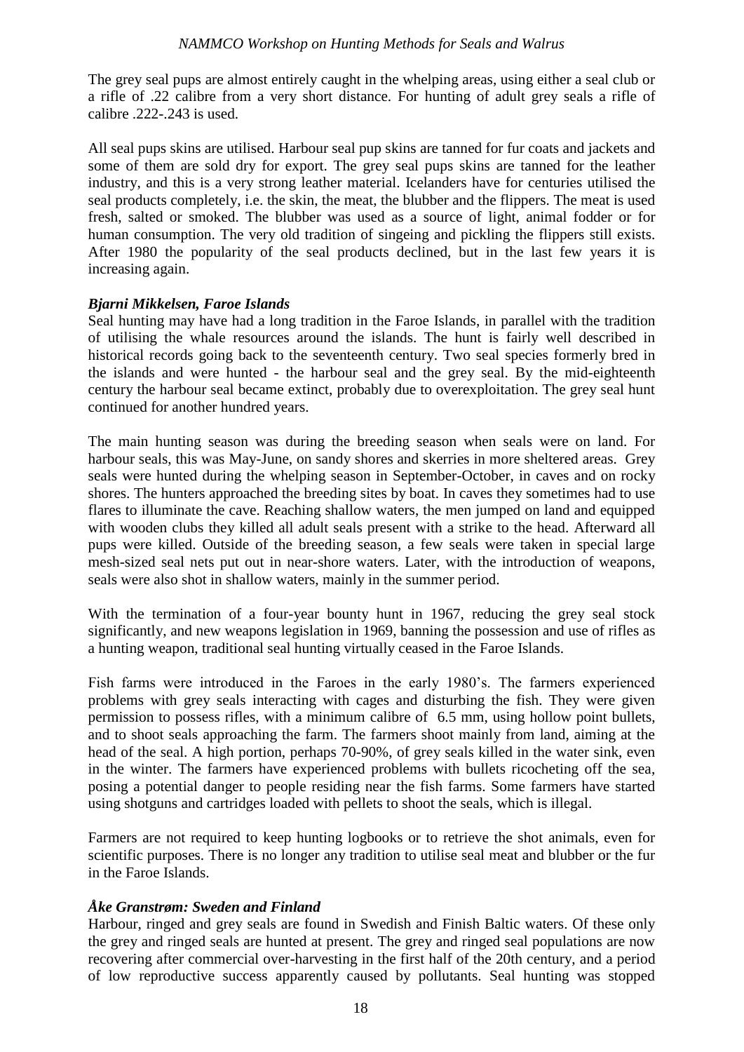The grey seal pups are almost entirely caught in the whelping areas, using either a seal club or a rifle of .22 calibre from a very short distance. For hunting of adult grey seals a rifle of calibre .222-.243 is used.

All seal pups skins are utilised. Harbour seal pup skins are tanned for fur coats and jackets and some of them are sold dry for export. The grey seal pups skins are tanned for the leather industry, and this is a very strong leather material. Icelanders have for centuries utilised the seal products completely, i.e. the skin, the meat, the blubber and the flippers. The meat is used fresh, salted or smoked. The blubber was used as a source of light, animal fodder or for human consumption. The very old tradition of singeing and pickling the flippers still exists. After 1980 the popularity of the seal products declined, but in the last few years it is increasing again.

***Bjarni Mikkelsen, Faroe Islands***

Seal hunting may have had a long tradition in the Faroe Islands, in parallel with the tradition of utilising the whale resources around the islands. The hunt is fairly well described in historical records going back to the seventeenth century. Two seal species formerly bred in the islands and were hunted - the harbour seal and the grey seal. By the mid-eighteenth century the harbour seal became extinct, probably due to overexploitation. The grey seal hunt continued for another hundred years.

The main hunting season was during the breeding season when seals were on land. For harbour seals, this was May-June, on sandy shores and skerries in more sheltered areas. Grey seals were hunted during the whelping season in September-October, in caves and on rocky shores. The hunters approached the breeding sites by boat. In caves they sometimes had to use flares to illuminate the cave. Reaching shallow waters, the men jumped on land and equipped with wooden clubs they killed all adult seals present with a strike to the head. Afterward all pups were killed. Outside of the breeding season, a few seals were taken in special large mesh-sized seal nets put out in near-shore waters. Later, with the introduction of weapons, seals were also shot in shallow waters, mainly in the summer period.

With the termination of a four-year bounty hunt in 1967, reducing the grey seal stock significantly, and new weapons legislation in 1969, banning the possession and use of rifles as a hunting weapon, traditional seal hunting virtually ceased in the Faroe Islands.

Fish farms were introduced in the Faroes in the early 1980's. The farmers experienced problems with grey seals interacting with cages and disturbing the fish. They were given permission to possess rifles, with a minimum calibre of 6.5 mm, using hollow point bullets, and to shoot seals approaching the farm. The farmers shoot mainly from land, aiming at the head of the seal. A high portion, perhaps 70-90%, of grey seals killed in the water sink, even in the winter. The farmers have experienced problems with bullets ricocheting off the sea, posing a potential danger to people residing near the fish farms. Some farmers have started using shotguns and cartridges loaded with pellets to shoot the seals, which is illegal.

Farmers are not required to keep hunting logbooks or to retrieve the shot animals, even for scientific purposes. There is no longer any tradition to utilise seal meat and blubber or the fur in the Faroe Islands.

***Åke Granstrøm: Sweden and Finland***

Harbour, ringed and grey seals are found in Swedish and Finish Baltic waters. Of these only the grey and ringed seals are hunted at present. The grey and ringed seal populations are now recovering after commercial over-harvesting in the first half of the 20th century, and a period of low reproductive success apparently caused by pollutants. Seal hunting was stopped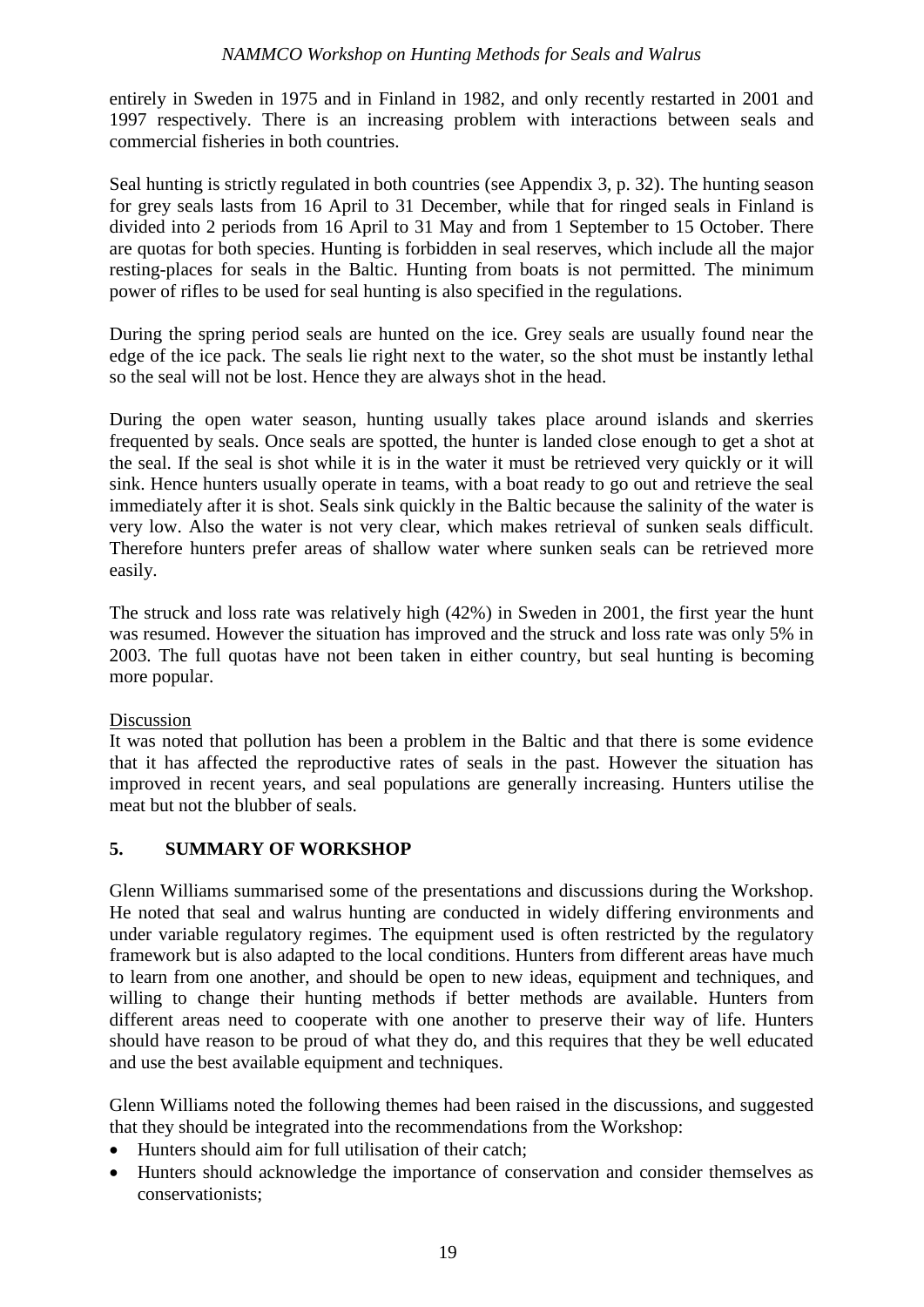entirely in Sweden in 1975 and in Finland in 1982, and only recently restarted in 2001 and 1997 respectively. There is an increasing problem with interactions between seals and commercial fisheries in both countries.

Seal hunting is strictly regulated in both countries (see Appendix 3, p. 32). The hunting season for grey seals lasts from 16 April to 31 December, while that for ringed seals in Finland is divided into 2 periods from 16 April to 31 May and from 1 September to 15 October. There are quotas for both species. Hunting is forbidden in seal reserves, which include all the major resting-places for seals in the Baltic. Hunting from boats is not permitted. The minimum power of rifles to be used for seal hunting is also specified in the regulations.

During the spring period seals are hunted on the ice. Grey seals are usually found near the edge of the ice pack. The seals lie right next to the water, so the shot must be instantly lethal so the seal will not be lost. Hence they are always shot in the head.

During the open water season, hunting usually takes place around islands and skerries frequented by seals. Once seals are spotted, the hunter is landed close enough to get a shot at the seal. If the seal is shot while it is in the water it must be retrieved very quickly or it will sink. Hence hunters usually operate in teams, with a boat ready to go out and retrieve the seal immediately after it is shot. Seals sink quickly in the Baltic because the salinity of the water is very low. Also the water is not very clear, which makes retrieval of sunken seals difficult. Therefore hunters prefer areas of shallow water where sunken seals can be retrieved more easily.

The struck and loss rate was relatively high (42%) in Sweden in 2001, the first year the hunt was resumed. However the situation has improved and the struck and loss rate was only 5% in 2003. The full quotas have not been taken in either country, but seal hunting is becoming more popular.

Discussion

It was noted that pollution has been a problem in the Baltic and that there is some evidence that it has affected the reproductive rates of seals in the past. However the situation has improved in recent years, and seal populations are generally increasing. Hunters utilise the meat but not the blubber of seals.

## 5. SUMMARY OF WORKSHOP

Glenn Williams summarised some of the presentations and discussions during the Workshop. He noted that seal and walrus hunting are conducted in widely differing environments and under variable regulatory regimes. The equipment used is often restricted by the regulatory framework but is also adapted to the local conditions. Hunters from different areas have much to learn from one another, and should be open to new ideas, equipment and techniques, and willing to change their hunting methods if better methods are available. Hunters from different areas need to cooperate with one another to preserve their way of life. Hunters should have reason to be proud of what they do, and this requires that they be well educated and use the best available equipment and techniques.

Glenn Williams noted the following themes had been raised in the discussions, and suggested that they should be integrated into the recommendations from the Workshop:

- Hunters should aim for full utilisation of their catch;
- Hunters should acknowledge the importance of conservation and consider themselves as conservationists;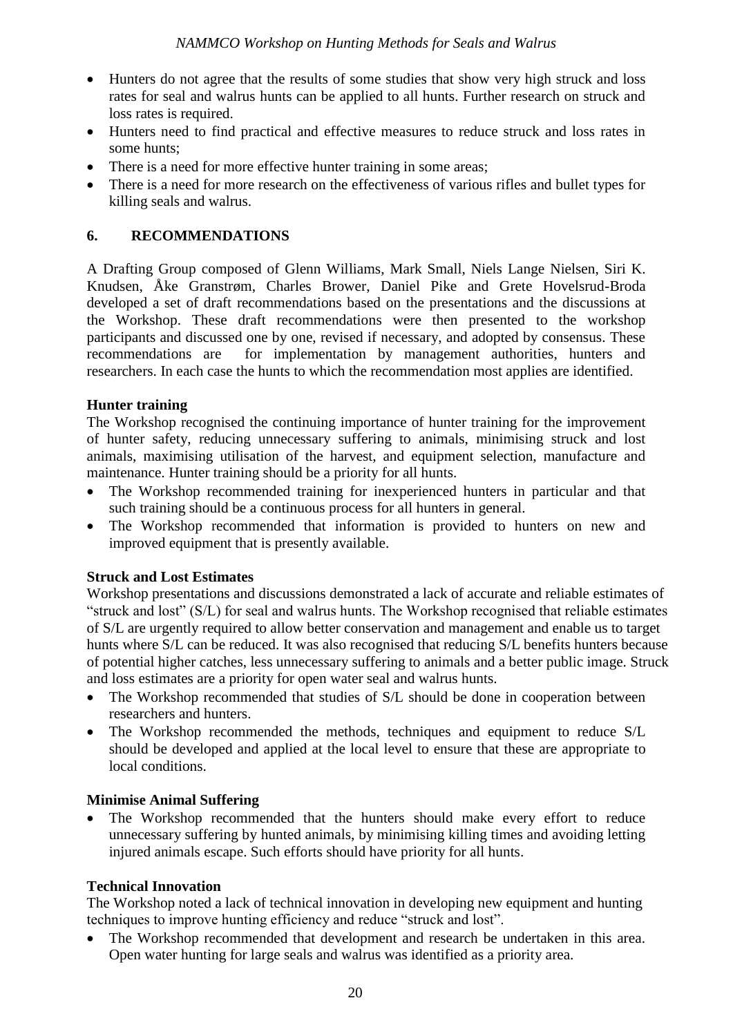- Hunters do not agree that the results of some studies that show very high struck and loss rates for seal and walrus hunts can be applied to all hunts. Further research on struck and loss rates is required.
- Hunters need to find practical and effective measures to reduce struck and loss rates in some hunts;
- There is a need for more effective hunter training in some areas;
- There is a need for more research on the effectiveness of various rifles and bullet types for killing seals and walrus.

## 6. RECOMMENDATIONS

A Drafting Group composed of Glenn Williams, Mark Small, Niels Lange Nielsen, Siri K. Knudsen, Åke Granstrøm, Charles Brower, Daniel Pike and Grete Hovelsrud-Broda developed a set of draft recommendations based on the presentations and the discussions at the Workshop. These draft recommendations were then presented to the workshop participants and discussed one by one, revised if necessary, and adopted by consensus. These recommendations are for implementation by management authorities, hunters and researchers. In each case the hunts to which the recommendation most applies are identified.

**Hunter training**

The Workshop recognised the continuing importance of hunter training for the improvement of hunter safety, reducing unnecessary suffering to animals, minimising struck and lost animals, maximising utilisation of the harvest, and equipment selection, manufacture and maintenance. Hunter training should be a priority for all hunts.

- The Workshop recommended training for inexperienced hunters in particular and that such training should be a continuous process for all hunters in general.
- The Workshop recommended that information is provided to hunters on new and improved equipment that is presently available.

**Struck and Lost Estimates**

Workshop presentations and discussions demonstrated a lack of accurate and reliable estimates of "struck and lost" (S/L) for seal and walrus hunts. The Workshop recognised that reliable estimates of S/L are urgently required to allow better conservation and management and enable us to target hunts where S/L can be reduced. It was also recognised that reducing S/L benefits hunters because of potential higher catches, less unnecessary suffering to animals and a better public image. Struck and loss estimates are a priority for open water seal and walrus hunts.

- The Workshop recommended that studies of S/L should be done in cooperation between researchers and hunters.
- The Workshop recommended the methods, techniques and equipment to reduce S/L should be developed and applied at the local level to ensure that these are appropriate to local conditions.

**Minimise Animal Suffering**

- The Workshop recommended that the hunters should make every effort to reduce unnecessary suffering by hunted animals, by minimising killing times and avoiding letting injured animals escape. Such efforts should have priority for all hunts.

**Technical Innovation**

The Workshop noted a lack of technical innovation in developing new equipment and hunting techniques to improve hunting efficiency and reduce "struck and lost".

- The Workshop recommended that development and research be undertaken in this area. Open water hunting for large seals and walrus was identified as a priority area.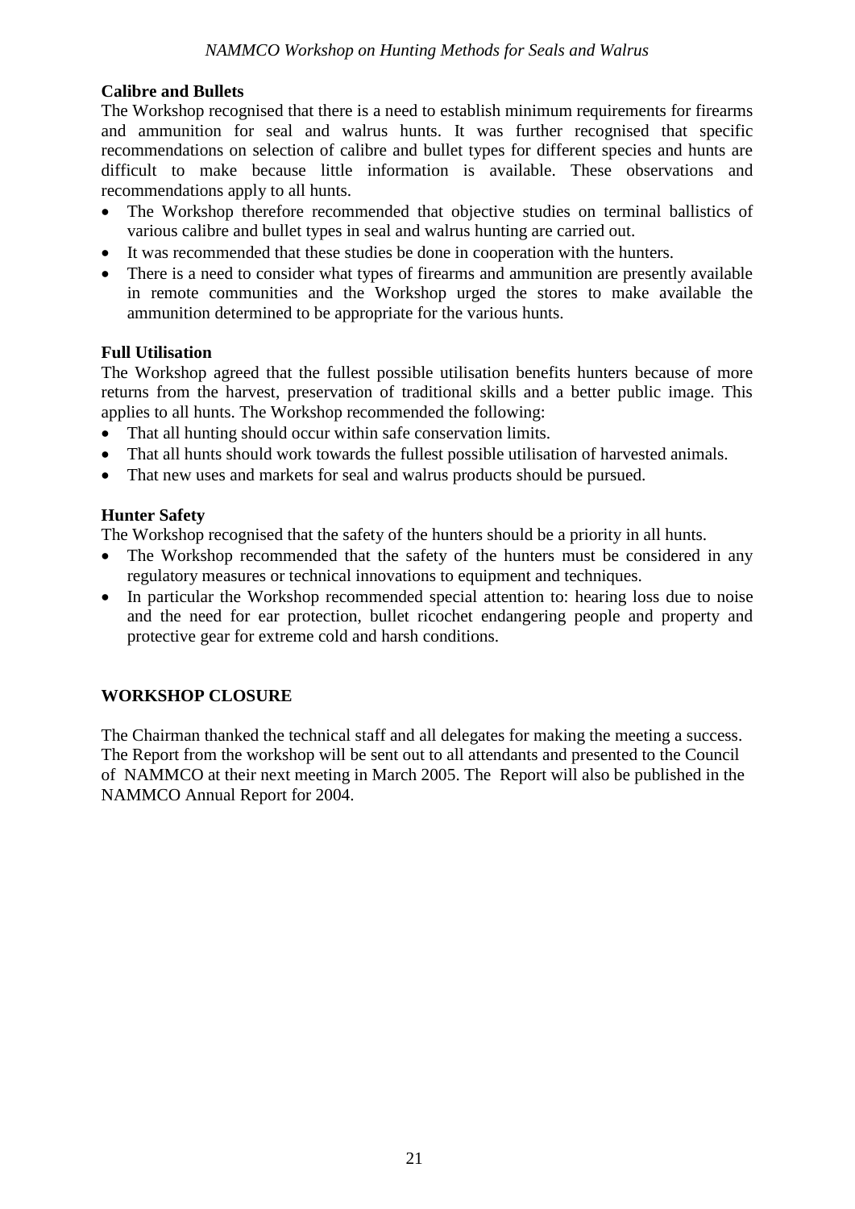**Calibre and Bullets**

The Workshop recognised that there is a need to establish minimum requirements for firearms and ammunition for seal and walrus hunts. It was further recognised that specific recommendations on selection of calibre and bullet types for different species and hunts are difficult to make because little information is available. These observations and recommendations apply to all hunts.

- The Workshop therefore recommended that objective studies on terminal ballistics of various calibre and bullet types in seal and walrus hunting are carried out.
- It was recommended that these studies be done in cooperation with the hunters.
- There is a need to consider what types of firearms and ammunition are presently available in remote communities and the Workshop urged the stores to make available the ammunition determined to be appropriate for the various hunts.

**Full Utilisation**

The Workshop agreed that the fullest possible utilisation benefits hunters because of more returns from the harvest, preservation of traditional skills and a better public image. This applies to all hunts. The Workshop recommended the following:

- That all hunting should occur within safe conservation limits.
- That all hunts should work towards the fullest possible utilisation of harvested animals.
- That new uses and markets for seal and walrus products should be pursued.

**Hunter Safety**

The Workshop recognised that the safety of the hunters should be a priority in all hunts.

- The Workshop recommended that the safety of the hunters must be considered in any regulatory measures or technical innovations to equipment and techniques.
- In particular the Workshop recommended special attention to: hearing loss due to noise and the need for ear protection, bullet ricochet endangering people and property and protective gear for extreme cold and harsh conditions.

## WORKSHOP CLOSURE

The Chairman thanked the technical staff and all delegates for making the meeting a success. The Report from the workshop will be sent out to all attendants and presented to the Council of NAMMCO at their next meeting in March 2005. The Report will also be published in the NAMMCO Annual Report for 2004.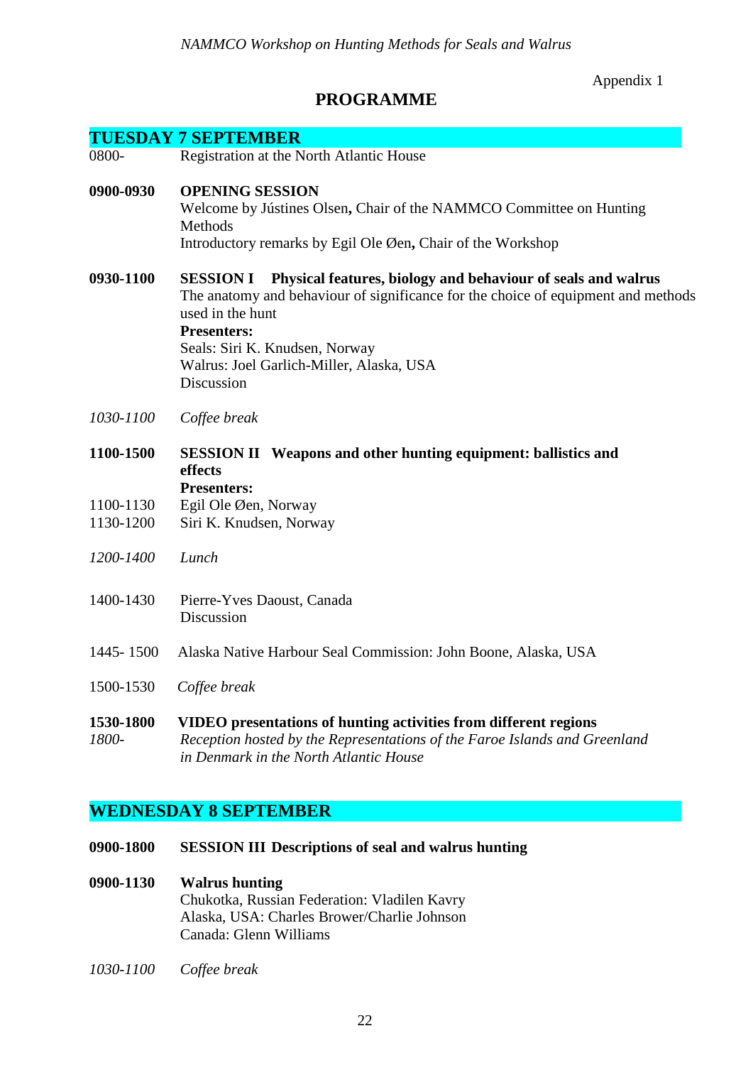Appendix 1

# PROGRAMME

## TUESDAY 7 SEPTEMBER

0800- Registration at the North Atlantic House

**0900-0930** **OPENING SESSION**
Welcome by Jústines Olsen**,** Chair of the NAMMCO Committee on Hunting Methods
Introductory remarks by Egil Ole Øen**,** Chair of the Workshop

**0930-1100** **SESSION I Physical features, biology and behaviour of seals and walrus**
The anatomy and behaviour of significance for the choice of equipment and methods used in the hunt
**Presenters:**
Seals: Siri K. Knudsen, Norway
Walrus: Joel Garlich-Miller, Alaska, USA
Discussion

*1030-1100* *Coffee break*

**1100-1500** **SESSION II Weapons and other hunting equipment: ballistics and effects**
**Presenters:**
1100-1130 Egil Ole Øen, Norway
1130-1200 Siri K. Knudsen, Norway

*1200-1400* *Lunch*

1400-1430 Pierre-Yves Daoust, Canada
Discussion

1445- 1500 Alaska Native Harbour Seal Commission: John Boone, Alaska, USA

1500-1530 *Coffee break*

**1530-1800** **VIDEO presentations of hunting activities from different regions**
*1800-* *Reception hosted by the Representations of the Faroe Islands and Greenland in Denmark in the North Atlantic House*

## WEDNESDAY 8 SEPTEMBER

**0900-1800** **SESSION III Descriptions of seal and walrus hunting**

**0900-1130** **Walrus hunting**
Chukotka, Russian Federation: Vladilen Kavry
Alaska, USA: Charles Brower/Charlie Johnson
Canada: Glenn Williams

*1030-1100* *Coffee break*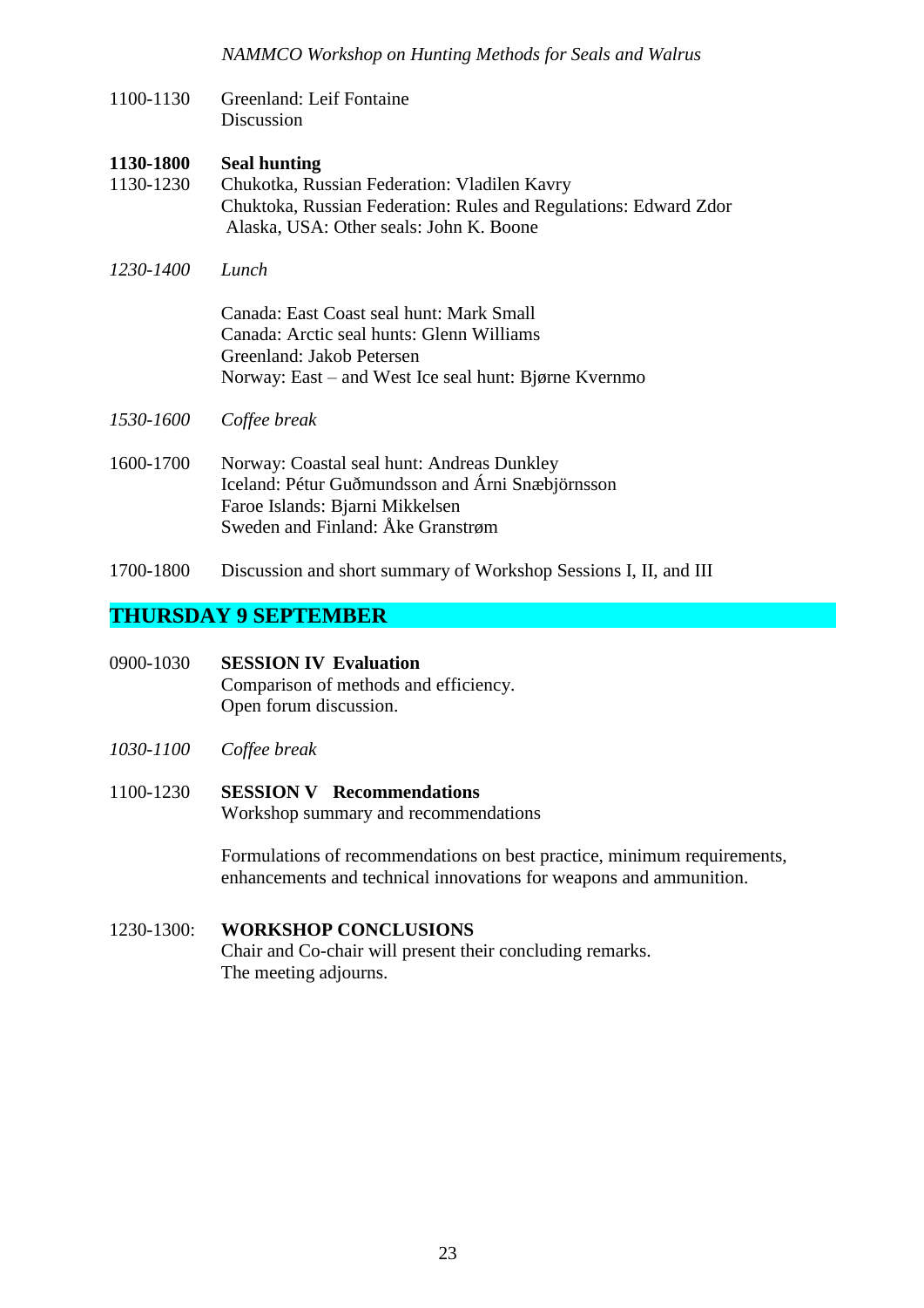1100-1130 Greenland: Leif Fontaine
Discussion

**1130-1800 Seal hunting**

1130-1230 Chukotka, Russian Federation: Vladilen Kavry
Chuktoka, Russian Federation: Rules and Regulations: Edward Zdor
Alaska, USA: Other seals: John K. Boone

*1230-1400 Lunch*

Canada: East Coast seal hunt: Mark Small
Canada: Arctic seal hunts: Glenn Williams
Greenland: Jakob Petersen
Norway: East – and West Ice seal hunt: Bjørne Kvernmo

*1530-1600 Coffee break*

1600-1700 Norway: Coastal seal hunt: Andreas Dunkley
Iceland: Pétur Guðmundsson and Árni Snæbjörnsson
Faroe Islands: Bjarni Mikkelsen
Sweden and Finland: Åke Granstrøm

1700-1800 Discussion and short summary of Workshop Sessions I, II, and III

## THURSDAY 9 SEPTEMBER

0900-1030 **SESSION IV Evaluation**
Comparison of methods and efficiency.
Open forum discussion.

*1030-1100 Coffee break*

1100-1230 **SESSION V Recommendations**
Workshop summary and recommendations

Formulations of recommendations on best practice, minimum requirements, enhancements and technical innovations for weapons and ammunition.

1230-1300: **WORKSHOP CONCLUSIONS**
Chair and Co-chair will present their concluding remarks.
The meeting adjourns.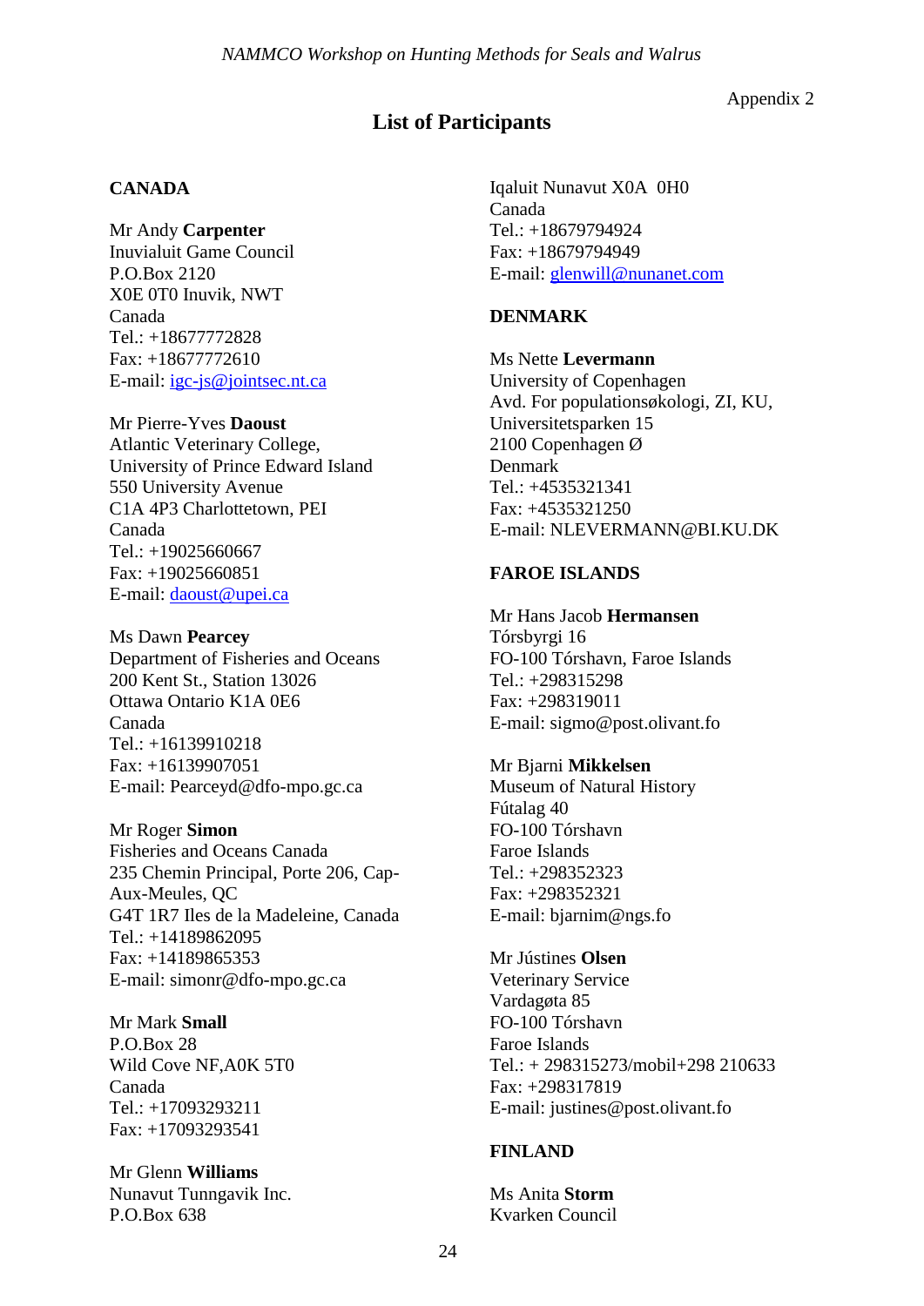Appendix 2

## List of Participants

**CANADA**

Mr Andy **Carpenter**
Inuvialuit Game Council
P.O.Box 2120
X0E 0T0 Inuvik, NWT
Canada
Tel.: +18677772828
Fax: +18677772610
E-mail: igc-js@jointsec.nt.ca

Mr Pierre-Yves **Daoust**
Atlantic Veterinary College,
University of Prince Edward Island
550 University Avenue
C1A 4P3 Charlottetown, PEI
Canada
Tel.: +19025660667
Fax: +19025660851
E-mail: daoust@upei.ca

Ms Dawn **Pearcey**
Department of Fisheries and Oceans
200 Kent St., Station 13026
Ottawa Ontario K1A 0E6
Canada
Tel.: +16139910218
Fax: +16139907051
E-mail: Pearceyd@dfo-mpo.gc.ca

Mr Roger **Simon**
Fisheries and Oceans Canada
235 Chemin Principal, Porte 206, Cap-Aux-Meules, QC
G4T 1R7 Iles de la Madeleine, Canada
Tel.: +14189862095
Fax: +14189865353
E-mail: simonr@dfo-mpo.gc.ca

Mr Mark **Small**
P.O.Box 28
Wild Cove NF,A0K 5T0
Canada
Tel.: +17093293211
Fax: +17093293541

Mr Glenn **Williams**
Nunavut Tunngavik Inc.
P.O.Box 638
Iqaluit Nunavut X0A 0H0
Canada
Tel.: +18679794924
Fax: +18679794949
E-mail: glenwill@nunanet.com

**DENMARK**

Ms Nette **Levermann**
University of Copenhagen
Avd. For populationsøkologi, ZI, KU,
Universitetsparken 15
2100 Copenhagen Ø
Denmark
Tel.: +4535321341
Fax: +4535321250
E-mail: NLEVERMANN@BI.KU.DK

**FAROE ISLANDS**

Mr Hans Jacob **Hermansen**
Tórsbyrgi 16
FO-100 Tórshavn, Faroe Islands
Tel.: +298315298
Fax: +298319011
E-mail: sigmo@post.olivant.fo

Mr Bjarni **Mikkelsen**
Museum of Natural History
Fútalag 40
FO-100 Tórshavn
Faroe Islands
Tel.: +298352323
Fax: +298352321
E-mail: bjarnim@ngs.fo

Mr Jústines **Olsen**
Veterinary Service
Vardagøta 85
FO-100 Tórshavn
Faroe Islands
Tel.: + 298315273/mobil+298 210633
Fax: +298317819
E-mail: justines@post.olivant.fo

**FINLAND**

Ms Anita **Storm**
Kvarken Council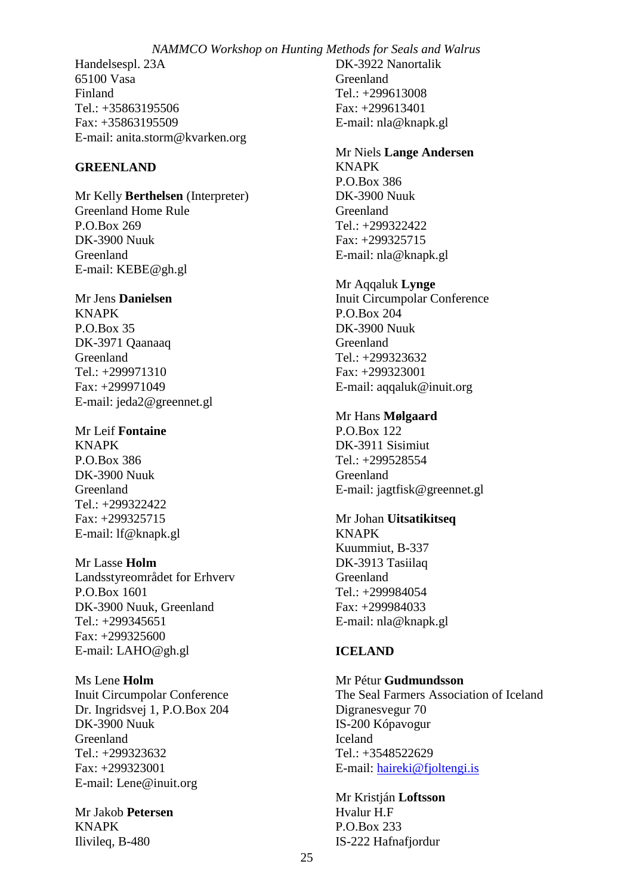Handelsespl. 23A
65100 Vasa
Finland
Tel.: +35863195506
Fax: +35863195509
E-mail: anita.storm@kvarken.org

**GREENLAND**

Mr Kelly **Berthelsen** (Interpreter)
Greenland Home Rule
P.O.Box 269
DK-3900 Nuuk
Greenland
E-mail: KEBE@gh.gl

Mr Jens **Danielsen**
KNAPK
P.O.Box 35
DK-3971 Qaanaaq
Greenland
Tel.: +299971310
Fax: +299971049
E-mail: jeda2@greennet.gl

Mr Leif **Fontaine**
KNAPK
P.O.Box 386
DK-3900 Nuuk
Greenland
Tel.: +299322422
Fax: +299325715
E-mail: lf@knapk.gl

Mr Lasse **Holm**
Landsstyreområdet for Erhverv
P.O.Box 1601
DK-3900 Nuuk, Greenland
Tel.: +299345651
Fax: +299325600
E-mail: LAHO@gh.gl

Ms Lene **Holm**
Inuit Circumpolar Conference
Dr. Ingridsvej 1, P.O.Box 204
DK-3900 Nuuk
Greenland
Tel.: +299323632
Fax: +299323001
E-mail: Lene@inuit.org

Mr Jakob **Petersen**
KNAPK
Ilivileq, B-480
DK-3922 Nanortalik
Greenland
Tel.: +299613008
Fax: +299613401
E-mail: nla@knapk.gl

Mr Niels **Lange Andersen**
KNAPK
P.O.Box 386
DK-3900 Nuuk
Greenland
Tel.: +299322422
Fax: +299325715
E-mail: nla@knapk.gl

Mr Aqqaluk **Lynge**
Inuit Circumpolar Conference
P.O.Box 204
DK-3900 Nuuk
Greenland
Tel.: +299323632
Fax: +299323001
E-mail: aqqaluk@inuit.org

Mr Hans **Mølgaard**
P.O.Box 122
DK-3911 Sisimiut
Tel.: +299528554
Greenland
E-mail: jagtfisk@greennet.gl

Mr Johan **Uitsatikitseq**
KNAPK
Kuummiut, B-337
DK-3913 Tasiilaq
Greenland
Tel.: +299984054
Fax: +299984033
E-mail: nla@knapk.gl

**ICELAND**

Mr Pétur **Gudmundsson**
The Seal Farmers Association of Iceland
Digranesvegur 70
IS-200 Kópavogur
Iceland
Tel.: +3548522629
E-mail: haireki@fjoltengi.is

Mr Kristján **Loftsson**
Hvalur H.F
P.O.Box 233
IS-222 Hafnafjordur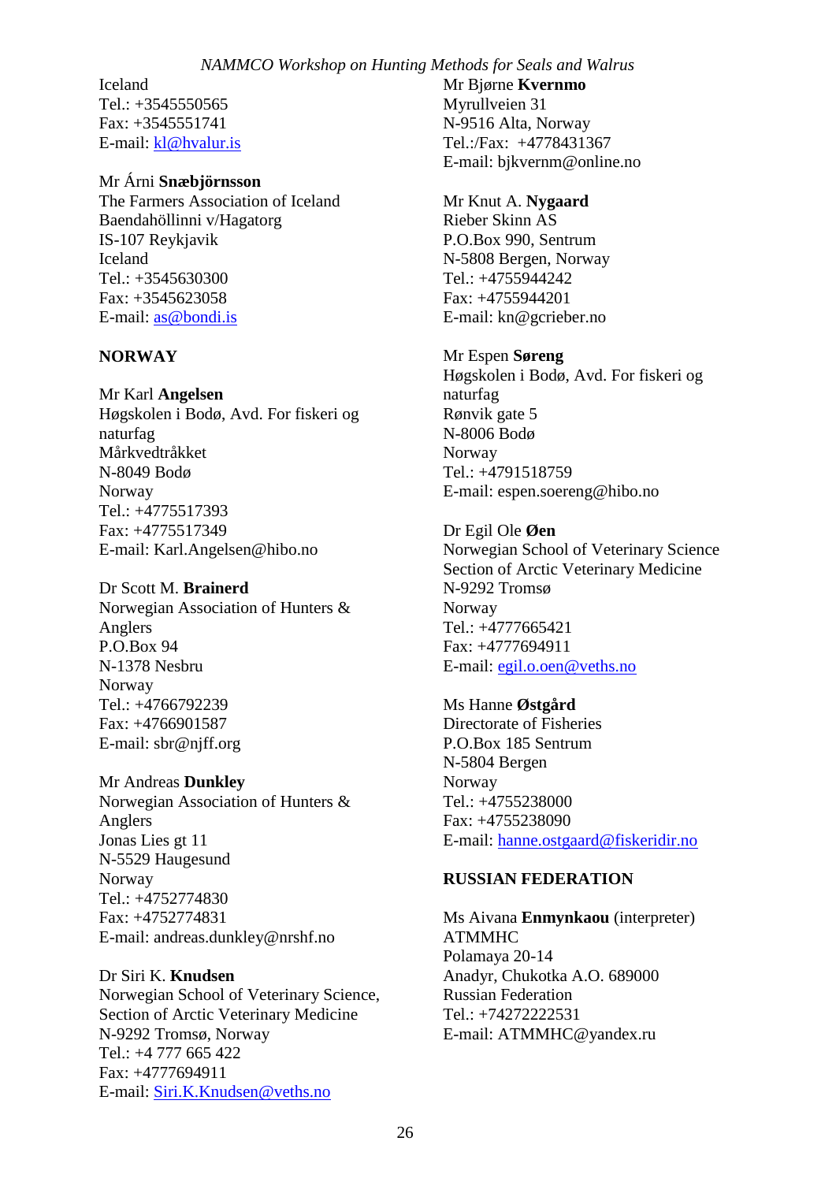Iceland
Tel.: +3545550565
Fax: +3545551741
E-mail: kl@hvalur.is

Mr Árni **Snæbjörnsson**
The Farmers Association of Iceland
Baendahöllinni v/Hagatorg
IS-107 Reykjavik
Iceland
Tel.: +3545630300
Fax: +3545623058
E-mail: as@bondi.is

**NORWAY**

Mr Karl **Angelsen**
Høgskolen i Bodø, Avd. For fiskeri og naturfag
Mårkvedtråkket
N-8049 Bodø
Norway
Tel.: +4775517393
Fax: +4775517349
E-mail: Karl.Angelsen@hibo.no

Dr Scott M. **Brainerd**
Norwegian Association of Hunters & Anglers
P.O.Box 94
N-1378 Nesbru
Norway
Tel.: +4766792239
Fax: +4766901587
E-mail: sbr@njff.org

Mr Andreas **Dunkley**
Norwegian Association of Hunters & Anglers
Jonas Lies gt 11
N-5529 Haugesund
Norway
Tel.: +4752774830
Fax: +4752774831
E-mail: andreas.dunkley@nrshf.no

Dr Siri K. **Knudsen**
Norwegian School of Veterinary Science, Section of Arctic Veterinary Medicine
N-9292 Tromsø, Norway
Tel.: +4 777 665 422
Fax: +4777694911
E-mail: Siri.K.Knudsen@veths.no

Mr Bjørne **Kvernmo**
Myrullveien 31
N-9516 Alta, Norway
Tel.:/Fax: +4778431367
E-mail: bjkvernm@online.no

Mr Knut A. **Nygaard**
Rieber Skinn AS
P.O.Box 990, Sentrum
N-5808 Bergen, Norway
Tel.: +4755944242
Fax: +4755944201
E-mail: kn@gcrieber.no

Mr Espen **Søreng**
Høgskolen i Bodø, Avd. For fiskeri og naturfag
Rønvik gate 5
N-8006 Bodø
Norway
Tel.: +4791518759
E-mail: espen.soereng@hibo.no

Dr Egil Ole **Øen**
Norwegian School of Veterinary Science
Section of Arctic Veterinary Medicine
N-9292 Tromsø
Norway
Tel.: +4777665421
Fax: +4777694911
E-mail: egil.o.oen@veths.no

Ms Hanne **Østgård**
Directorate of Fisheries
P.O.Box 185 Sentrum
N-5804 Bergen
Norway
Tel.: +4755238000
Fax: +4755238090
E-mail: hanne.ostgaard@fiskeridir.no

**RUSSIAN FEDERATION**

Ms Aivana **Enmynkaou** (interpreter)
ATMMHC
Polamaya 20-14
Anadyr, Chukotka A.O. 689000
Russian Federation
Tel.: +74272222531
E-mail: ATMMHC@yandex.ru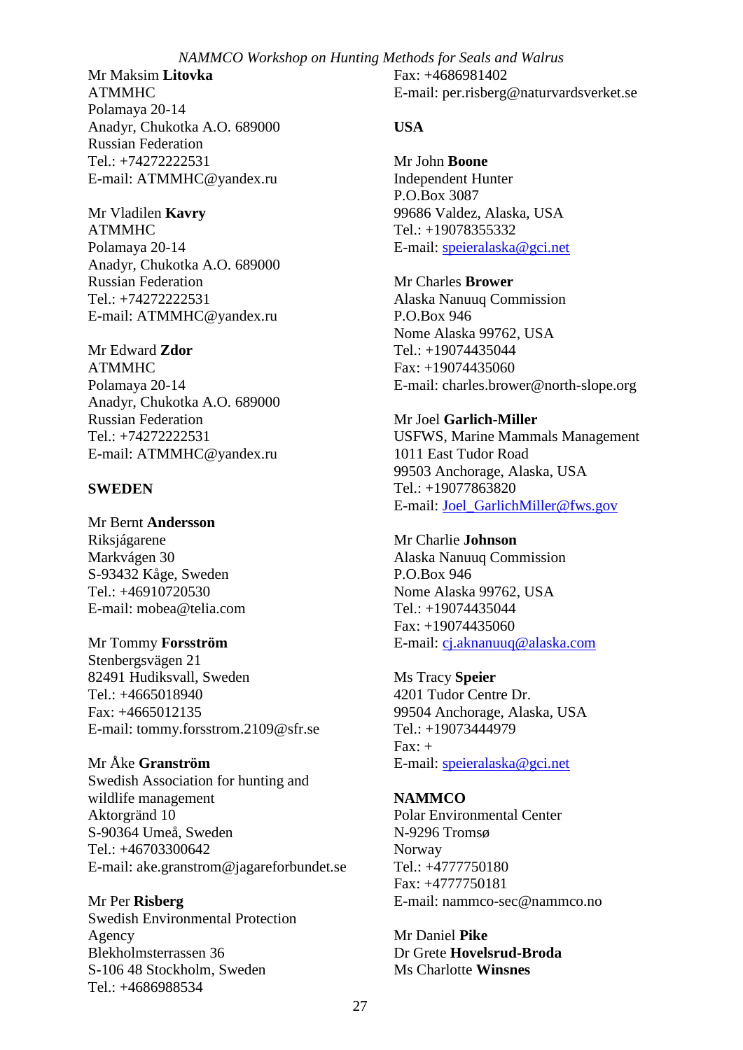Mr Maksim **Litovka**
ATMMHC
Polamaya 20-14
Anadyr, Chukotka A.O. 689000
Russian Federation
Tel.: +74272222531
E-mail: ATMMHC@yandex.ru

Mr Vladilen **Kavry**
ATMMHC
Polamaya 20-14
Anadyr, Chukotka A.O. 689000
Russian Federation
Tel.: +74272222531
E-mail: ATMMHC@yandex.ru

Mr Edward **Zdor**
ATMMHC
Polamaya 20-14
Anadyr, Chukotka A.O. 689000
Russian Federation
Tel.: +74272222531
E-mail: ATMMHC@yandex.ru

**SWEDEN**

Mr Bernt **Andersson**
Riksjágarene
Markvágen 30
S-93432 Kåge, Sweden
Tel.: +46910720530
E-mail: mobea@telia.com

Mr Tommy **Forsström**
Stenbergsvägen 21
82491 Hudiksvall, Sweden
Tel.: +4665018940
Fax: +4665012135
E-mail: tommy.forsstrom.2109@sfr.se

Mr Åke **Granström**
Swedish Association for hunting and wildlife management
Aktorgränd 10
S-90364 Umeå, Sweden
Tel.: +46703300642
E-mail: ake.granstrom@jagareforbundet.se

Mr Per **Risberg**
Swedish Environmental Protection Agency
Blekholmsterrassen 36
S-106 48 Stockholm, Sweden
Tel.: +4686988534
Fax: +4686981402
E-mail: per.risberg@naturvardsverket.se

**USA**

Mr John **Boone**
Independent Hunter
P.O.Box 3087
99686 Valdez, Alaska, USA
Tel.: +19078355332
E-mail: speieralaska@gci.net

Mr Charles **Brower**
Alaska Nanuuq Commission
P.O.Box 946
Nome Alaska 99762, USA
Tel.: +19074435044
Fax: +19074435060
E-mail: charles.brower@north-slope.org

Mr Joel **Garlich-Miller**
USFWS, Marine Mammals Management
1011 East Tudor Road
99503 Anchorage, Alaska, USA
Tel.: +19077863820
E-mail: Joel_GarlichMiller@fws.gov

Mr Charlie **Johnson**
Alaska Nanuuq Commission
P.O.Box 946
Nome Alaska 99762, USA
Tel.: +19074435044
Fax: +19074435060
E-mail: cj.aknanuuq@alaska.com

Ms Tracy **Speier**
4201 Tudor Centre Dr.
99504 Anchorage, Alaska, USA
Tel.: +19073444979
Fax: +
E-mail: speieralaska@gci.net

**NAMMCO**
Polar Environmental Center
N-9296 Tromsø
Norway
Tel.: +4777750180
Fax: +4777750181
E-mail: nammco-sec@nammco.no

Mr Daniel **Pike**
Dr Grete **Hovelsrud-Broda**
Ms Charlotte **Winsnes**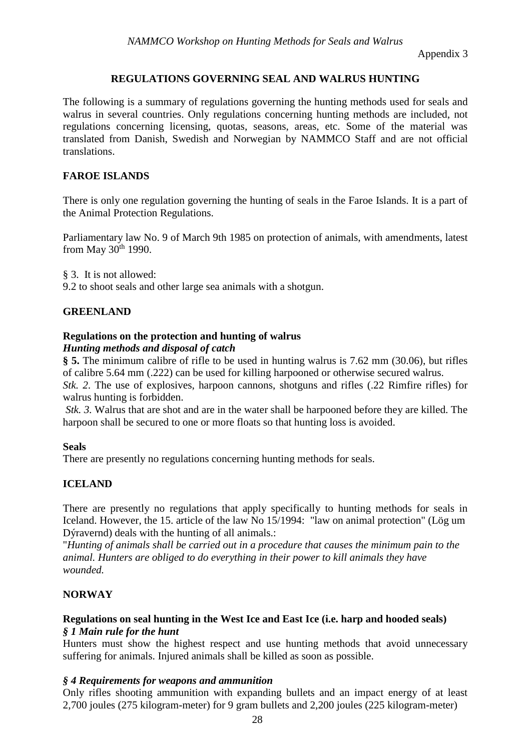Appendix 3

## REGULATIONS GOVERNING SEAL AND WALRUS HUNTING

The following is a summary of regulations governing the hunting methods used for seals and walrus in several countries. Only regulations concerning hunting methods are included, not regulations concerning licensing, quotas, seasons, areas, etc. Some of the material was translated from Danish, Swedish and Norwegian by NAMMCO Staff and are not official translations.

### FAROE ISLANDS

There is only one regulation governing the hunting of seals in the Faroe Islands. It is a part of the Animal Protection Regulations.

Parliamentary law No. 9 of March 9th 1985 on protection of animals, with amendments, latest from May 30th 1990.

§ 3. It is not allowed:
9.2 to shoot seals and other large sea animals with a shotgun.

### GREENLAND

**Regulations on the protection and hunting of walrus**
***Hunting methods and disposal of catch***

**§ 5.** The minimum calibre of rifle to be used in hunting walrus is 7.62 mm (30.06), but rifles of calibre 5.64 mm (.222) can be used for killing harpooned or otherwise secured walrus.
*Stk. 2*. The use of explosives, harpoon cannons, shotguns and rifles (.22 Rimfire rifles) for walrus hunting is forbidden.
*Stk. 3*. Walrus that are shot and are in the water shall be harpooned before they are killed. The harpoon shall be secured to one or more floats so that hunting loss is avoided.

**Seals**
There are presently no regulations concerning hunting methods for seals.

### ICELAND

There are presently no regulations that apply specifically to hunting methods for seals in Iceland. However, the 15. article of the law No 15/1994: "law on animal protection" (Lög um Dýravernd) deals with the hunting of all animals.:
"*Hunting of animals shall be carried out in a procedure that causes the minimum pain to the animal. Hunters are obliged to do everything in their power to kill animals they have wounded.*

### NORWAY

**Regulations on seal hunting in the West Ice and East Ice (i.e. harp and hooded seals)**
***§ 1 Main rule for the hunt***
Hunters must show the highest respect and use hunting methods that avoid unnecessary suffering for animals. Injured animals shall be killed as soon as possible.

***§ 4 Requirements for weapons and ammunition***
Only rifles shooting ammunition with expanding bullets and an impact energy of at least 2,700 joules (275 kilogram-meter) for 9 gram bullets and 2,200 joules (225 kilogram-meter)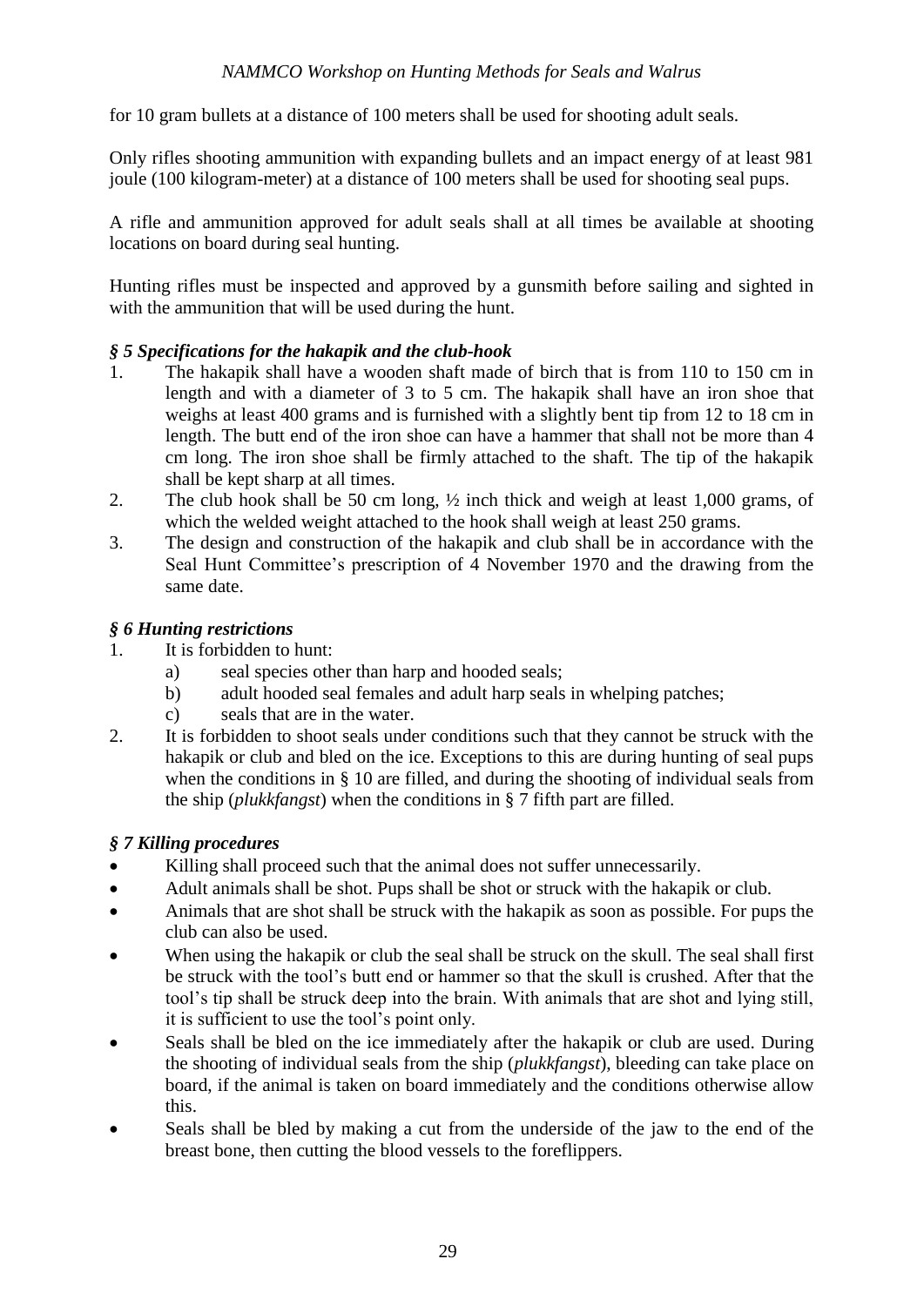for 10 gram bullets at a distance of 100 meters shall be used for shooting adult seals.

Only rifles shooting ammunition with expanding bullets and an impact energy of at least 981 joule (100 kilogram-meter) at a distance of 100 meters shall be used for shooting seal pups.

A rifle and ammunition approved for adult seals shall at all times be available at shooting locations on board during seal hunting.

Hunting rifles must be inspected and approved by a gunsmith before sailing and sighted in with the ammunition that will be used during the hunt.

### *§ 5 Specifications for the hakapik and the club-hook*

1. The hakapik shall have a wooden shaft made of birch that is from 110 to 150 cm in length and with a diameter of 3 to 5 cm. The hakapik shall have an iron shoe that weighs at least 400 grams and is furnished with a slightly bent tip from 12 to 18 cm in length. The butt end of the iron shoe can have a hammer that shall not be more than 4 cm long. The iron shoe shall be firmly attached to the shaft. The tip of the hakapik shall be kept sharp at all times.
2. The club hook shall be 50 cm long, ½ inch thick and weigh at least 1,000 grams, of which the welded weight attached to the hook shall weigh at least 250 grams.
3. The design and construction of the hakapik and club shall be in accordance with the Seal Hunt Committee's prescription of 4 November 1970 and the drawing from the same date.

### *§ 6 Hunting restrictions*

1. It is forbidden to hunt:
   a) seal species other than harp and hooded seals;
   b) adult hooded seal females and adult harp seals in whelping patches;
   c) seals that are in the water.
2. It is forbidden to shoot seals under conditions such that they cannot be struck with the hakapik or club and bled on the ice. Exceptions to this are during hunting of seal pups when the conditions in § 10 are filled, and during the shooting of individual seals from the ship (*plukkfangst*) when the conditions in § 7 fifth part are filled.

### *§ 7 Killing procedures*

- Killing shall proceed such that the animal does not suffer unnecessarily.
- Adult animals shall be shot. Pups shall be shot or struck with the hakapik or club.
- Animals that are shot shall be struck with the hakapik as soon as possible. For pups the club can also be used.
- When using the hakapik or club the seal shall be struck on the skull. The seal shall first be struck with the tool's butt end or hammer so that the skull is crushed. After that the tool's tip shall be struck deep into the brain. With animals that are shot and lying still, it is sufficient to use the tool's point only.
- Seals shall be bled on the ice immediately after the hakapik or club are used. During the shooting of individual seals from the ship (*plukkfangst*), bleeding can take place on board, if the animal is taken on board immediately and the conditions otherwise allow this.
- Seals shall be bled by making a cut from the underside of the jaw to the end of the breast bone, then cutting the blood vessels to the foreflippers.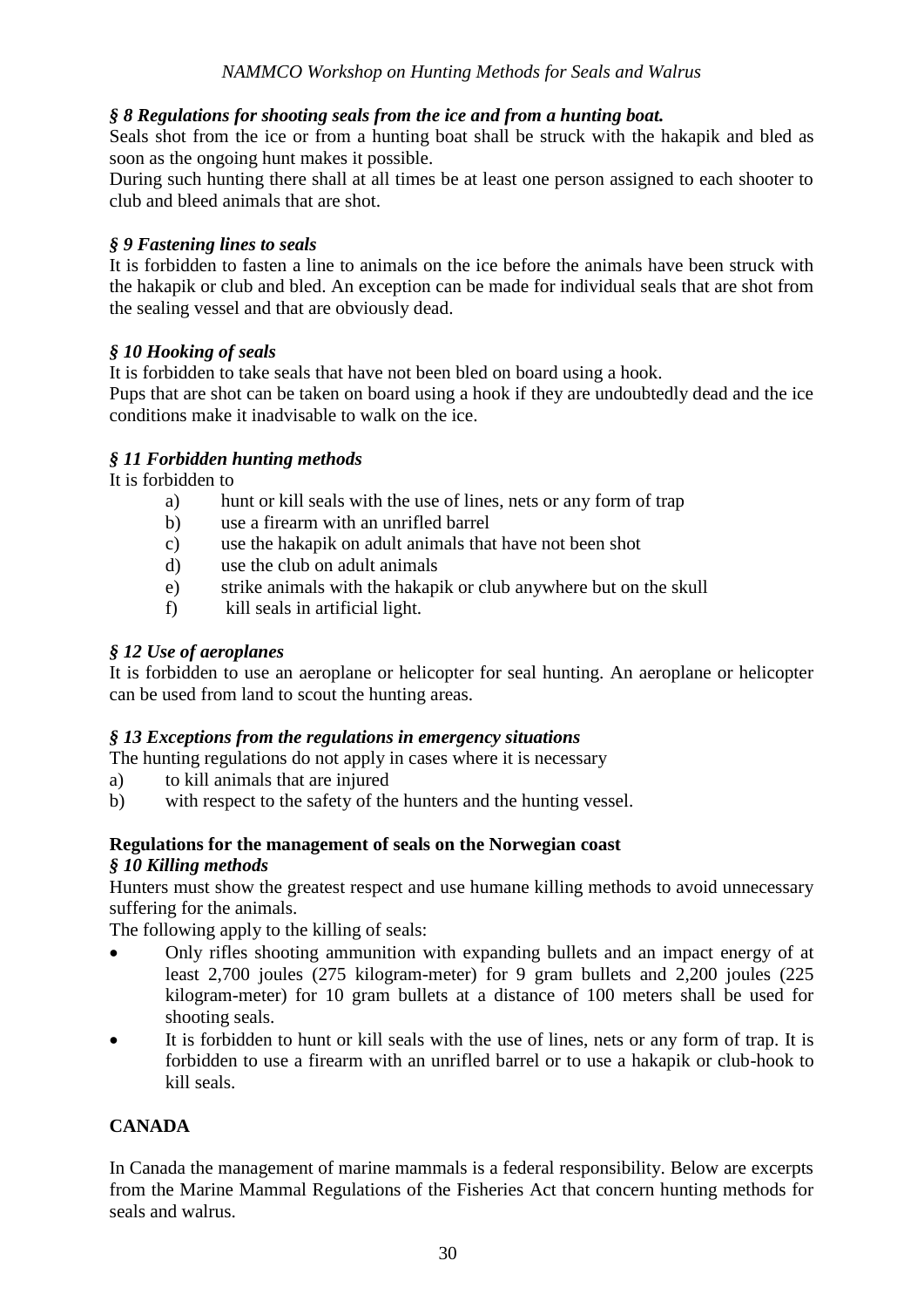### *§ 8 Regulations for shooting seals from the ice and from a hunting boat.*

Seals shot from the ice or from a hunting boat shall be struck with the hakapik and bled as soon as the ongoing hunt makes it possible.

During such hunting there shall at all times be at least one person assigned to each shooter to club and bleed animals that are shot.

### *§ 9 Fastening lines to seals*

It is forbidden to fasten a line to animals on the ice before the animals have been struck with the hakapik or club and bled. An exception can be made for individual seals that are shot from the sealing vessel and that are obviously dead.

### *§ 10 Hooking of seals*

It is forbidden to take seals that have not been bled on board using a hook.

Pups that are shot can be taken on board using a hook if they are undoubtedly dead and the ice conditions make it inadvisable to walk on the ice.

### *§ 11 Forbidden hunting methods*

It is forbidden to

- a) hunt or kill seals with the use of lines, nets or any form of trap
- b) use a firearm with an unrifled barrel
- c) use the hakapik on adult animals that have not been shot
- d) use the club on adult animals
- e) strike animals with the hakapik or club anywhere but on the skull
- f) kill seals in artificial light.

### *§ 12 Use of aeroplanes*

It is forbidden to use an aeroplane or helicopter for seal hunting. An aeroplane or helicopter can be used from land to scout the hunting areas.

### *§ 13 Exceptions from the regulations in emergency situations*

The hunting regulations do not apply in cases where it is necessary

- a) to kill animals that are injured
- b) with respect to the safety of the hunters and the hunting vessel.

### **Regulations for the management of seals on the Norwegian coast**

### *§ 10 Killing methods*

Hunters must show the greatest respect and use humane killing methods to avoid unnecessary suffering for the animals.

The following apply to the killing of seals:

- Only rifles shooting ammunition with expanding bullets and an impact energy of at least 2,700 joules (275 kilogram-meter) for 9 gram bullets and 2,200 joules (225 kilogram-meter) for 10 gram bullets at a distance of 100 meters shall be used for shooting seals.
- It is forbidden to hunt or kill seals with the use of lines, nets or any form of trap. It is forbidden to use a firearm with an unrifled barrel or to use a hakapik or club-hook to kill seals.

## **CANADA**

In Canada the management of marine mammals is a federal responsibility. Below are excerpts from the Marine Mammal Regulations of the Fisheries Act that concern hunting methods for seals and walrus.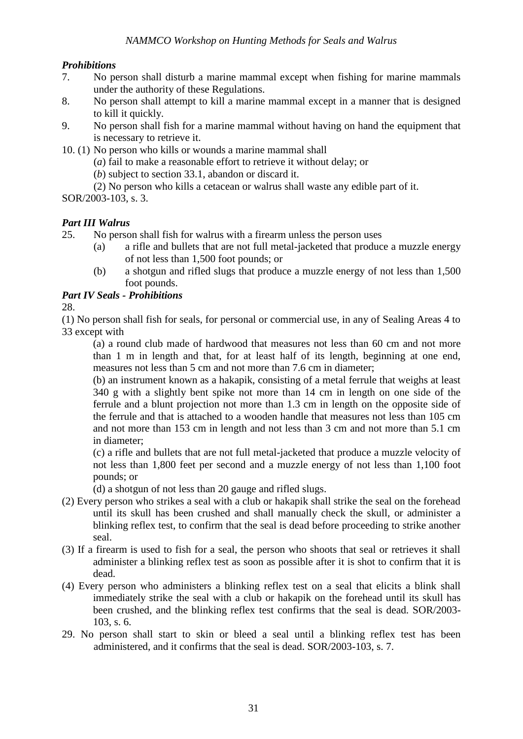***Prohibitions***

7. No person shall disturb a marine mammal except when fishing for marine mammals under the authority of these Regulations.
8. No person shall attempt to kill a marine mammal except in a manner that is designed to kill it quickly.
9. No person shall fish for a marine mammal without having on hand the equipment that is necessary to retrieve it.
10. (1) No person who kills or wounds a marine mammal shall

    (*a*) fail to make a reasonable effort to retrieve it without delay; or

    (*b*) subject to section 33.1, abandon or discard it.

    (2) No person who kills a cetacean or walrus shall waste any edible part of it.

SOR/2003-103, s. 3.

***Part III Walrus***

25. No person shall fish for walrus with a firearm unless the person uses
    (a) a rifle and bullets that are not full metal-jacketed that produce a muzzle energy of not less than 1,500 foot pounds; or
    (b) a shotgun and rifled slugs that produce a muzzle energy of not less than 1,500 foot pounds.

***Part IV Seals - Prohibitions***

28.

(1) No person shall fish for seals, for personal or commercial use, in any of Sealing Areas 4 to 33 except with

(a) a round club made of hardwood that measures not less than 60 cm and not more than 1 m in length and that, for at least half of its length, beginning at one end, measures not less than 5 cm and not more than 7.6 cm in diameter;

(b) an instrument known as a hakapik, consisting of a metal ferrule that weighs at least 340 g with a slightly bent spike not more than 14 cm in length on one side of the ferrule and a blunt projection not more than 1.3 cm in length on the opposite side of the ferrule and that is attached to a wooden handle that measures not less than 105 cm and not more than 153 cm in length and not less than 3 cm and not more than 5.1 cm in diameter;

(c) a rifle and bullets that are not full metal-jacketed that produce a muzzle velocity of not less than 1,800 feet per second and a muzzle energy of not less than 1,100 foot pounds; or

(d) a shotgun of not less than 20 gauge and rifled slugs.

(2) Every person who strikes a seal with a club or hakapik shall strike the seal on the forehead until its skull has been crushed and shall manually check the skull, or administer a blinking reflex test, to confirm that the seal is dead before proceeding to strike another seal.

(3) If a firearm is used to fish for a seal, the person who shoots that seal or retrieves it shall administer a blinking reflex test as soon as possible after it is shot to confirm that it is dead.

(4) Every person who administers a blinking reflex test on a seal that elicits a blink shall immediately strike the seal with a club or hakapik on the forehead until its skull has been crushed, and the blinking reflex test confirms that the seal is dead. SOR/2003-103, s. 6.

29. No person shall start to skin or bleed a seal until a blinking reflex test has been administered, and it confirms that the seal is dead. SOR/2003-103, s. 7.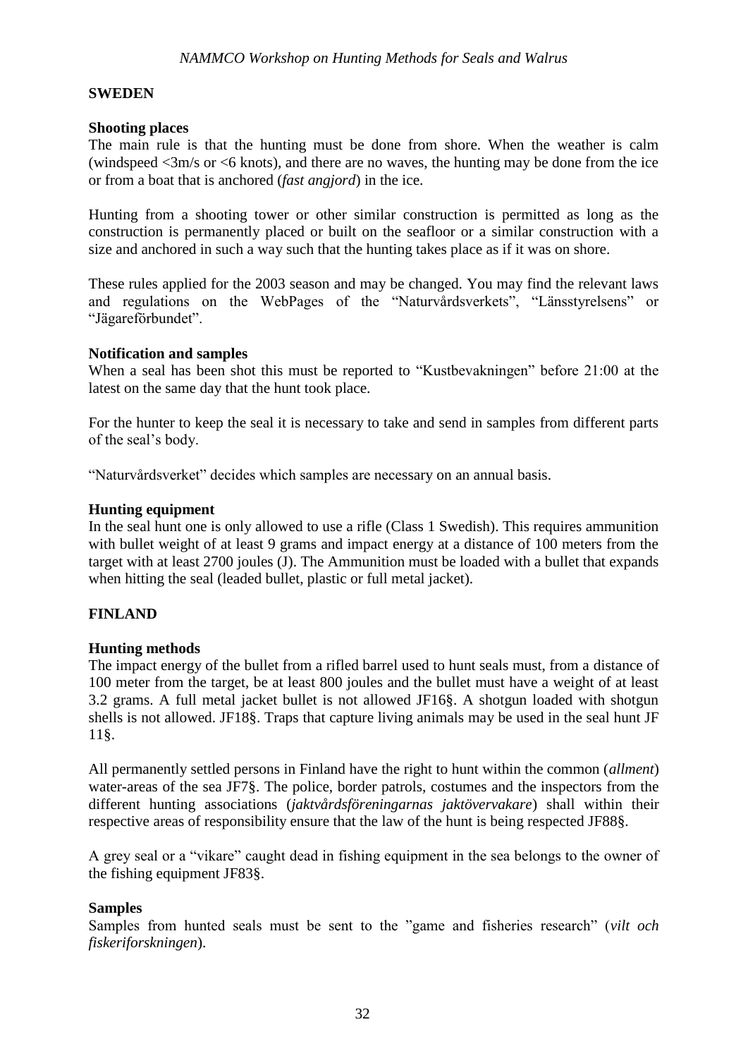## SWEDEN

### Shooting places

The main rule is that the hunting must be done from shore. When the weather is calm (windspeed <3m/s or <6 knots), and there are no waves, the hunting may be done from the ice or from a boat that is anchored (*fast angjord*) in the ice.

Hunting from a shooting tower or other similar construction is permitted as long as the construction is permanently placed or built on the seafloor or a similar construction with a size and anchored in such a way such that the hunting takes place as if it was on shore.

These rules applied for the 2003 season and may be changed. You may find the relevant laws and regulations on the WebPages of the "Naturvårdsverkets", "Länsstyrelsens" or "Jägareförbundet".

### Notification and samples

When a seal has been shot this must be reported to "Kustbevakningen" before 21:00 at the latest on the same day that the hunt took place.

For the hunter to keep the seal it is necessary to take and send in samples from different parts of the seal's body.

"Naturvårdsverket" decides which samples are necessary on an annual basis.

### Hunting equipment

In the seal hunt one is only allowed to use a rifle (Class 1 Swedish). This requires ammunition with bullet weight of at least 9 grams and impact energy at a distance of 100 meters from the target with at least 2700 joules (J). The Ammunition must be loaded with a bullet that expands when hitting the seal (leaded bullet, plastic or full metal jacket).

## FINLAND

### Hunting methods

The impact energy of the bullet from a rifled barrel used to hunt seals must, from a distance of 100 meter from the target, be at least 800 joules and the bullet must have a weight of at least 3.2 grams. A full metal jacket bullet is not allowed JF16§. A shotgun loaded with shotgun shells is not allowed. JF18§. Traps that capture living animals may be used in the seal hunt JF 11§.

All permanently settled persons in Finland have the right to hunt within the common (*allment*) water-areas of the sea JF7§. The police, border patrols, costumes and the inspectors from the different hunting associations (*jaktvårdsföreningarnas jaktövervakare*) shall within their respective areas of responsibility ensure that the law of the hunt is being respected JF88§.

A grey seal or a "vikare" caught dead in fishing equipment in the sea belongs to the owner of the fishing equipment JF83§.

### Samples

Samples from hunted seals must be sent to the "game and fisheries research" (*vilt och fiskeriforskningen*).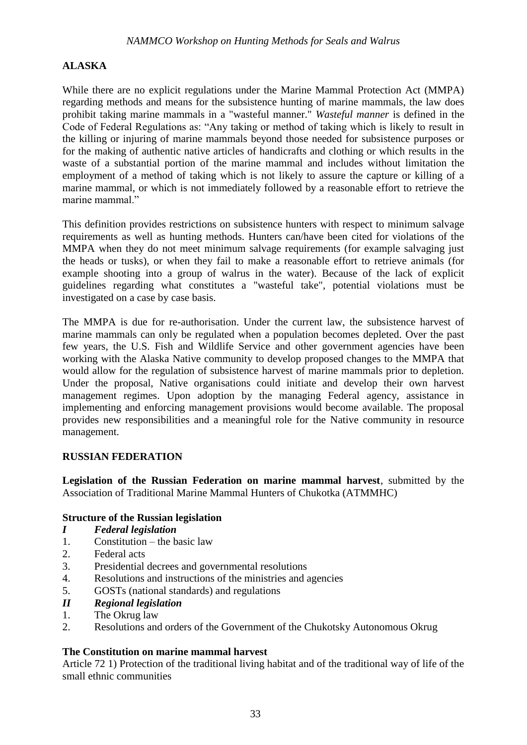## ALASKA

While there are no explicit regulations under the Marine Mammal Protection Act (MMPA) regarding methods and means for the subsistence hunting of marine mammals, the law does prohibit taking marine mammals in a "wasteful manner." *Wasteful manner* is defined in the Code of Federal Regulations as: "Any taking or method of taking which is likely to result in the killing or injuring of marine mammals beyond those needed for subsistence purposes or for the making of authentic native articles of handicrafts and clothing or which results in the waste of a substantial portion of the marine mammal and includes without limitation the employment of a method of taking which is not likely to assure the capture or killing of a marine mammal, or which is not immediately followed by a reasonable effort to retrieve the marine mammal."

This definition provides restrictions on subsistence hunters with respect to minimum salvage requirements as well as hunting methods. Hunters can/have been cited for violations of the MMPA when they do not meet minimum salvage requirements (for example salvaging just the heads or tusks), or when they fail to make a reasonable effort to retrieve animals (for example shooting into a group of walrus in the water). Because of the lack of explicit guidelines regarding what constitutes a "wasteful take", potential violations must be investigated on a case by case basis.

The MMPA is due for re-authorisation. Under the current law, the subsistence harvest of marine mammals can only be regulated when a population becomes depleted. Over the past few years, the U.S. Fish and Wildlife Service and other government agencies have been working with the Alaska Native community to develop proposed changes to the MMPA that would allow for the regulation of subsistence harvest of marine mammals prior to depletion. Under the proposal, Native organisations could initiate and develop their own harvest management regimes. Upon adoption by the managing Federal agency, assistance in implementing and enforcing management provisions would become available. The proposal provides new responsibilities and a meaningful role for the Native community in resource management.

## RUSSIAN FEDERATION

**Legislation of the Russian Federation on marine mammal harvest**, submitted by the Association of Traditional Marine Mammal Hunters of Chukotka (ATMMHC)

**Structure of the Russian legislation**

***I Federal legislation***

1. Constitution – the basic law
2. Federal acts
3. Presidential decrees and governmental resolutions
4. Resolutions and instructions of the ministries and agencies
5. GOSTs (national standards) and regulations

***II Regional legislation***

1. The Okrug law
2. Resolutions and orders of the Government of the Chukotsky Autonomous Okrug

**The Constitution on marine mammal harvest**

Article 72 1) Protection of the traditional living habitat and of the traditional way of life of the small ethnic communities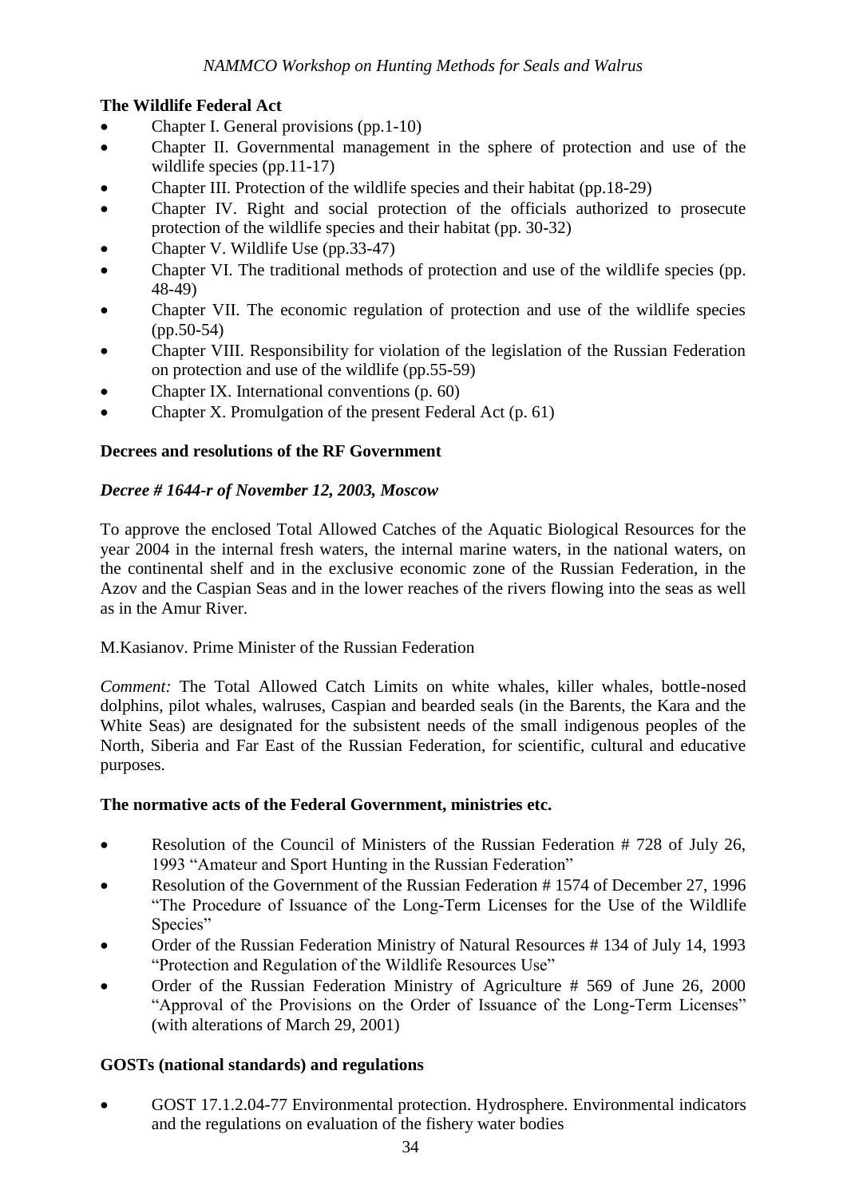**The Wildlife Federal Act**

- Chapter I. General provisions (pp.1-10)
- Chapter II. Governmental management in the sphere of protection and use of the wildlife species (pp.11-17)
- Chapter III. Protection of the wildlife species and their habitat (pp.18-29)
- Chapter IV. Right and social protection of the officials authorized to prosecute protection of the wildlife species and their habitat (pp. 30-32)
- Chapter V. Wildlife Use (pp.33-47)
- Chapter VI. The traditional methods of protection and use of the wildlife species (pp. 48-49)
- Chapter VII. The economic regulation of protection and use of the wildlife species (pp.50-54)
- Chapter VIII. Responsibility for violation of the legislation of the Russian Federation on protection and use of the wildlife (pp.55-59)
- Chapter IX. International conventions (p. 60)
- Chapter X. Promulgation of the present Federal Act (p. 61)

**Decrees and resolutions of the RF Government**

***Decree # 1644-r of November 12, 2003, Moscow***

To approve the enclosed Total Allowed Catches of the Aquatic Biological Resources for the year 2004 in the internal fresh waters, the internal marine waters, in the national waters, on the continental shelf and in the exclusive economic zone of the Russian Federation, in the Azov and the Caspian Seas and in the lower reaches of the rivers flowing into the seas as well as in the Amur River.

M.Kasianov. Prime Minister of the Russian Federation

*Comment:* The Total Allowed Catch Limits on white whales, killer whales, bottle-nosed dolphins, pilot whales, walruses, Caspian and bearded seals (in the Barents, the Kara and the White Seas) are designated for the subsistent needs of the small indigenous peoples of the North, Siberia and Far East of the Russian Federation, for scientific, cultural and educative purposes.

**The normative acts of the Federal Government, ministries etc.**

- Resolution of the Council of Ministers of the Russian Federation # 728 of July 26, 1993 "Amateur and Sport Hunting in the Russian Federation"
- Resolution of the Government of the Russian Federation # 1574 of December 27, 1996 "The Procedure of Issuance of the Long-Term Licenses for the Use of the Wildlife Species"
- Order of the Russian Federation Ministry of Natural Resources # 134 of July 14, 1993 "Protection and Regulation of the Wildlife Resources Use"
- Order of the Russian Federation Ministry of Agriculture # 569 of June 26, 2000 "Approval of the Provisions on the Order of Issuance of the Long-Term Licenses" (with alterations of March 29, 2001)

**GOSTs (national standards) and regulations**

- GOST 17.1.2.04-77 Environmental protection. Hydrosphere. Environmental indicators and the regulations on evaluation of the fishery water bodies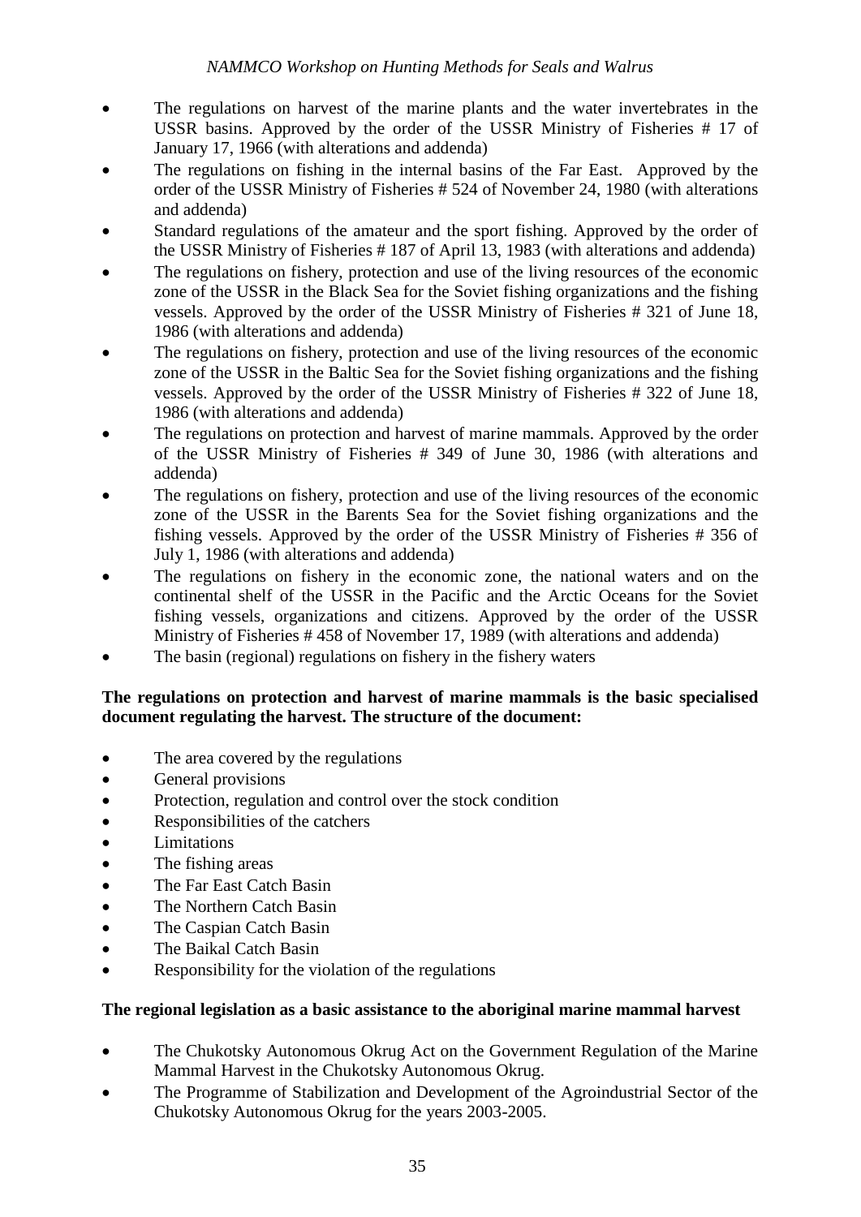- The regulations on harvest of the marine plants and the water invertebrates in the USSR basins. Approved by the order of the USSR Ministry of Fisheries # 17 of January 17, 1966 (with alterations and addenda)
- The regulations on fishing in the internal basins of the Far East. Approved by the order of the USSR Ministry of Fisheries # 524 of November 24, 1980 (with alterations and addenda)
- Standard regulations of the amateur and the sport fishing. Approved by the order of the USSR Ministry of Fisheries # 187 of April 13, 1983 (with alterations and addenda)
- The regulations on fishery, protection and use of the living resources of the economic zone of the USSR in the Black Sea for the Soviet fishing organizations and the fishing vessels. Approved by the order of the USSR Ministry of Fisheries # 321 of June 18, 1986 (with alterations and addenda)
- The regulations on fishery, protection and use of the living resources of the economic zone of the USSR in the Baltic Sea for the Soviet fishing organizations and the fishing vessels. Approved by the order of the USSR Ministry of Fisheries # 322 of June 18, 1986 (with alterations and addenda)
- The regulations on protection and harvest of marine mammals. Approved by the order of the USSR Ministry of Fisheries # 349 of June 30, 1986 (with alterations and addenda)
- The regulations on fishery, protection and use of the living resources of the economic zone of the USSR in the Barents Sea for the Soviet fishing organizations and the fishing vessels. Approved by the order of the USSR Ministry of Fisheries # 356 of July 1, 1986 (with alterations and addenda)
- The regulations on fishery in the economic zone, the national waters and on the continental shelf of the USSR in the Pacific and the Arctic Oceans for the Soviet fishing vessels, organizations and citizens. Approved by the order of the USSR Ministry of Fisheries # 458 of November 17, 1989 (with alterations and addenda)
- The basin (regional) regulations on fishery in the fishery waters

**The regulations on protection and harvest of marine mammals is the basic specialised document regulating the harvest. The structure of the document:**

- The area covered by the regulations
- General provisions
- Protection, regulation and control over the stock condition
- Responsibilities of the catchers
- Limitations
- The fishing areas
- The Far East Catch Basin
- The Northern Catch Basin
- The Caspian Catch Basin
- The Baikal Catch Basin
- Responsibility for the violation of the regulations

**The regional legislation as a basic assistance to the aboriginal marine mammal harvest**

- The Chukotsky Autonomous Okrug Act on the Government Regulation of the Marine Mammal Harvest in the Chukotsky Autonomous Okrug.
- The Programme of Stabilization and Development of the Agroindustrial Sector of the Chukotsky Autonomous Okrug for the years 2003-2005.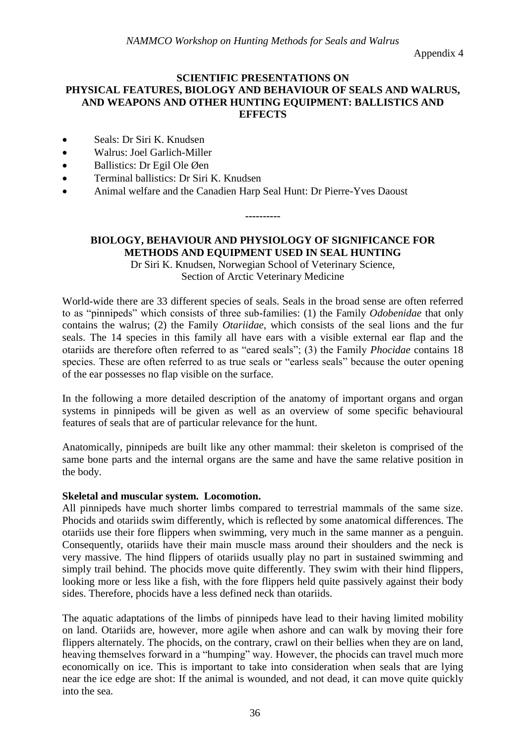Appendix 4

## SCIENTIFIC PRESENTATIONS ON PHYSICAL FEATURES, BIOLOGY AND BEHAVIOUR OF SEALS AND WALRUS, AND WEAPONS AND OTHER HUNTING EQUIPMENT: BALLISTICS AND EFFECTS

- Seals: Dr Siri K. Knudsen
- Walrus: Joel Garlich-Miller
- Ballistics: Dr Egil Ole Øen
- Terminal ballistics: Dr Siri K. Knudsen
- Animal welfare and the Canadien Harp Seal Hunt: Dr Pierre-Yves Daoust

----------

## BIOLOGY, BEHAVIOUR AND PHYSIOLOGY OF SIGNIFICANCE FOR METHODS AND EQUIPMENT USED IN SEAL HUNTING

Dr Siri K. Knudsen, Norwegian School of Veterinary Science, Section of Arctic Veterinary Medicine

World-wide there are 33 different species of seals. Seals in the broad sense are often referred to as "pinnipeds" which consists of three sub-families: (1) the Family *Odobenidae* that only contains the walrus; (2) the Family *Otariidae*, which consists of the seal lions and the fur seals. The 14 species in this family all have ears with a visible external ear flap and the otariids are therefore often referred to as "eared seals"; (3) the Family *Phocidae* contains 18 species. These are often referred to as true seals or "earless seals" because the outer opening of the ear possesses no flap visible on the surface.

In the following a more detailed description of the anatomy of important organs and organ systems in pinnipeds will be given as well as an overview of some specific behavioural features of seals that are of particular relevance for the hunt.

Anatomically, pinnipeds are built like any other mammal: their skeleton is comprised of the same bone parts and the internal organs are the same and have the same relative position in the body.

### Skeletal and muscular system. Locomotion.

All pinnipeds have much shorter limbs compared to terrestrial mammals of the same size. Phocids and otariids swim differently, which is reflected by some anatomical differences. The otariids use their fore flippers when swimming, very much in the same manner as a penguin. Consequently, otariids have their main muscle mass around their shoulders and the neck is very massive. The hind flippers of otariids usually play no part in sustained swimming and simply trail behind. The phocids move quite differently. They swim with their hind flippers, looking more or less like a fish, with the fore flippers held quite passively against their body sides. Therefore, phocids have a less defined neck than otariids.

The aquatic adaptations of the limbs of pinnipeds have lead to their having limited mobility on land. Otariids are, however, more agile when ashore and can walk by moving their fore flippers alternately. The phocids, on the contrary, crawl on their bellies when they are on land, heaving themselves forward in a "humping" way. However, the phocids can travel much more economically on ice. This is important to take into consideration when seals that are lying near the ice edge are shot: If the animal is wounded, and not dead, it can move quite quickly into the sea.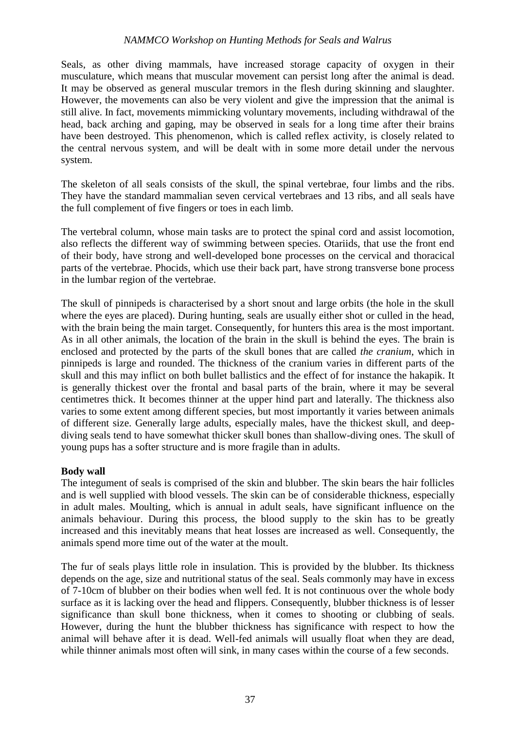Seals, as other diving mammals, have increased storage capacity of oxygen in their musculature, which means that muscular movement can persist long after the animal is dead. It may be observed as general muscular tremors in the flesh during skinning and slaughter. However, the movements can also be very violent and give the impression that the animal is still alive. In fact, movements mimmicking voluntary movements, including withdrawal of the head, back arching and gaping, may be observed in seals for a long time after their brains have been destroyed. This phenomenon, which is called reflex activity, is closely related to the central nervous system, and will be dealt with in some more detail under the nervous system.

The skeleton of all seals consists of the skull, the spinal vertebrae, four limbs and the ribs. They have the standard mammalian seven cervical vertebraes and 13 ribs, and all seals have the full complement of five fingers or toes in each limb.

The vertebral column, whose main tasks are to protect the spinal cord and assist locomotion, also reflects the different way of swimming between species. Otariids, that use the front end of their body, have strong and well-developed bone processes on the cervical and thoracical parts of the vertebrae. Phocids, which use their back part, have strong transverse bone process in the lumbar region of the vertebrae.

The skull of pinnipeds is characterised by a short snout and large orbits (the hole in the skull where the eyes are placed). During hunting, seals are usually either shot or culled in the head, with the brain being the main target. Consequently, for hunters this area is the most important. As in all other animals, the location of the brain in the skull is behind the eyes. The brain is enclosed and protected by the parts of the skull bones that are called *the cranium*, which in pinnipeds is large and rounded. The thickness of the cranium varies in different parts of the skull and this may inflict on both bullet ballistics and the effect of for instance the hakapik. It is generally thickest over the frontal and basal parts of the brain, where it may be several centimetres thick. It becomes thinner at the upper hind part and laterally. The thickness also varies to some extent among different species, but most importantly it varies between animals of different size. Generally large adults, especially males, have the thickest skull, and deep-diving seals tend to have somewhat thicker skull bones than shallow-diving ones. The skull of young pups has a softer structure and is more fragile than in adults.

**Body wall**

The integument of seals is comprised of the skin and blubber. The skin bears the hair follicles and is well supplied with blood vessels. The skin can be of considerable thickness, especially in adult males. Moulting, which is annual in adult seals, have significant influence on the animals behaviour. During this process, the blood supply to the skin has to be greatly increased and this inevitably means that heat losses are increased as well. Consequently, the animals spend more time out of the water at the moult.

The fur of seals plays little role in insulation. This is provided by the blubber. Its thickness depends on the age, size and nutritional status of the seal. Seals commonly may have in excess of 7-10cm of blubber on their bodies when well fed. It is not continuous over the whole body surface as it is lacking over the head and flippers. Consequently, blubber thickness is of lesser significance than skull bone thickness, when it comes to shooting or clubbing of seals. However, during the hunt the blubber thickness has significance with respect to how the animal will behave after it is dead. Well-fed animals will usually float when they are dead, while thinner animals most often will sink, in many cases within the course of a few seconds.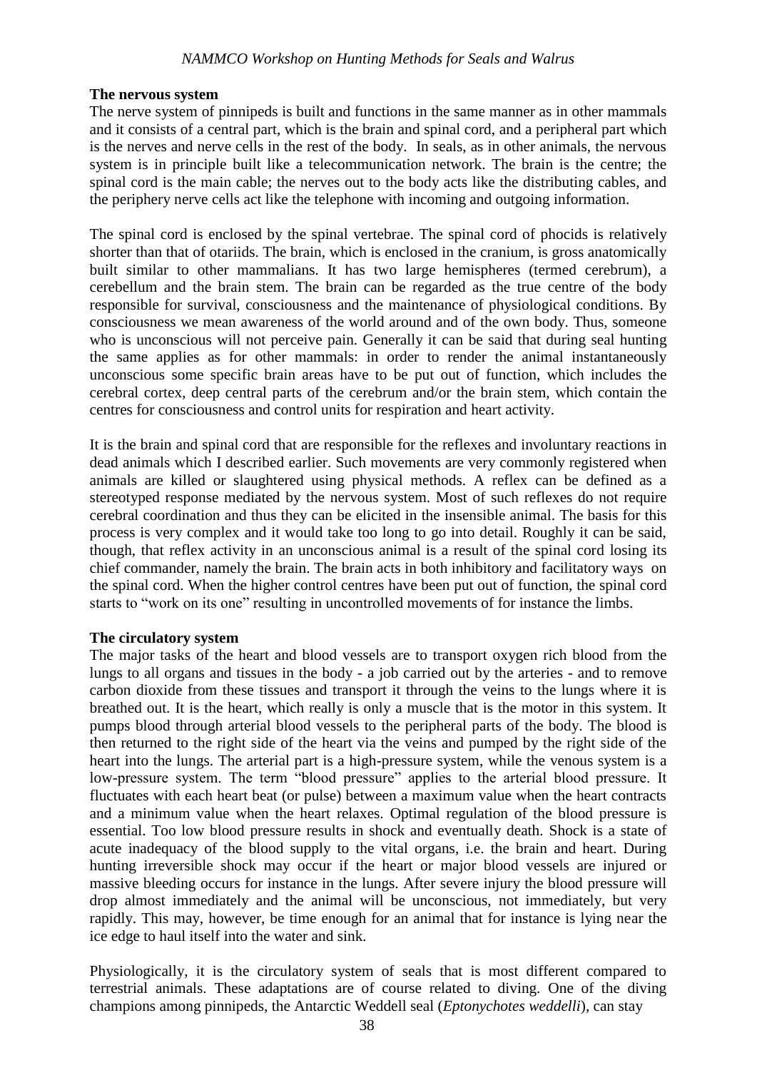### The nervous system

The nerve system of pinnipeds is built and functions in the same manner as in other mammals and it consists of a central part, which is the brain and spinal cord, and a peripheral part which is the nerves and nerve cells in the rest of the body. In seals, as in other animals, the nervous system is in principle built like a telecommunication network. The brain is the centre; the spinal cord is the main cable; the nerves out to the body acts like the distributing cables, and the periphery nerve cells act like the telephone with incoming and outgoing information.

The spinal cord is enclosed by the spinal vertebrae. The spinal cord of phocids is relatively shorter than that of otariids. The brain, which is enclosed in the cranium, is gross anatomically built similar to other mammalians. It has two large hemispheres (termed cerebrum), a cerebellum and the brain stem. The brain can be regarded as the true centre of the body responsible for survival, consciousness and the maintenance of physiological conditions. By consciousness we mean awareness of the world around and of the own body. Thus, someone who is unconscious will not perceive pain. Generally it can be said that during seal hunting the same applies as for other mammals: in order to render the animal instantaneously unconscious some specific brain areas have to be put out of function, which includes the cerebral cortex, deep central parts of the cerebrum and/or the brain stem, which contain the centres for consciousness and control units for respiration and heart activity.

It is the brain and spinal cord that are responsible for the reflexes and involuntary reactions in dead animals which I described earlier. Such movements are very commonly registered when animals are killed or slaughtered using physical methods. A reflex can be defined as a stereotyped response mediated by the nervous system. Most of such reflexes do not require cerebral coordination and thus they can be elicited in the insensible animal. The basis for this process is very complex and it would take too long to go into detail. Roughly it can be said, though, that reflex activity in an unconscious animal is a result of the spinal cord losing its chief commander, namely the brain. The brain acts in both inhibitory and facilitatory ways on the spinal cord. When the higher control centres have been put out of function, the spinal cord starts to "work on its one" resulting in uncontrolled movements of for instance the limbs.

### The circulatory system

The major tasks of the heart and blood vessels are to transport oxygen rich blood from the lungs to all organs and tissues in the body - a job carried out by the arteries - and to remove carbon dioxide from these tissues and transport it through the veins to the lungs where it is breathed out. It is the heart, which really is only a muscle that is the motor in this system. It pumps blood through arterial blood vessels to the peripheral parts of the body. The blood is then returned to the right side of the heart via the veins and pumped by the right side of the heart into the lungs. The arterial part is a high-pressure system, while the venous system is a low-pressure system. The term "blood pressure" applies to the arterial blood pressure. It fluctuates with each heart beat (or pulse) between a maximum value when the heart contracts and a minimum value when the heart relaxes. Optimal regulation of the blood pressure is essential. Too low blood pressure results in shock and eventually death. Shock is a state of acute inadequacy of the blood supply to the vital organs, i.e. the brain and heart. During hunting irreversible shock may occur if the heart or major blood vessels are injured or massive bleeding occurs for instance in the lungs. After severe injury the blood pressure will drop almost immediately and the animal will be unconscious, not immediately, but very rapidly. This may, however, be time enough for an animal that for instance is lying near the ice edge to haul itself into the water and sink.

Physiologically, it is the circulatory system of seals that is most different compared to terrestrial animals. These adaptations are of course related to diving. One of the diving champions among pinnipeds, the Antarctic Weddell seal (*Eptonychotes weddelli*), can stay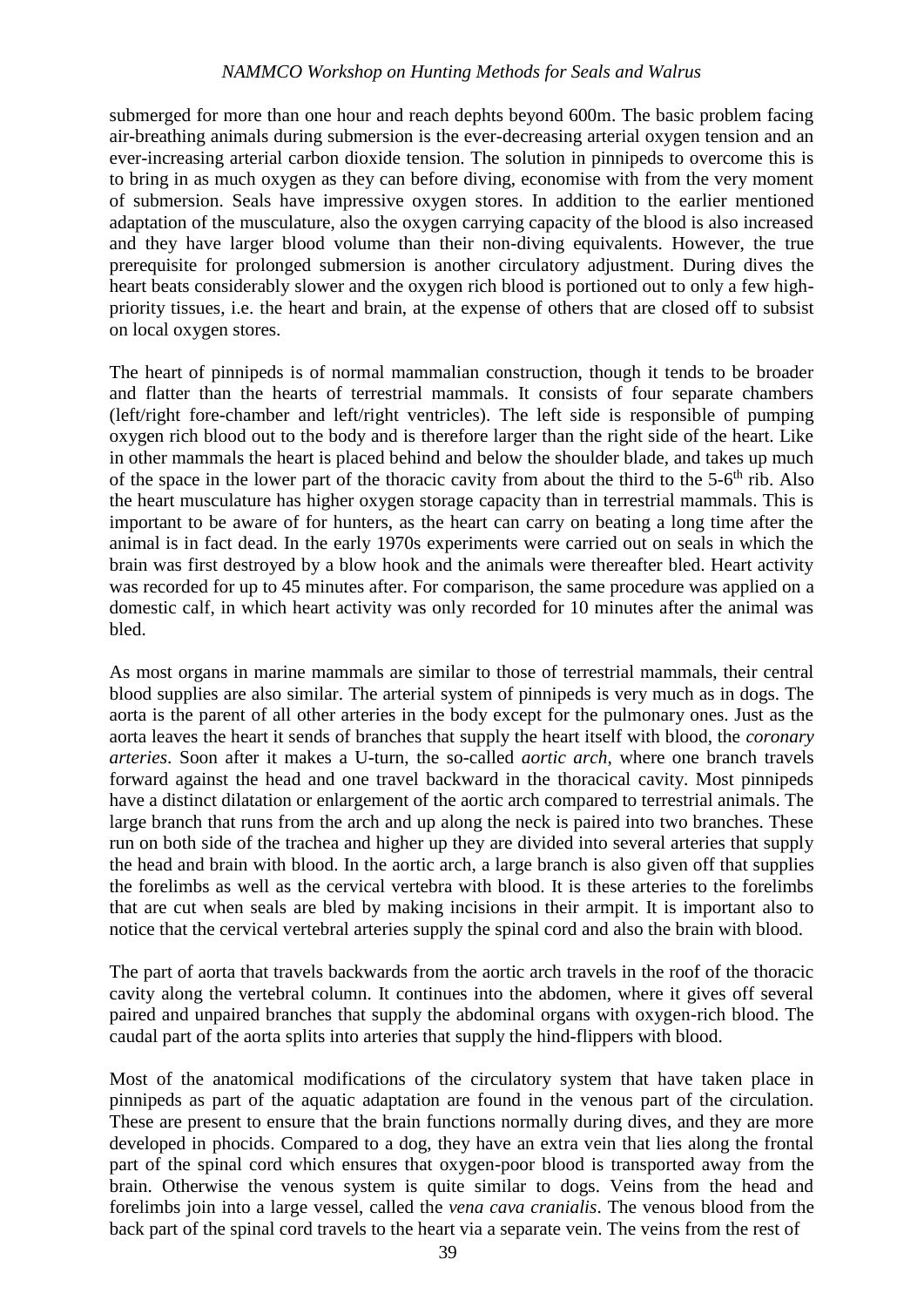submerged for more than one hour and reach dephts beyond 600m. The basic problem facing air-breathing animals during submersion is the ever-decreasing arterial oxygen tension and an ever-increasing arterial carbon dioxide tension. The solution in pinnipeds to overcome this is to bring in as much oxygen as they can before diving, economise with from the very moment of submersion. Seals have impressive oxygen stores. In addition to the earlier mentioned adaptation of the musculature, also the oxygen carrying capacity of the blood is also increased and they have larger blood volume than their non-diving equivalents. However, the true prerequisite for prolonged submersion is another circulatory adjustment. During dives the heart beats considerably slower and the oxygen rich blood is portioned out to only a few high-priority tissues, i.e. the heart and brain, at the expense of others that are closed off to subsist on local oxygen stores.

The heart of pinnipeds is of normal mammalian construction, though it tends to be broader and flatter than the hearts of terrestrial mammals. It consists of four separate chambers (left/right fore-chamber and left/right ventricles). The left side is responsible of pumping oxygen rich blood out to the body and is therefore larger than the right side of the heart. Like in other mammals the heart is placed behind and below the shoulder blade, and takes up much of the space in the lower part of the thoracic cavity from about the third to the 5-6$^{th}$ rib. Also the heart musculature has higher oxygen storage capacity than in terrestrial mammals. This is important to be aware of for hunters, as the heart can carry on beating a long time after the animal is in fact dead. In the early 1970s experiments were carried out on seals in which the brain was first destroyed by a blow hook and the animals were thereafter bled. Heart activity was recorded for up to 45 minutes after. For comparison, the same procedure was applied on a domestic calf, in which heart activity was only recorded for 10 minutes after the animal was bled.

As most organs in marine mammals are similar to those of terrestrial mammals, their central blood supplies are also similar. The arterial system of pinnipeds is very much as in dogs. The aorta is the parent of all other arteries in the body except for the pulmonary ones. Just as the aorta leaves the heart it sends of branches that supply the heart itself with blood, the *coronary arteries*. Soon after it makes a U-turn, the so-called *aortic arch*, where one branch travels forward against the head and one travel backward in the thoracical cavity. Most pinnipeds have a distinct dilatation or enlargement of the aortic arch compared to terrestrial animals. The large branch that runs from the arch and up along the neck is paired into two branches. These run on both side of the trachea and higher up they are divided into several arteries that supply the head and brain with blood. In the aortic arch, a large branch is also given off that supplies the forelimbs as well as the cervical vertebra with blood. It is these arteries to the forelimbs that are cut when seals are bled by making incisions in their armpit. It is important also to notice that the cervical vertebral arteries supply the spinal cord and also the brain with blood.

The part of aorta that travels backwards from the aortic arch travels in the roof of the thoracic cavity along the vertebral column. It continues into the abdomen, where it gives off several paired and unpaired branches that supply the abdominal organs with oxygen-rich blood. The caudal part of the aorta splits into arteries that supply the hind-flippers with blood.

Most of the anatomical modifications of the circulatory system that have taken place in pinnipeds as part of the aquatic adaptation are found in the venous part of the circulation. These are present to ensure that the brain functions normally during dives, and they are more developed in phocids. Compared to a dog, they have an extra vein that lies along the frontal part of the spinal cord which ensures that oxygen-poor blood is transported away from the brain. Otherwise the venous system is quite similar to dogs. Veins from the head and forelimbs join into a large vessel, called the *vena cava cranialis*. The venous blood from the back part of the spinal cord travels to the heart via a separate vein. The veins from the rest of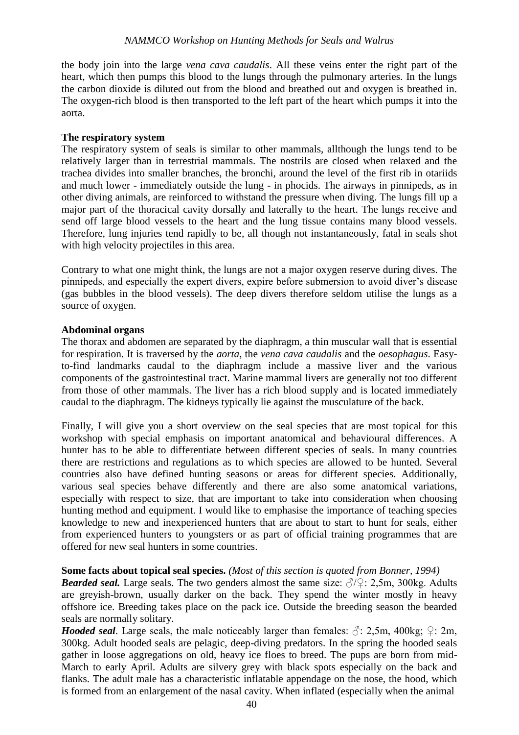the body join into the large *vena cava caudalis*. All these veins enter the right part of the heart, which then pumps this blood to the lungs through the pulmonary arteries. In the lungs the carbon dioxide is diluted out from the blood and breathed out and oxygen is breathed in. The oxygen-rich blood is then transported to the left part of the heart which pumps it into the aorta.

**The respiratory system**

The respiratory system of seals is similar to other mammals, allthough the lungs tend to be relatively larger than in terrestrial mammals. The nostrils are closed when relaxed and the trachea divides into smaller branches, the bronchi, around the level of the first rib in otariids and much lower - immediately outside the lung - in phocids. The airways in pinnipeds, as in other diving animals, are reinforced to withstand the pressure when diving. The lungs fill up a major part of the thoracical cavity dorsally and laterally to the heart. The lungs receive and send off large blood vessels to the heart and the lung tissue contains many blood vessels. Therefore, lung injuries tend rapidly to be, all though not instantaneously, fatal in seals shot with high velocity projectiles in this area.

Contrary to what one might think, the lungs are not a major oxygen reserve during dives. The pinnipeds, and especially the expert divers, expire before submersion to avoid diver's disease (gas bubbles in the blood vessels). The deep divers therefore seldom utilise the lungs as a source of oxygen.

**Abdominal organs**

The thorax and abdomen are separated by the diaphragm, a thin muscular wall that is essential for respiration. It is traversed by the *aorta*, the *vena cava caudalis* and the *oesophagus*. Easy-to-find landmarks caudal to the diaphragm include a massive liver and the various components of the gastrointestinal tract. Marine mammal livers are generally not too different from those of other mammals. The liver has a rich blood supply and is located immediately caudal to the diaphragm. The kidneys typically lie against the musculature of the back.

Finally, I will give you a short overview on the seal species that are most topical for this workshop with special emphasis on important anatomical and behavioural differences. A hunter has to be able to differentiate between different species of seals. In many countries there are restrictions and regulations as to which species are allowed to be hunted. Several countries also have defined hunting seasons or areas for different species. Additionally, various seal species behave differently and there are also some anatomical variations, especially with respect to size, that are important to take into consideration when choosing hunting method and equipment. I would like to emphasise the importance of teaching species knowledge to new and inexperienced hunters that are about to start to hunt for seals, either from experienced hunters to youngsters or as part of official training programmes that are offered for new seal hunters in some countries.

**Some facts about topical seal species.** *(Most of this section is quoted from Bonner, 1994)*

***Bearded seal.*** Large seals. The two genders almost the same size: ♂/♀: 2,5m, 300kg. Adults are greyish-brown, usually darker on the back. They spend the winter mostly in heavy offshore ice. Breeding takes place on the pack ice. Outside the breeding season the bearded seals are normally solitary.

***Hooded seal***. Large seals, the male noticeably larger than females: ♂: 2,5m, 400kg; ♀: 2m, 300kg. Adult hooded seals are pelagic, deep-diving predators. In the spring the hooded seals gather in loose aggregations on old, heavy ice floes to breed. The pups are born from mid-March to early April. Adults are silvery grey with black spots especially on the back and flanks. The adult male has a characteristic inflatable appendage on the nose, the hood, which is formed from an enlargement of the nasal cavity. When inflated (especially when the animal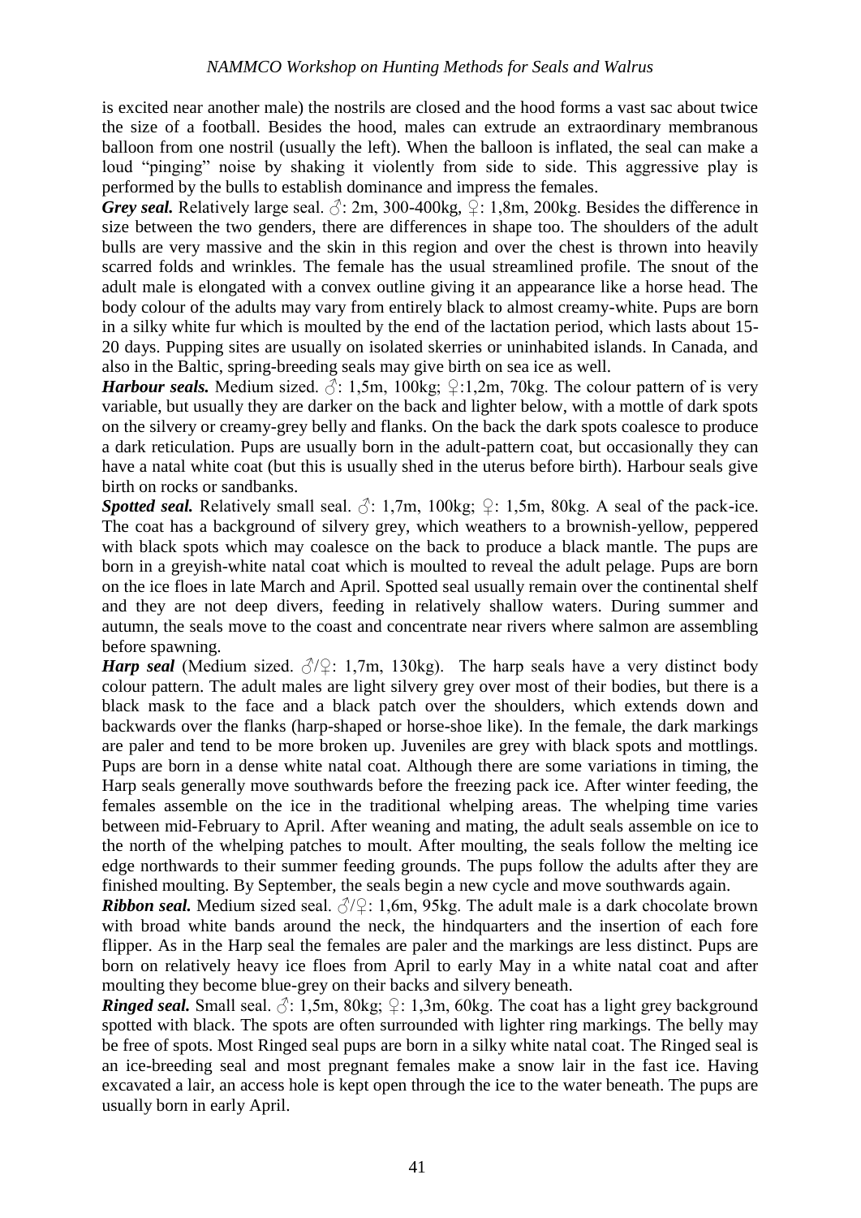is excited near another male) the nostrils are closed and the hood forms a vast sac about twice the size of a football. Besides the hood, males can extrude an extraordinary membranous balloon from one nostril (usually the left). When the balloon is inflated, the seal can make a loud "pinging" noise by shaking it violently from side to side. This aggressive play is performed by the bulls to establish dominance and impress the females.

***Grey seal.*** Relatively large seal. ♂: 2m, 300-400kg, ♀: 1,8m, 200kg. Besides the difference in size between the two genders, there are differences in shape too. The shoulders of the adult bulls are very massive and the skin in this region and over the chest is thrown into heavily scarred folds and wrinkles. The female has the usual streamlined profile. The snout of the adult male is elongated with a convex outline giving it an appearance like a horse head. The body colour of the adults may vary from entirely black to almost creamy-white. Pups are born in a silky white fur which is moulted by the end of the lactation period, which lasts about 15-20 days. Pupping sites are usually on isolated skerries or uninhabited islands. In Canada, and also in the Baltic, spring-breeding seals may give birth on sea ice as well.

***Harbour seals.*** Medium sized. ♂: 1,5m, 100kg; ♀:1,2m, 70kg. The colour pattern of is very variable, but usually they are darker on the back and lighter below, with a mottle of dark spots on the silvery or creamy-grey belly and flanks. On the back the dark spots coalesce to produce a dark reticulation. Pups are usually born in the adult-pattern coat, but occasionally they can have a natal white coat (but this is usually shed in the uterus before birth). Harbour seals give birth on rocks or sandbanks.

***Spotted seal.*** Relatively small seal. ♂: 1,7m, 100kg; ♀: 1,5m, 80kg. A seal of the pack-ice. The coat has a background of silvery grey, which weathers to a brownish-yellow, peppered with black spots which may coalesce on the back to produce a black mantle. The pups are born in a greyish-white natal coat which is moulted to reveal the adult pelage. Pups are born on the ice floes in late March and April. Spotted seal usually remain over the continental shelf and they are not deep divers, feeding in relatively shallow waters. During summer and autumn, the seals move to the coast and concentrate near rivers where salmon are assembling before spawning.

***Harp seal*** (Medium sized. ♂/♀: 1,7m, 130kg). The harp seals have a very distinct body colour pattern. The adult males are light silvery grey over most of their bodies, but there is a black mask to the face and a black patch over the shoulders, which extends down and backwards over the flanks (harp-shaped or horse-shoe like). In the female, the dark markings are paler and tend to be more broken up. Juveniles are grey with black spots and mottlings. Pups are born in a dense white natal coat. Although there are some variations in timing, the Harp seals generally move southwards before the freezing pack ice. After winter feeding, the females assemble on the ice in the traditional whelping areas. The whelping time varies between mid-February to April. After weaning and mating, the adult seals assemble on ice to the north of the whelping patches to moult. After moulting, the seals follow the melting ice edge northwards to their summer feeding grounds. The pups follow the adults after they are finished moulting. By September, the seals begin a new cycle and move southwards again.

***Ribbon seal.*** Medium sized seal. ♂/♀: 1,6m, 95kg. The adult male is a dark chocolate brown with broad white bands around the neck, the hindquarters and the insertion of each fore flipper. As in the Harp seal the females are paler and the markings are less distinct. Pups are born on relatively heavy ice floes from April to early May in a white natal coat and after moulting they become blue-grey on their backs and silvery beneath.

***Ringed seal.*** Small seal. ♂: 1,5m, 80kg; ♀: 1,3m, 60kg. The coat has a light grey background spotted with black. The spots are often surrounded with lighter ring markings. The belly may be free of spots. Most Ringed seal pups are born in a silky white natal coat. The Ringed seal is an ice-breeding seal and most pregnant females make a snow lair in the fast ice. Having excavated a lair, an access hole is kept open through the ice to the water beneath. The pups are usually born in early April.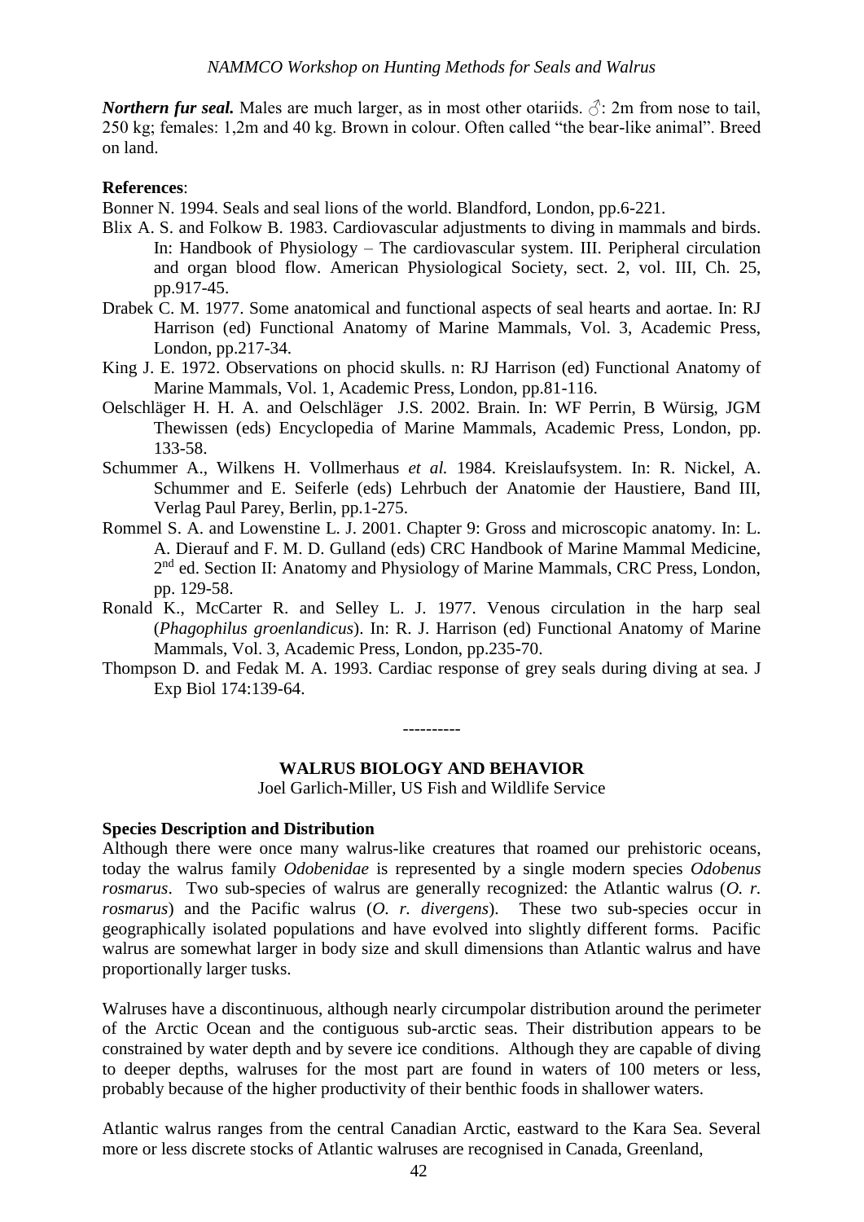***Northern fur seal.*** Males are much larger, as in most other otariids. ♂: 2m from nose to tail, 250 kg; females: 1,2m and 40 kg. Brown in colour. Often called "the bear-like animal". Breed on land.

**References**:

Bonner N. 1994. Seals and seal lions of the world. Blandford, London, pp.6-221.

Blix A. S. and Folkow B. 1983. Cardiovascular adjustments to diving in mammals and birds. In: Handbook of Physiology – The cardiovascular system. III. Peripheral circulation and organ blood flow. American Physiological Society, sect. 2, vol. III, Ch. 25, pp.917-45.

Drabek C. M. 1977. Some anatomical and functional aspects of seal hearts and aortae. In: RJ Harrison (ed) Functional Anatomy of Marine Mammals, Vol. 3, Academic Press, London, pp.217-34.

King J. E. 1972. Observations on phocid skulls. n: RJ Harrison (ed) Functional Anatomy of Marine Mammals, Vol. 1, Academic Press, London, pp.81-116.

Oelschläger H. H. A. and Oelschläger J.S. 2002. Brain. In: WF Perrin, B Würsig, JGM Thewissen (eds) Encyclopedia of Marine Mammals, Academic Press, London, pp. 133-58.

Schummer A., Wilkens H. Vollmerhaus *et al.* 1984. Kreislaufsystem. In: R. Nickel, A. Schummer and E. Seiferle (eds) Lehrbuch der Anatomie der Haustiere, Band III, Verlag Paul Parey, Berlin, pp.1-275.

Rommel S. A. and Lowenstine L. J. 2001. Chapter 9: Gross and microscopic anatomy. In: L. A. Dierauf and F. M. D. Gulland (eds) CRC Handbook of Marine Mammal Medicine, 2nd ed. Section II: Anatomy and Physiology of Marine Mammals, CRC Press, London, pp. 129-58.

Ronald K., McCarter R. and Selley L. J. 1977. Venous circulation in the harp seal (*Phagophilus groenlandicus*). In: R. J. Harrison (ed) Functional Anatomy of Marine Mammals, Vol. 3, Academic Press, London, pp.235-70.

Thompson D. and Fedak M. A. 1993. Cardiac response of grey seals during diving at sea. J Exp Biol 174:139-64.

----------

## WALRUS BIOLOGY AND BEHAVIOR

Joel Garlich-Miller, US Fish and Wildlife Service

### Species Description and Distribution

Although there were once many walrus-like creatures that roamed our prehistoric oceans, today the walrus family *Odobenidae* is represented by a single modern species *Odobenus rosmarus*. Two sub-species of walrus are generally recognized: the Atlantic walrus (*O. r. rosmarus*) and the Pacific walrus (*O. r. divergens*). These two sub-species occur in geographically isolated populations and have evolved into slightly different forms. Pacific walrus are somewhat larger in body size and skull dimensions than Atlantic walrus and have proportionally larger tusks.

Walruses have a discontinuous, although nearly circumpolar distribution around the perimeter of the Arctic Ocean and the contiguous sub-arctic seas. Their distribution appears to be constrained by water depth and by severe ice conditions. Although they are capable of diving to deeper depths, walruses for the most part are found in waters of 100 meters or less, probably because of the higher productivity of their benthic foods in shallower waters.

Atlantic walrus ranges from the central Canadian Arctic, eastward to the Kara Sea. Several more or less discrete stocks of Atlantic walruses are recognised in Canada, Greenland,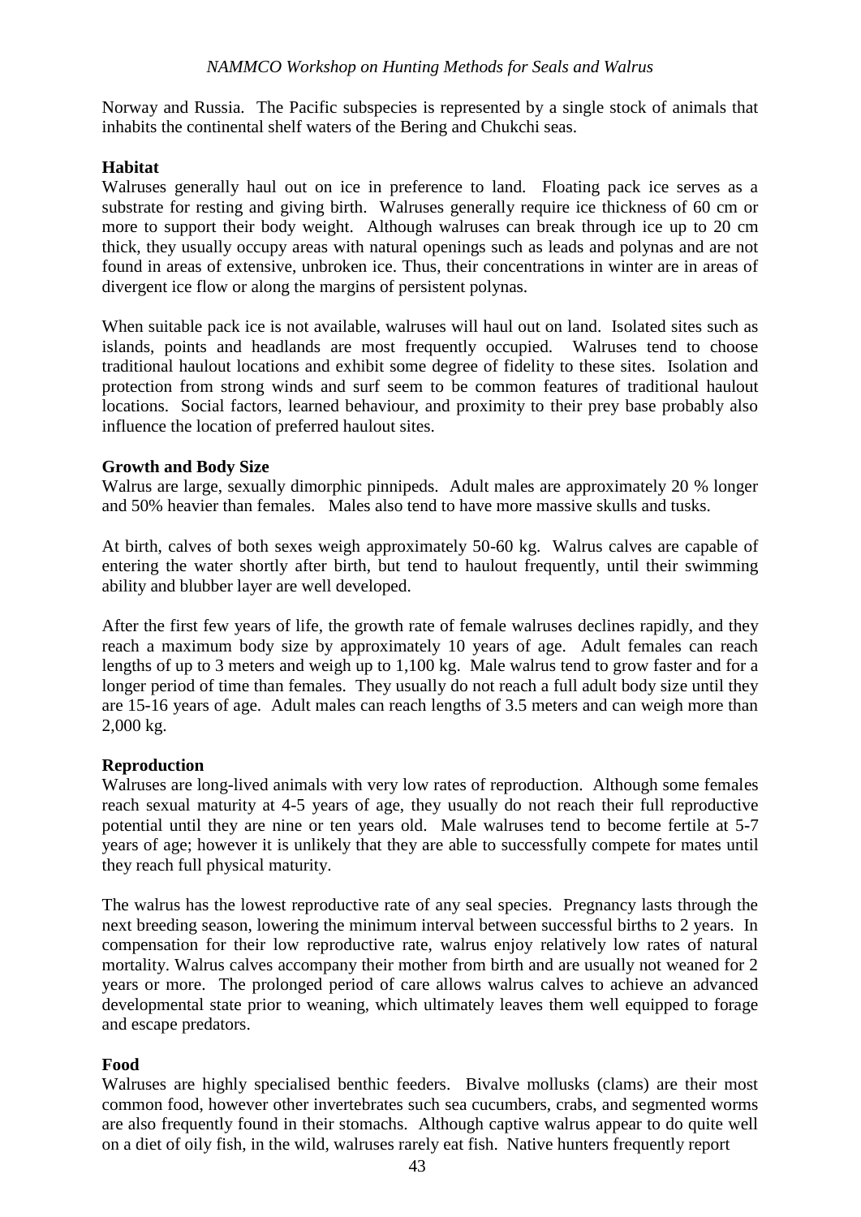Norway and Russia. The Pacific subspecies is represented by a single stock of animals that inhabits the continental shelf waters of the Bering and Chukchi seas.

**Habitat**

Walruses generally haul out on ice in preference to land. Floating pack ice serves as a substrate for resting and giving birth. Walruses generally require ice thickness of 60 cm or more to support their body weight. Although walruses can break through ice up to 20 cm thick, they usually occupy areas with natural openings such as leads and polynas and are not found in areas of extensive, unbroken ice. Thus, their concentrations in winter are in areas of divergent ice flow or along the margins of persistent polynas.

When suitable pack ice is not available, walruses will haul out on land. Isolated sites such as islands, points and headlands are most frequently occupied. Walruses tend to choose traditional haulout locations and exhibit some degree of fidelity to these sites. Isolation and protection from strong winds and surf seem to be common features of traditional haulout locations. Social factors, learned behaviour, and proximity to their prey base probably also influence the location of preferred haulout sites.

**Growth and Body Size**

Walrus are large, sexually dimorphic pinnipeds. Adult males are approximately 20 % longer and 50% heavier than females. Males also tend to have more massive skulls and tusks.

At birth, calves of both sexes weigh approximately 50-60 kg. Walrus calves are capable of entering the water shortly after birth, but tend to haulout frequently, until their swimming ability and blubber layer are well developed.

After the first few years of life, the growth rate of female walruses declines rapidly, and they reach a maximum body size by approximately 10 years of age. Adult females can reach lengths of up to 3 meters and weigh up to 1,100 kg. Male walrus tend to grow faster and for a longer period of time than females. They usually do not reach a full adult body size until they are 15-16 years of age. Adult males can reach lengths of 3.5 meters and can weigh more than 2,000 kg.

**Reproduction**

Walruses are long-lived animals with very low rates of reproduction. Although some females reach sexual maturity at 4-5 years of age, they usually do not reach their full reproductive potential until they are nine or ten years old. Male walruses tend to become fertile at 5-7 years of age; however it is unlikely that they are able to successfully compete for mates until they reach full physical maturity.

The walrus has the lowest reproductive rate of any seal species. Pregnancy lasts through the next breeding season, lowering the minimum interval between successful births to 2 years. In compensation for their low reproductive rate, walrus enjoy relatively low rates of natural mortality. Walrus calves accompany their mother from birth and are usually not weaned for 2 years or more. The prolonged period of care allows walrus calves to achieve an advanced developmental state prior to weaning, which ultimately leaves them well equipped to forage and escape predators.

**Food**

Walruses are highly specialised benthic feeders. Bivalve mollusks (clams) are their most common food, however other invertebrates such sea cucumbers, crabs, and segmented worms are also frequently found in their stomachs. Although captive walrus appear to do quite well on a diet of oily fish, in the wild, walruses rarely eat fish. Native hunters frequently report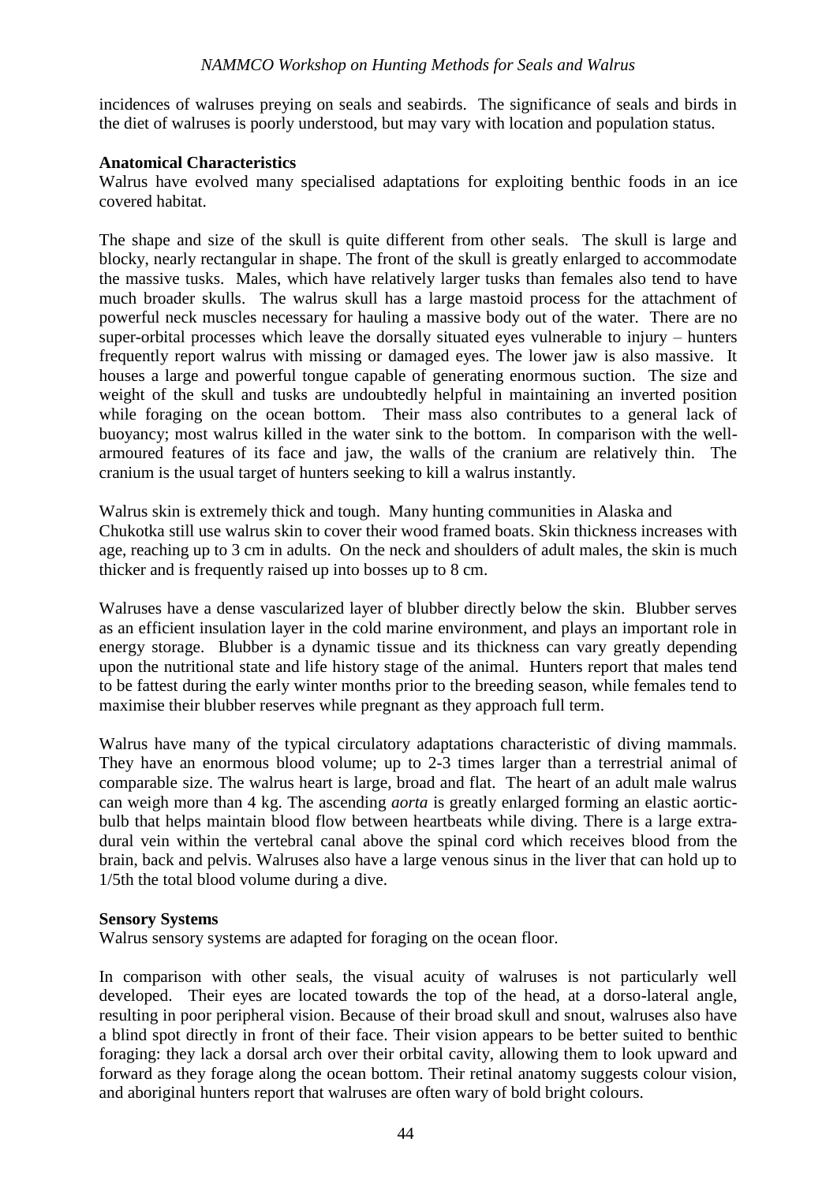incidences of walruses preying on seals and seabirds. The significance of seals and birds in the diet of walruses is poorly understood, but may vary with location and population status.

**Anatomical Characteristics**

Walrus have evolved many specialised adaptations for exploiting benthic foods in an ice covered habitat.

The shape and size of the skull is quite different from other seals. The skull is large and blocky, nearly rectangular in shape. The front of the skull is greatly enlarged to accommodate the massive tusks. Males, which have relatively larger tusks than females also tend to have much broader skulls. The walrus skull has a large mastoid process for the attachment of powerful neck muscles necessary for hauling a massive body out of the water. There are no super-orbital processes which leave the dorsally situated eyes vulnerable to injury – hunters frequently report walrus with missing or damaged eyes. The lower jaw is also massive. It houses a large and powerful tongue capable of generating enormous suction. The size and weight of the skull and tusks are undoubtedly helpful in maintaining an inverted position while foraging on the ocean bottom. Their mass also contributes to a general lack of buoyancy; most walrus killed in the water sink to the bottom. In comparison with the well-armoured features of its face and jaw, the walls of the cranium are relatively thin. The cranium is the usual target of hunters seeking to kill a walrus instantly.

Walrus skin is extremely thick and tough. Many hunting communities in Alaska and Chukotka still use walrus skin to cover their wood framed boats. Skin thickness increases with age, reaching up to 3 cm in adults. On the neck and shoulders of adult males, the skin is much thicker and is frequently raised up into bosses up to 8 cm.

Walruses have a dense vascularized layer of blubber directly below the skin. Blubber serves as an efficient insulation layer in the cold marine environment, and plays an important role in energy storage. Blubber is a dynamic tissue and its thickness can vary greatly depending upon the nutritional state and life history stage of the animal. Hunters report that males tend to be fattest during the early winter months prior to the breeding season, while females tend to maximise their blubber reserves while pregnant as they approach full term.

Walrus have many of the typical circulatory adaptations characteristic of diving mammals. They have an enormous blood volume; up to 2-3 times larger than a terrestrial animal of comparable size. The walrus heart is large, broad and flat. The heart of an adult male walrus can weigh more than 4 kg. The ascending *aorta* is greatly enlarged forming an elastic aortic-bulb that helps maintain blood flow between heartbeats while diving. There is a large extra-dural vein within the vertebral canal above the spinal cord which receives blood from the brain, back and pelvis. Walruses also have a large venous sinus in the liver that can hold up to 1/5th the total blood volume during a dive.

**Sensory Systems**

Walrus sensory systems are adapted for foraging on the ocean floor.

In comparison with other seals, the visual acuity of walruses is not particularly well developed. Their eyes are located towards the top of the head, at a dorso-lateral angle, resulting in poor peripheral vision. Because of their broad skull and snout, walruses also have a blind spot directly in front of their face. Their vision appears to be better suited to benthic foraging: they lack a dorsal arch over their orbital cavity, allowing them to look upward and forward as they forage along the ocean bottom. Their retinal anatomy suggests colour vision, and aboriginal hunters report that walruses are often wary of bold bright colours.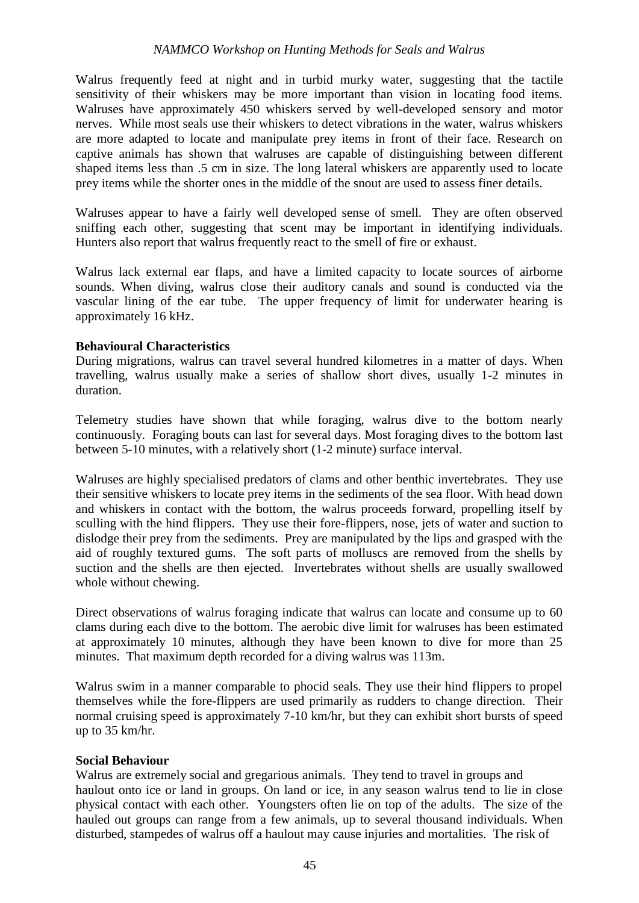Walrus frequently feed at night and in turbid murky water, suggesting that the tactile sensitivity of their whiskers may be more important than vision in locating food items. Walruses have approximately 450 whiskers served by well-developed sensory and motor nerves. While most seals use their whiskers to detect vibrations in the water, walrus whiskers are more adapted to locate and manipulate prey items in front of their face. Research on captive animals has shown that walruses are capable of distinguishing between different shaped items less than .5 cm in size. The long lateral whiskers are apparently used to locate prey items while the shorter ones in the middle of the snout are used to assess finer details.

Walruses appear to have a fairly well developed sense of smell. They are often observed sniffing each other, suggesting that scent may be important in identifying individuals. Hunters also report that walrus frequently react to the smell of fire or exhaust.

Walrus lack external ear flaps, and have a limited capacity to locate sources of airborne sounds. When diving, walrus close their auditory canals and sound is conducted via the vascular lining of the ear tube. The upper frequency of limit for underwater hearing is approximately 16 kHz.

**Behavioural Characteristics**

During migrations, walrus can travel several hundred kilometres in a matter of days. When travelling, walrus usually make a series of shallow short dives, usually 1-2 minutes in duration.

Telemetry studies have shown that while foraging, walrus dive to the bottom nearly continuously. Foraging bouts can last for several days. Most foraging dives to the bottom last between 5-10 minutes, with a relatively short (1-2 minute) surface interval.

Walruses are highly specialised predators of clams and other benthic invertebrates. They use their sensitive whiskers to locate prey items in the sediments of the sea floor. With head down and whiskers in contact with the bottom, the walrus proceeds forward, propelling itself by sculling with the hind flippers. They use their fore-flippers, nose, jets of water and suction to dislodge their prey from the sediments. Prey are manipulated by the lips and grasped with the aid of roughly textured gums. The soft parts of molluscs are removed from the shells by suction and the shells are then ejected. Invertebrates without shells are usually swallowed whole without chewing.

Direct observations of walrus foraging indicate that walrus can locate and consume up to 60 clams during each dive to the bottom. The aerobic dive limit for walruses has been estimated at approximately 10 minutes, although they have been known to dive for more than 25 minutes. That maximum depth recorded for a diving walrus was 113m.

Walrus swim in a manner comparable to phocid seals. They use their hind flippers to propel themselves while the fore-flippers are used primarily as rudders to change direction. Their normal cruising speed is approximately 7-10 km/hr, but they can exhibit short bursts of speed up to 35 km/hr.

**Social Behaviour**

Walrus are extremely social and gregarious animals. They tend to travel in groups and haulout onto ice or land in groups. On land or ice, in any season walrus tend to lie in close physical contact with each other. Youngsters often lie on top of the adults. The size of the hauled out groups can range from a few animals, up to several thousand individuals. When disturbed, stampedes of walrus off a haulout may cause injuries and mortalities. The risk of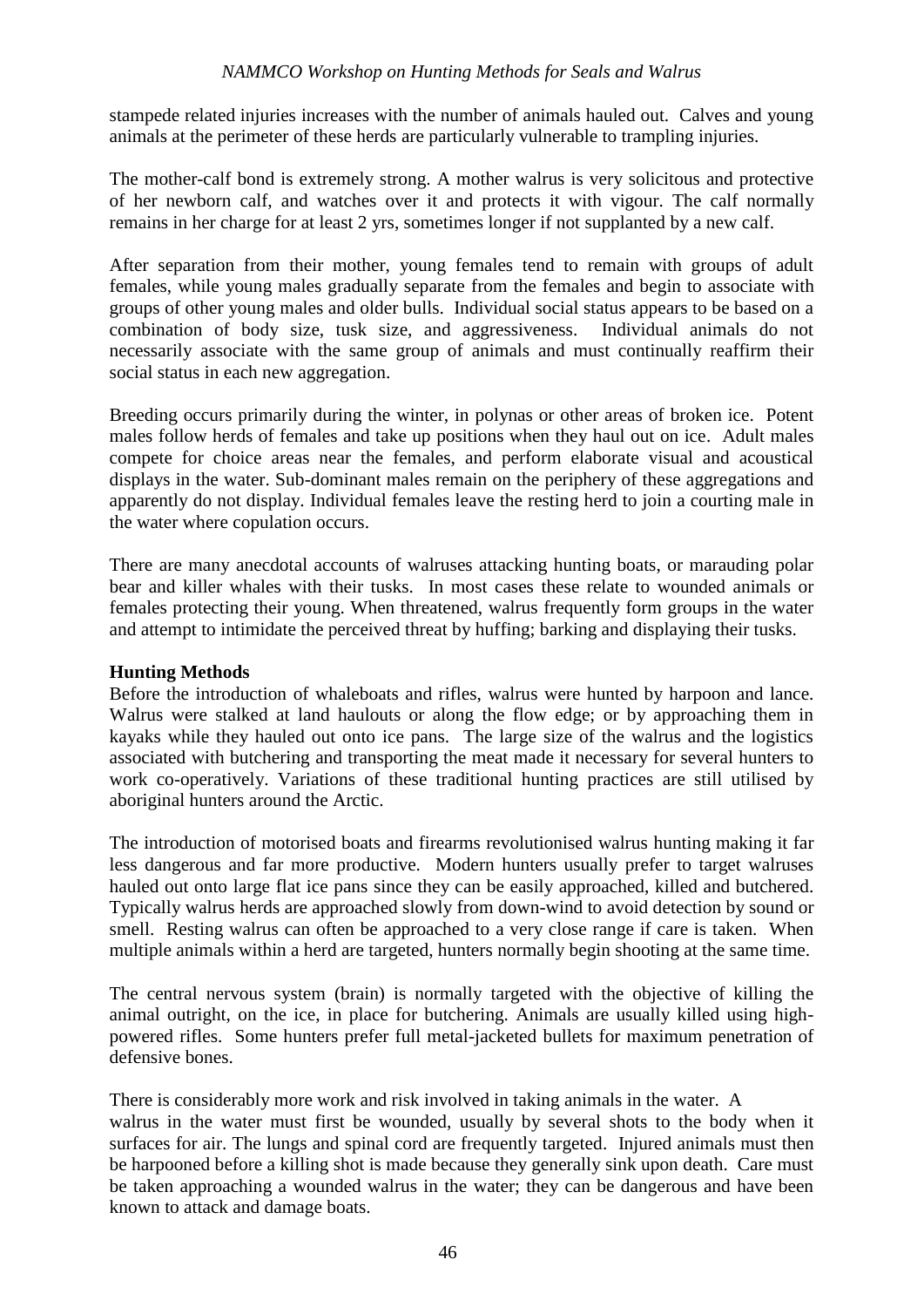stampede related injuries increases with the number of animals hauled out. Calves and young animals at the perimeter of these herds are particularly vulnerable to trampling injuries.

The mother-calf bond is extremely strong. A mother walrus is very solicitous and protective of her newborn calf, and watches over it and protects it with vigour. The calf normally remains in her charge for at least 2 yrs, sometimes longer if not supplanted by a new calf.

After separation from their mother, young females tend to remain with groups of adult females, while young males gradually separate from the females and begin to associate with groups of other young males and older bulls. Individual social status appears to be based on a combination of body size, tusk size, and aggressiveness. Individual animals do not necessarily associate with the same group of animals and must continually reaffirm their social status in each new aggregation.

Breeding occurs primarily during the winter, in polynas or other areas of broken ice. Potent males follow herds of females and take up positions when they haul out on ice. Adult males compete for choice areas near the females, and perform elaborate visual and acoustical displays in the water. Sub-dominant males remain on the periphery of these aggregations and apparently do not display. Individual females leave the resting herd to join a courting male in the water where copulation occurs.

There are many anecdotal accounts of walruses attacking hunting boats, or marauding polar bear and killer whales with their tusks. In most cases these relate to wounded animals or females protecting their young. When threatened, walrus frequently form groups in the water and attempt to intimidate the perceived threat by huffing; barking and displaying their tusks.

**Hunting Methods**

Before the introduction of whaleboats and rifles, walrus were hunted by harpoon and lance. Walrus were stalked at land haulouts or along the flow edge; or by approaching them in kayaks while they hauled out onto ice pans. The large size of the walrus and the logistics associated with butchering and transporting the meat made it necessary for several hunters to work co-operatively. Variations of these traditional hunting practices are still utilised by aboriginal hunters around the Arctic.

The introduction of motorised boats and firearms revolutionised walrus hunting making it far less dangerous and far more productive. Modern hunters usually prefer to target walruses hauled out onto large flat ice pans since they can be easily approached, killed and butchered. Typically walrus herds are approached slowly from down-wind to avoid detection by sound or smell. Resting walrus can often be approached to a very close range if care is taken. When multiple animals within a herd are targeted, hunters normally begin shooting at the same time.

The central nervous system (brain) is normally targeted with the objective of killing the animal outright, on the ice, in place for butchering. Animals are usually killed using high-powered rifles. Some hunters prefer full metal-jacketed bullets for maximum penetration of defensive bones.

There is considerably more work and risk involved in taking animals in the water. A walrus in the water must first be wounded, usually by several shots to the body when it surfaces for air. The lungs and spinal cord are frequently targeted. Injured animals must then be harpooned before a killing shot is made because they generally sink upon death. Care must be taken approaching a wounded walrus in the water; they can be dangerous and have been known to attack and damage boats.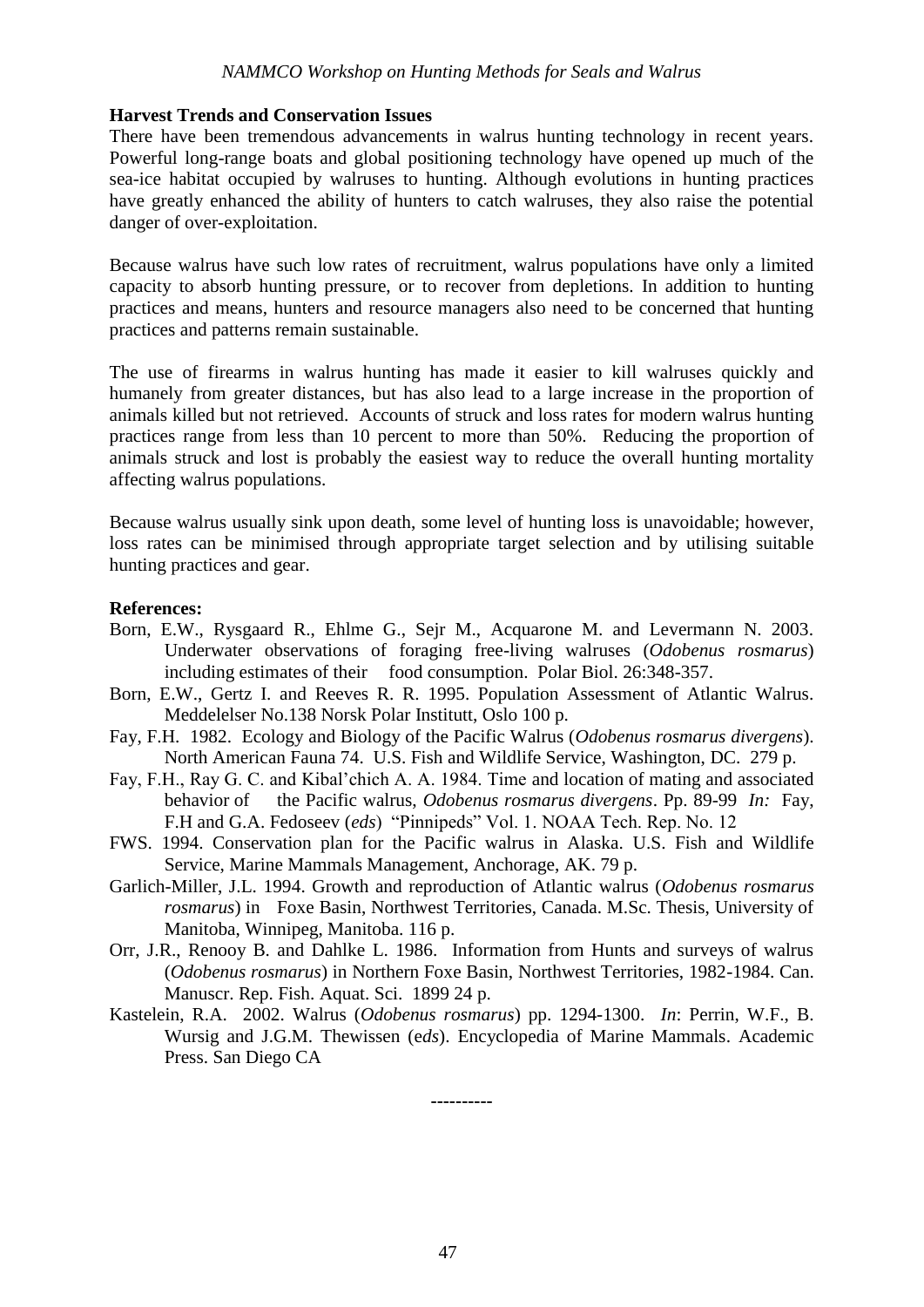**Harvest Trends and Conservation Issues**

There have been tremendous advancements in walrus hunting technology in recent years. Powerful long-range boats and global positioning technology have opened up much of the sea-ice habitat occupied by walruses to hunting. Although evolutions in hunting practices have greatly enhanced the ability of hunters to catch walruses, they also raise the potential danger of over-exploitation.

Because walrus have such low rates of recruitment, walrus populations have only a limited capacity to absorb hunting pressure, or to recover from depletions. In addition to hunting practices and means, hunters and resource managers also need to be concerned that hunting practices and patterns remain sustainable.

The use of firearms in walrus hunting has made it easier to kill walruses quickly and humanely from greater distances, but has also lead to a large increase in the proportion of animals killed but not retrieved. Accounts of struck and loss rates for modern walrus hunting practices range from less than 10 percent to more than 50%. Reducing the proportion of animals struck and lost is probably the easiest way to reduce the overall hunting mortality affecting walrus populations.

Because walrus usually sink upon death, some level of hunting loss is unavoidable; however, loss rates can be minimised through appropriate target selection and by utilising suitable hunting practices and gear.

**References:**

Born, E.W., Rysgaard R., Ehlme G., Sejr M., Acquarone M. and Levermann N. 2003. Underwater observations of foraging free-living walruses (*Odobenus rosmarus*) including estimates of their food consumption. Polar Biol. 26:348-357.

Born, E.W., Gertz I. and Reeves R. R. 1995. Population Assessment of Atlantic Walrus. Meddelelser No.138 Norsk Polar Institutt, Oslo 100 p.

Fay, F.H. 1982. Ecology and Biology of the Pacific Walrus (*Odobenus rosmarus divergens*). North American Fauna 74. U.S. Fish and Wildlife Service, Washington, DC. 279 p.

Fay, F.H., Ray G. C. and Kibal'chich A. A. 1984. Time and location of mating and associated behavior of the Pacific walrus, *Odobenus rosmarus divergens*. Pp. 89-99 *In:* Fay, F.H and G.A. Fedoseev (*eds*) "Pinnipeds" Vol. 1. NOAA Tech. Rep. No. 12

FWS. 1994. Conservation plan for the Pacific walrus in Alaska. U.S. Fish and Wildlife Service, Marine Mammals Management, Anchorage, AK. 79 p.

Garlich-Miller, J.L. 1994. Growth and reproduction of Atlantic walrus (*Odobenus rosmarus rosmarus*) in Foxe Basin, Northwest Territories, Canada. M.Sc. Thesis, University of Manitoba, Winnipeg, Manitoba. 116 p.

Orr, J.R., Renooy B. and Dahlke L. 1986. Information from Hunts and surveys of walrus (*Odobenus rosmarus*) in Northern Foxe Basin, Northwest Territories, 1982-1984. Can. Manuscr. Rep. Fish. Aquat. Sci. 1899 24 p.

Kastelein, R.A. 2002. Walrus (*Odobenus rosmarus*) pp. 1294-1300. *In*: Perrin, W.F., B. Wursig and J.G.M. Thewissen (e*ds*). Encyclopedia of Marine Mammals. Academic Press. San Diego CA

----------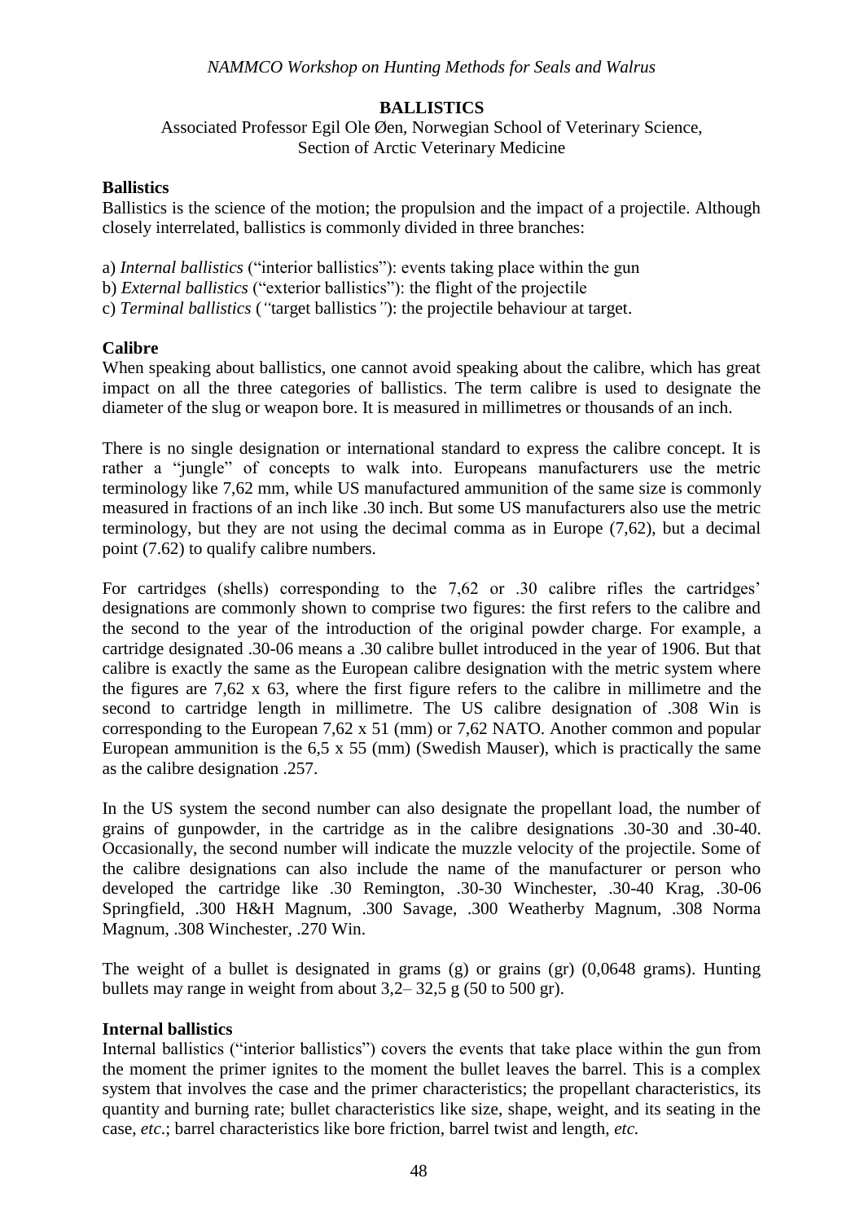## BALLISTICS

Associated Professor Egil Ole Øen, Norwegian School of Veterinary Science, Section of Arctic Veterinary Medicine

### Ballistics

Ballistics is the science of the motion; the propulsion and the impact of a projectile. Although closely interrelated, ballistics is commonly divided in three branches:

a) *Internal ballistics* ("interior ballistics"): events taking place within the gun
b) *External ballistics* ("exterior ballistics"): the flight of the projectile
c) *Terminal ballistics* (*"*target ballistics*"*): the projectile behaviour at target.

### Calibre

When speaking about ballistics, one cannot avoid speaking about the calibre, which has great impact on all the three categories of ballistics. The term calibre is used to designate the diameter of the slug or weapon bore. It is measured in millimetres or thousands of an inch.

There is no single designation or international standard to express the calibre concept. It is rather a "jungle" of concepts to walk into. Europeans manufacturers use the metric terminology like 7,62 mm, while US manufactured ammunition of the same size is commonly measured in fractions of an inch like .30 inch. But some US manufacturers also use the metric terminology, but they are not using the decimal comma as in Europe (7,62), but a decimal point (7.62) to qualify calibre numbers.

For cartridges (shells) corresponding to the 7,62 or .30 calibre rifles the cartridges' designations are commonly shown to comprise two figures: the first refers to the calibre and the second to the year of the introduction of the original powder charge. For example, a cartridge designated .30-06 means a .30 calibre bullet introduced in the year of 1906. But that calibre is exactly the same as the European calibre designation with the metric system where the figures are 7,62 x 63, where the first figure refers to the calibre in millimetre and the second to cartridge length in millimetre. The US calibre designation of .308 Win is corresponding to the European 7,62 x 51 (mm) or 7,62 NATO. Another common and popular European ammunition is the 6,5 x 55 (mm) (Swedish Mauser), which is practically the same as the calibre designation .257.

In the US system the second number can also designate the propellant load, the number of grains of gunpowder, in the cartridge as in the calibre designations .30-30 and .30-40. Occasionally, the second number will indicate the muzzle velocity of the projectile. Some of the calibre designations can also include the name of the manufacturer or person who developed the cartridge like .30 Remington, .30-30 Winchester, .30-40 Krag, .30-06 Springfield, .300 H&H Magnum, .300 Savage, .300 Weatherby Magnum, .308 Norma Magnum, .308 Winchester, .270 Win.

The weight of a bullet is designated in grams (g) or grains (gr) (0,0648 grams). Hunting bullets may range in weight from about 3,2– 32,5 g (50 to 500 gr).

### Internal ballistics

Internal ballistics ("interior ballistics") covers the events that take place within the gun from the moment the primer ignites to the moment the bullet leaves the barrel. This is a complex system that involves the case and the primer characteristics; the propellant characteristics, its quantity and burning rate; bullet characteristics like size, shape, weight, and its seating in the case, *etc.*; barrel characteristics like bore friction, barrel twist and length, *etc.*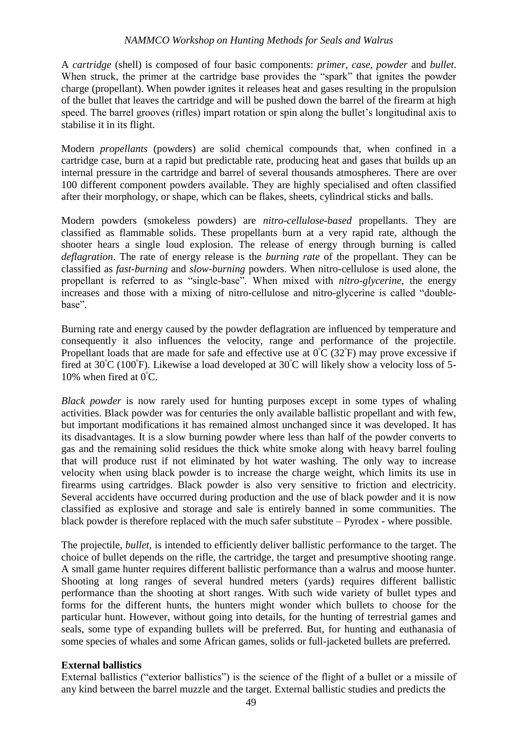A *cartridge* (shell) is composed of four basic components: *primer*, *case*, *powder* and *bullet*. When struck, the primer at the cartridge base provides the "spark" that ignites the powder charge (propellant). When powder ignites it releases heat and gases resulting in the propulsion of the bullet that leaves the cartridge and will be pushed down the barrel of the firearm at high speed. The barrel grooves (rifles) impart rotation or spin along the bullet's longitudinal axis to stabilise it in its flight.

Modern *propellants* (powders) are solid chemical compounds that, when confined in a cartridge case, burn at a rapid but predictable rate, producing heat and gases that builds up an internal pressure in the cartridge and barrel of several thousands atmospheres. There are over 100 different component powders available. They are highly specialised and often classified after their morphology, or shape, which can be flakes, sheets, cylindrical sticks and balls.

Modern powders (smokeless powders) are *nitro-cellulose-based* propellants. They are classified as flammable solids. These propellants burn at a very rapid rate, although the shooter hears a single loud explosion. The release of energy through burning is called *deflagration*. The rate of energy release is the *burning rate* of the propellant. They can be classified as *fast-burning* and *slow-burning* powders. When nitro-cellulose is used alone, the propellant is referred to as "single-base". When mixed with *nitro-glycerine*, the energy increases and those with a mixing of nitro-cellulose and nitro-glycerine is called "double-base".

Burning rate and energy caused by the powder deflagration are influenced by temperature and consequently it also influences the velocity, range and performance of the projectile. Propellant loads that are made for safe and effective use at 0°C (32°F) may prove excessive if fired at 30°C (100°F). Likewise a load developed at 30°C will likely show a velocity loss of 5-10% when fired at 0°C.

*Black powder* is now rarely used for hunting purposes except in some types of whaling activities. Black powder was for centuries the only available ballistic propellant and with few, but important modifications it has remained almost unchanged since it was developed. It has its disadvantages. It is a slow burning powder where less than half of the powder converts to gas and the remaining solid residues the thick white smoke along with heavy barrel fouling that will produce rust if not eliminated by hot water washing. The only way to increase velocity when using black powder is to increase the charge weight, which limits its use in firearms using cartridges. Black powder is also very sensitive to friction and electricity. Several accidents have occurred during production and the use of black powder and it is now classified as explosive and storage and sale is entirely banned in some communities. The black powder is therefore replaced with the much safer substitute – Pyrodex - where possible.

The projectile, *bullet*, is intended to efficiently deliver ballistic performance to the target. The choice of bullet depends on the rifle, the cartridge, the target and presumptive shooting range. A small game hunter requires different ballistic performance than a walrus and moose hunter. Shooting at long ranges of several hundred meters (yards) requires different ballistic performance than the shooting at short ranges. With such wide variety of bullet types and forms for the different hunts, the hunters might wonder which bullets to choose for the particular hunt. However, without going into details, for the hunting of terrestrial games and seals, some type of expanding bullets will be preferred. But, for hunting and euthanasia of some species of whales and some African games, solids or full-jacketed bullets are preferred.

**External ballistics**

External ballistics ("exterior ballistics") is the science of the flight of a bullet or a missile of any kind between the barrel muzzle and the target. External ballistic studies and predicts the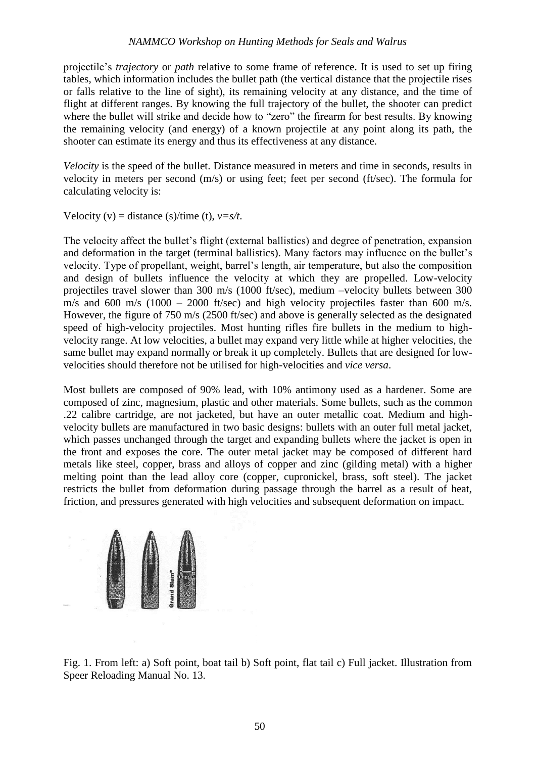projectile's *trajectory* or *path* relative to some frame of reference. It is used to set up firing tables, which information includes the bullet path (the vertical distance that the projectile rises or falls relative to the line of sight), its remaining velocity at any distance, and the time of flight at different ranges. By knowing the full trajectory of the bullet, the shooter can predict where the bullet will strike and decide how to "zero" the firearm for best results. By knowing the remaining velocity (and energy) of a known projectile at any point along its path, the shooter can estimate its energy and thus its effectiveness at any distance.

*Velocity* is the speed of the bullet. Distance measured in meters and time in seconds, results in velocity in meters per second (m/s) or using feet; feet per second (ft/sec). The formula for calculating velocity is:

Velocity (v) = distance (s)/time (t), $v=s/t$.

The velocity affect the bullet's flight (external ballistics) and degree of penetration, expansion and deformation in the target (terminal ballistics). Many factors may influence on the bullet's velocity. Type of propellant, weight, barrel's length, air temperature, but also the composition and design of bullets influence the velocity at which they are propelled. Low-velocity projectiles travel slower than 300 m/s (1000 ft/sec), medium –velocity bullets between 300 m/s and 600 m/s (1000 – 2000 ft/sec) and high velocity projectiles faster than 600 m/s. However, the figure of 750 m/s (2500 ft/sec) and above is generally selected as the designated speed of high-velocity projectiles. Most hunting rifles fire bullets in the medium to high-velocity range. At low velocities, a bullet may expand very little while at higher velocities, the same bullet may expand normally or break it up completely. Bullets that are designed for low-velocities should therefore not be utilised for high-velocities and *vice versa*.

Most bullets are composed of 90% lead, with 10% antimony used as a hardener. Some are composed of zinc, magnesium, plastic and other materials. Some bullets, such as the common .22 calibre cartridge, are not jacketed, but have an outer metallic coat. Medium and high-velocity bullets are manufactured in two basic designs: bullets with an outer full metal jacket, which passes unchanged through the target and expanding bullets where the jacket is open in the front and exposes the core. The outer metal jacket may be composed of different hard metals like steel, copper, brass and alloys of copper and zinc (gilding metal) with a higher melting point than the lead alloy core (copper, cupronickel, brass, soft steel). The jacket restricts the bullet from deformation during passage through the barrel as a result of heat, friction, and pressures generated with high velocities and subsequent deformation on impact.

Fig. 1. From left: a) Soft point, boat tail b) Soft point, flat tail c) Full jacket. Illustration from Speer Reloading Manual No. 13.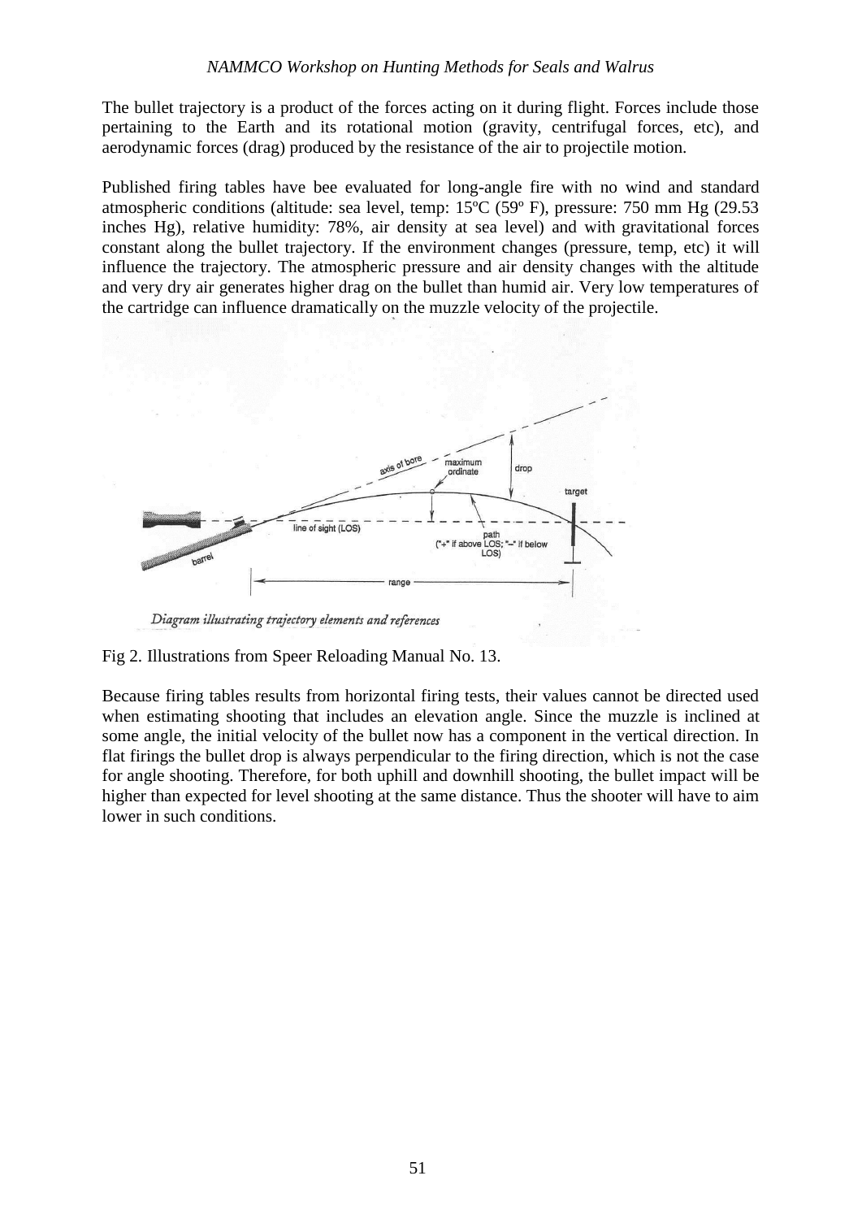The bullet trajectory is a product of the forces acting on it during flight. Forces include those pertaining to the Earth and its rotational motion (gravity, centrifugal forces, etc), and aerodynamic forces (drag) produced by the resistance of the air to projectile motion.

Published firing tables have bee evaluated for long-angle fire with no wind and standard atmospheric conditions (altitude: sea level, temp: 15ºC (59º F), pressure: 750 mm Hg (29.53 inches Hg), relative humidity: 78%, air density at sea level) and with gravitational forces constant along the bullet trajectory. If the environment changes (pressure, temp, etc) it will influence the trajectory. The atmospheric pressure and air density changes with the altitude and very dry air generates higher drag on the bullet than humid air. Very low temperatures of the cartridge can influence dramatically on the muzzle velocity of the projectile.

*Diagram illustrating trajectory elements and references*

Fig 2. Illustrations from Speer Reloading Manual No. 13.

Because firing tables results from horizontal firing tests, their values cannot be directed used when estimating shooting that includes an elevation angle. Since the muzzle is inclined at some angle, the initial velocity of the bullet now has a component in the vertical direction. In flat firings the bullet drop is always perpendicular to the firing direction, which is not the case for angle shooting. Therefore, for both uphill and downhill shooting, the bullet impact will be higher than expected for level shooting at the same distance. Thus the shooter will have to aim lower in such conditions.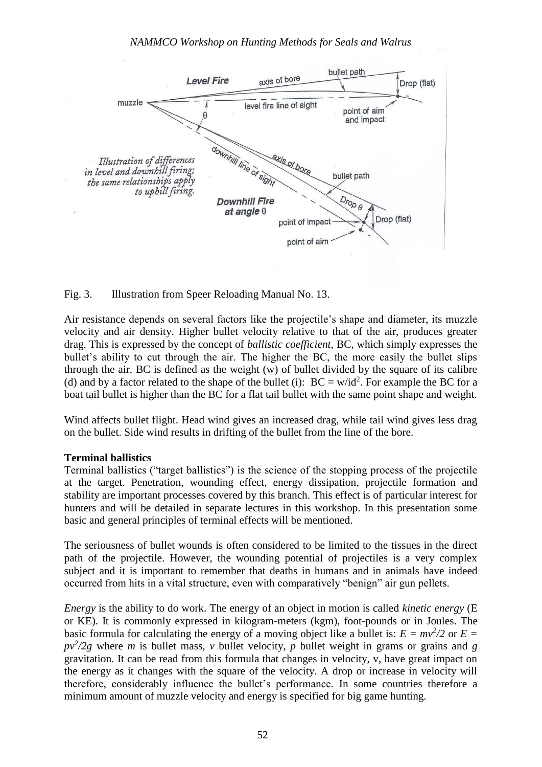Fig. 3. Illustration from Speer Reloading Manual No. 13.

Air resistance depends on several factors like the projectile's shape and diameter, its muzzle velocity and air density. Higher bullet velocity relative to that of the air, produces greater drag. This is expressed by the concept of *ballistic coefficient*, BC, which simply expresses the bullet's ability to cut through the air. The higher the BC, the more easily the bullet slips through the air. BC is defined as the weight (w) of bullet divided by the square of its calibre (d) and by a factor related to the shape of the bullet (i): $BC = w/id^2$. For example the BC for a boat tail bullet is higher than the BC for a flat tail bullet with the same point shape and weight.

Wind affects bullet flight. Head wind gives an increased drag, while tail wind gives less drag on the bullet. Side wind results in drifting of the bullet from the line of the bore.

**Terminal ballistics**

Terminal ballistics ("target ballistics") is the science of the stopping process of the projectile at the target. Penetration, wounding effect, energy dissipation, projectile formation and stability are important processes covered by this branch. This effect is of particular interest for hunters and will be detailed in separate lectures in this workshop. In this presentation some basic and general principles of terminal effects will be mentioned.

The seriousness of bullet wounds is often considered to be limited to the tissues in the direct path of the projectile. However, the wounding potential of projectiles is a very complex subject and it is important to remember that deaths in humans and in animals have indeed occurred from hits in a vital structure, even with comparatively "benign" air gun pellets.

*Energy* is the ability to do work. The energy of an object in motion is called *kinetic energy* (E or KE). It is commonly expressed in kilogram-meters (kgm), foot-pounds or in Joules. The basic formula for calculating the energy of a moving object like a bullet is: $E = mv^2/2$ or $E = pv^2/2g$ where $m$ is bullet mass, $v$ bullet velocity, $p$ bullet weight in grams or grains and $g$ gravitation. It can be read from this formula that changes in velocity, v, have great impact on the energy as it changes with the square of the velocity. A drop or increase in velocity will therefore, considerably influence the bullet's performance. In some countries therefore a minimum amount of muzzle velocity and energy is specified for big game hunting.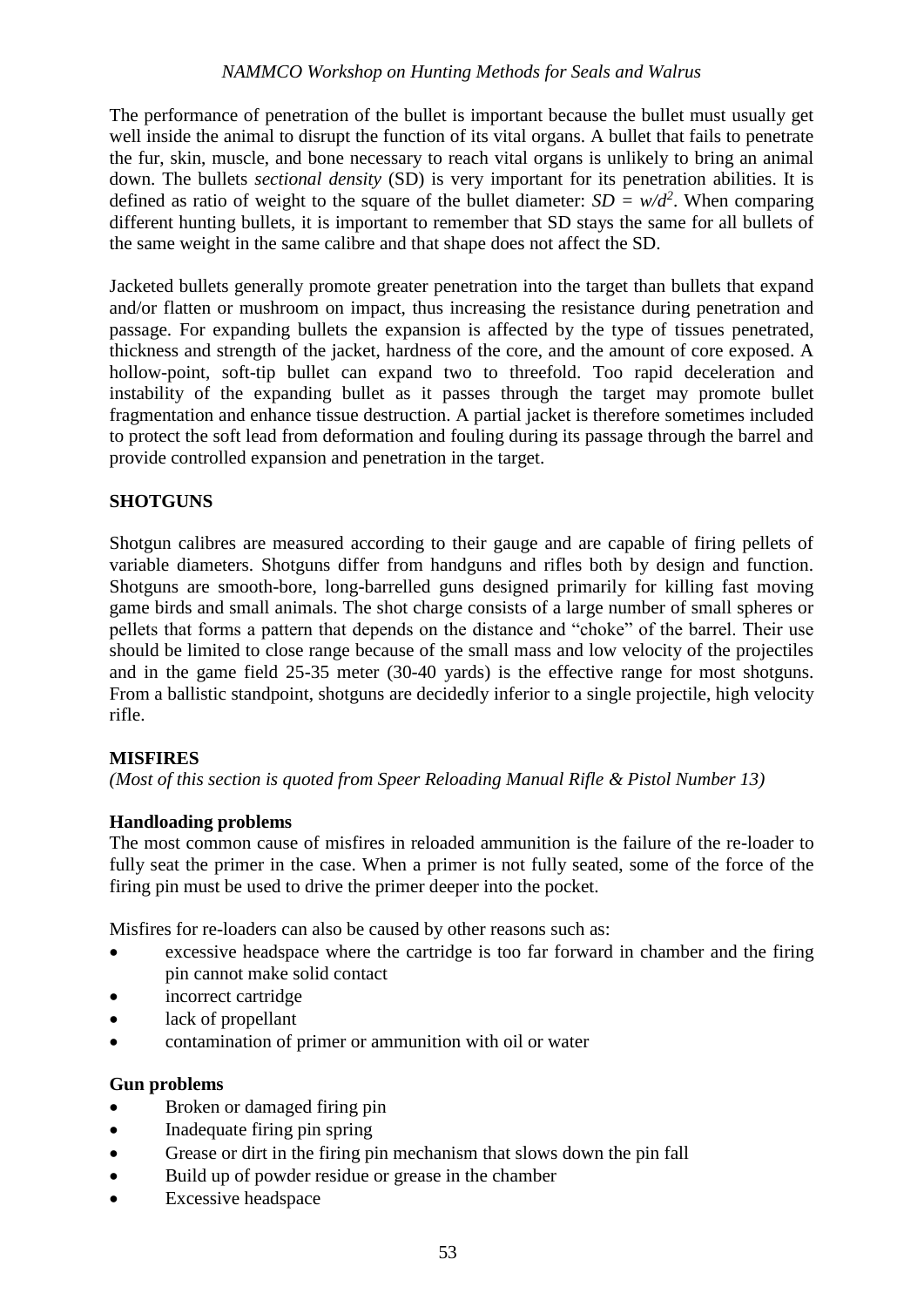The performance of penetration of the bullet is important because the bullet must usually get well inside the animal to disrupt the function of its vital organs. A bullet that fails to penetrate the fur, skin, muscle, and bone necessary to reach vital organs is unlikely to bring an animal down. The bullets *sectional density* (SD) is very important for its penetration abilities. It is defined as ratio of weight to the square of the bullet diameter: $SD = w/d^2$. When comparing different hunting bullets, it is important to remember that SD stays the same for all bullets of the same weight in the same calibre and that shape does not affect the SD.

Jacketed bullets generally promote greater penetration into the target than bullets that expand and/or flatten or mushroom on impact, thus increasing the resistance during penetration and passage. For expanding bullets the expansion is affected by the type of tissues penetrated, thickness and strength of the jacket, hardness of the core, and the amount of core exposed. A hollow-point, soft-tip bullet can expand two to threefold. Too rapid deceleration and instability of the expanding bullet as it passes through the target may promote bullet fragmentation and enhance tissue destruction. A partial jacket is therefore sometimes included to protect the soft lead from deformation and fouling during its passage through the barrel and provide controlled expansion and penetration in the target.

## SHOTGUNS

Shotgun calibres are measured according to their gauge and are capable of firing pellets of variable diameters. Shotguns differ from handguns and rifles both by design and function. Shotguns are smooth-bore, long-barrelled guns designed primarily for killing fast moving game birds and small animals. The shot charge consists of a large number of small spheres or pellets that forms a pattern that depends on the distance and "choke" of the barrel. Their use should be limited to close range because of the small mass and low velocity of the projectiles and in the game field 25-35 meter (30-40 yards) is the effective range for most shotguns. From a ballistic standpoint, shotguns are decidedly inferior to a single projectile, high velocity rifle.

## MISFIRES

*(Most of this section is quoted from Speer Reloading Manual Rifle & Pistol Number 13)*

### Handloading problems

The most common cause of misfires in reloaded ammunition is the failure of the re-loader to fully seat the primer in the case. When a primer is not fully seated, some of the force of the firing pin must be used to drive the primer deeper into the pocket.

Misfires for re-loaders can also be caused by other reasons such as:

- excessive headspace where the cartridge is too far forward in chamber and the firing pin cannot make solid contact
- incorrect cartridge
- lack of propellant
- contamination of primer or ammunition with oil or water

### Gun problems

- Broken or damaged firing pin
- Inadequate firing pin spring
- Grease or dirt in the firing pin mechanism that slows down the pin fall
- Build up of powder residue or grease in the chamber
- Excessive headspace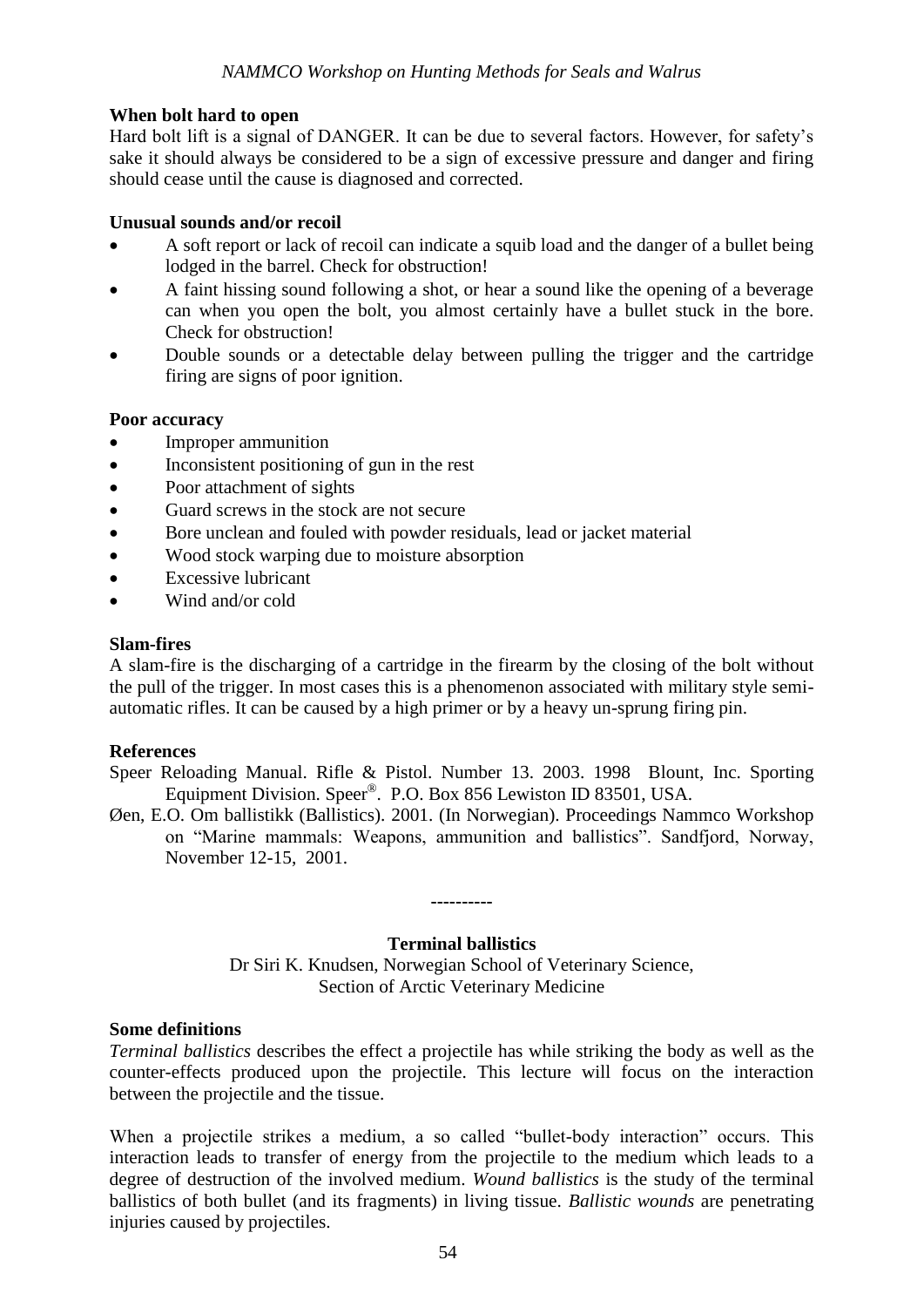**When bolt hard to open**

Hard bolt lift is a signal of DANGER. It can be due to several factors. However, for safety's sake it should always be considered to be a sign of excessive pressure and danger and firing should cease until the cause is diagnosed and corrected.

**Unusual sounds and/or recoil**

- A soft report or lack of recoil can indicate a squib load and the danger of a bullet being lodged in the barrel. Check for obstruction!
- A faint hissing sound following a shot, or hear a sound like the opening of a beverage can when you open the bolt, you almost certainly have a bullet stuck in the bore. Check for obstruction!
- Double sounds or a detectable delay between pulling the trigger and the cartridge firing are signs of poor ignition.

**Poor accuracy**

- Improper ammunition
- Inconsistent positioning of gun in the rest
- Poor attachment of sights
- Guard screws in the stock are not secure
- Bore unclean and fouled with powder residuals, lead or jacket material
- Wood stock warping due to moisture absorption
- Excessive lubricant
- Wind and/or cold

**Slam-fires**

A slam-fire is the discharging of a cartridge in the firearm by the closing of the bolt without the pull of the trigger. In most cases this is a phenomenon associated with military style semi-automatic rifles. It can be caused by a high primer or by a heavy un-sprung firing pin.

**References**

Speer Reloading Manual. Rifle & Pistol. Number 13. 2003. 1998 Blount, Inc. Sporting Equipment Division. Speer®. P.O. Box 856 Lewiston ID 83501, USA.

Øen, E.O. Om ballistikk (Ballistics). 2001. (In Norwegian). Proceedings Nammco Workshop on "Marine mammals: Weapons, ammunition and ballistics". Sandfjord, Norway, November 12-15, 2001.

----------

## Terminal ballistics

Dr Siri K. Knudsen, Norwegian School of Veterinary Science,
Section of Arctic Veterinary Medicine

**Some definitions**

*Terminal ballistics* describes the effect a projectile has while striking the body as well as the counter-effects produced upon the projectile. This lecture will focus on the interaction between the projectile and the tissue.

When a projectile strikes a medium, a so called "bullet-body interaction" occurs. This interaction leads to transfer of energy from the projectile to the medium which leads to a degree of destruction of the involved medium. *Wound ballistics* is the study of the terminal ballistics of both bullet (and its fragments) in living tissue. *Ballistic wounds* are penetrating injuries caused by projectiles.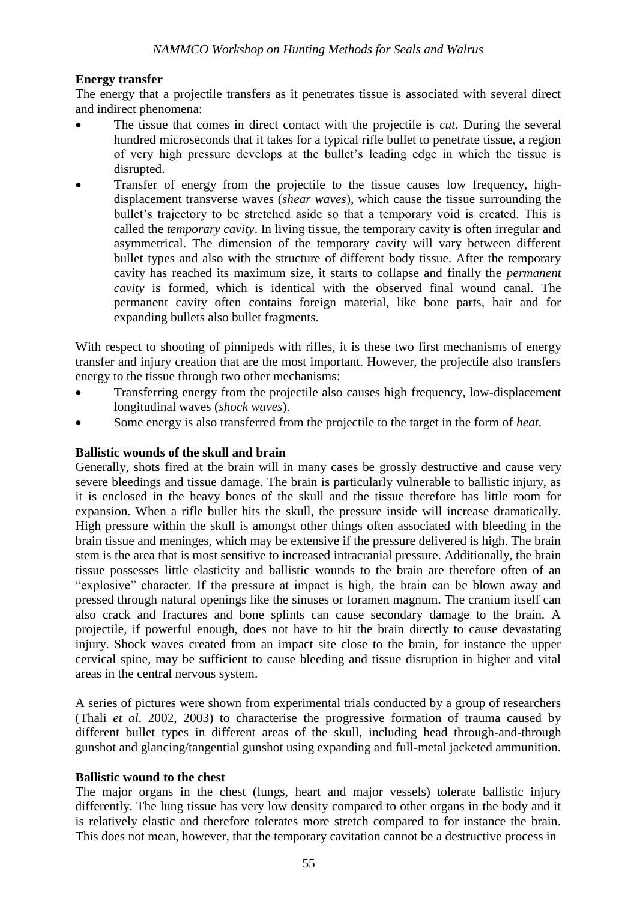**Energy transfer**

The energy that a projectile transfers as it penetrates tissue is associated with several direct and indirect phenomena:

- The tissue that comes in direct contact with the projectile is *cut.* During the several hundred microseconds that it takes for a typical rifle bullet to penetrate tissue, a region of very high pressure develops at the bullet's leading edge in which the tissue is disrupted.
- Transfer of energy from the projectile to the tissue causes low frequency, high-displacement transverse waves (*shear waves*), which cause the tissue surrounding the bullet's trajectory to be stretched aside so that a temporary void is created. This is called the *temporary cavity*. In living tissue, the temporary cavity is often irregular and asymmetrical. The dimension of the temporary cavity will vary between different bullet types and also with the structure of different body tissue. After the temporary cavity has reached its maximum size, it starts to collapse and finally the *permanent cavity* is formed, which is identical with the observed final wound canal. The permanent cavity often contains foreign material, like bone parts, hair and for expanding bullets also bullet fragments.

With respect to shooting of pinnipeds with rifles, it is these two first mechanisms of energy transfer and injury creation that are the most important. However, the projectile also transfers energy to the tissue through two other mechanisms:

- Transferring energy from the projectile also causes high frequency, low-displacement longitudinal waves (*shock waves*).
- Some energy is also transferred from the projectile to the target in the form of *heat*.

**Ballistic wounds of the skull and brain**

Generally, shots fired at the brain will in many cases be grossly destructive and cause very severe bleedings and tissue damage. The brain is particularly vulnerable to ballistic injury, as it is enclosed in the heavy bones of the skull and the tissue therefore has little room for expansion. When a rifle bullet hits the skull, the pressure inside will increase dramatically. High pressure within the skull is amongst other things often associated with bleeding in the brain tissue and meninges, which may be extensive if the pressure delivered is high. The brain stem is the area that is most sensitive to increased intracranial pressure. Additionally, the brain tissue possesses little elasticity and ballistic wounds to the brain are therefore often of an "explosive" character. If the pressure at impact is high, the brain can be blown away and pressed through natural openings like the sinuses or foramen magnum. The cranium itself can also crack and fractures and bone splints can cause secondary damage to the brain. A projectile, if powerful enough, does not have to hit the brain directly to cause devastating injury. Shock waves created from an impact site close to the brain, for instance the upper cervical spine, may be sufficient to cause bleeding and tissue disruption in higher and vital areas in the central nervous system.

A series of pictures were shown from experimental trials conducted by a group of researchers (Thali *et al*. 2002, 2003) to characterise the progressive formation of trauma caused by different bullet types in different areas of the skull, including head through-and-through gunshot and glancing/tangential gunshot using expanding and full-metal jacketed ammunition.

**Ballistic wound to the chest**

The major organs in the chest (lungs, heart and major vessels) tolerate ballistic injury differently. The lung tissue has very low density compared to other organs in the body and it is relatively elastic and therefore tolerates more stretch compared to for instance the brain. This does not mean, however, that the temporary cavitation cannot be a destructive process in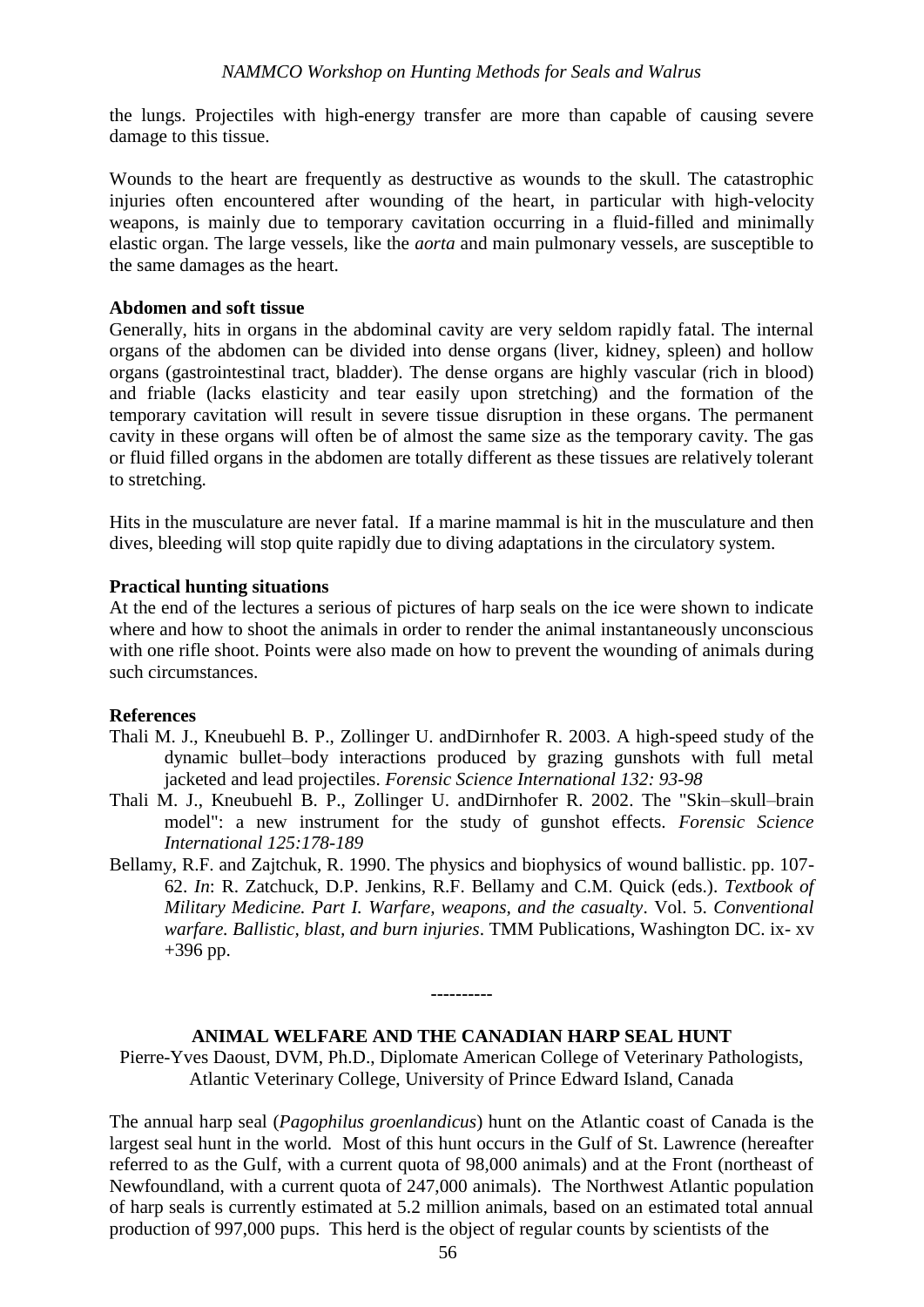the lungs. Projectiles with high-energy transfer are more than capable of causing severe damage to this tissue.

Wounds to the heart are frequently as destructive as wounds to the skull. The catastrophic injuries often encountered after wounding of the heart, in particular with high-velocity weapons, is mainly due to temporary cavitation occurring in a fluid-filled and minimally elastic organ. The large vessels, like the *aorta* and main pulmonary vessels, are susceptible to the same damages as the heart.

**Abdomen and soft tissue**

Generally, hits in organs in the abdominal cavity are very seldom rapidly fatal. The internal organs of the abdomen can be divided into dense organs (liver, kidney, spleen) and hollow organs (gastrointestinal tract, bladder). The dense organs are highly vascular (rich in blood) and friable (lacks elasticity and tear easily upon stretching) and the formation of the temporary cavitation will result in severe tissue disruption in these organs. The permanent cavity in these organs will often be of almost the same size as the temporary cavity. The gas or fluid filled organs in the abdomen are totally different as these tissues are relatively tolerant to stretching.

Hits in the musculature are never fatal. If a marine mammal is hit in the musculature and then dives, bleeding will stop quite rapidly due to diving adaptations in the circulatory system.

**Practical hunting situations**

At the end of the lectures a serious of pictures of harp seals on the ice were shown to indicate where and how to shoot the animals in order to render the animal instantaneously unconscious with one rifle shoot. Points were also made on how to prevent the wounding of animals during such circumstances.

**References**

Thali M. J., Kneubuehl B. P., Zollinger U. andDirnhofer R. 2003. A high-speed study of the dynamic bullet–body interactions produced by grazing gunshots with full metal jacketed and lead projectiles. *Forensic Science International 132: 93-98*

Thali M. J., Kneubuehl B. P., Zollinger U. andDirnhofer R. 2002. The "Skin–skull–brain model": a new instrument for the study of gunshot effects. *Forensic Science International 125:178-189*

Bellamy, R.F. and Zajtchuk, R. 1990. The physics and biophysics of wound ballistic. pp. 107-62. *In*: R. Zatchuck, D.P. Jenkins, R.F. Bellamy and C.M. Quick (eds.). *Textbook of Military Medicine. Part I. Warfare, weapons, and the casualty*. Vol. 5. *Conventional warfare. Ballistic, blast, and burn injuries*. TMM Publications, Washington DC. ix- xv +396 pp.

----------

## ANIMAL WELFARE AND THE CANADIAN HARP SEAL HUNT

Pierre-Yves Daoust, DVM, Ph.D., Diplomate American College of Veterinary Pathologists, Atlantic Veterinary College, University of Prince Edward Island, Canada

The annual harp seal (*Pagophilus groenlandicus*) hunt on the Atlantic coast of Canada is the largest seal hunt in the world. Most of this hunt occurs in the Gulf of St. Lawrence (hereafter referred to as the Gulf, with a current quota of 98,000 animals) and at the Front (northeast of Newfoundland, with a current quota of 247,000 animals). The Northwest Atlantic population of harp seals is currently estimated at 5.2 million animals, based on an estimated total annual production of 997,000 pups. This herd is the object of regular counts by scientists of the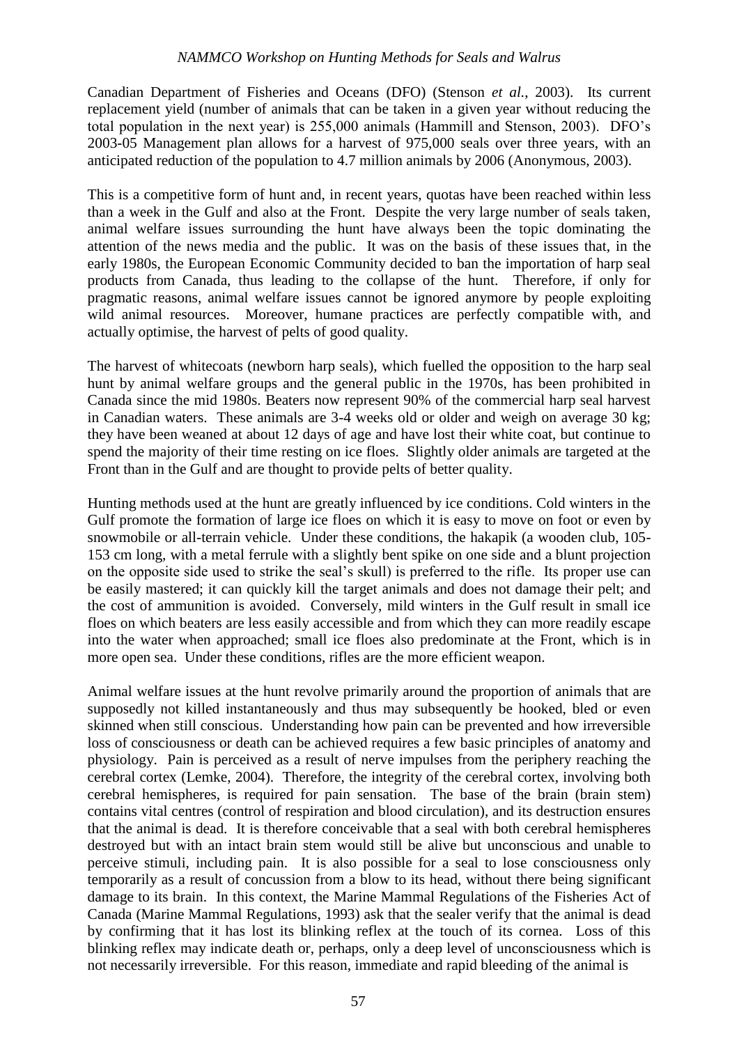Canadian Department of Fisheries and Oceans (DFO) (Stenson *et al.*, 2003). Its current replacement yield (number of animals that can be taken in a given year without reducing the total population in the next year) is 255,000 animals (Hammill and Stenson, 2003). DFO's 2003-05 Management plan allows for a harvest of 975,000 seals over three years, with an anticipated reduction of the population to 4.7 million animals by 2006 (Anonymous, 2003).

This is a competitive form of hunt and, in recent years, quotas have been reached within less than a week in the Gulf and also at the Front. Despite the very large number of seals taken, animal welfare issues surrounding the hunt have always been the topic dominating the attention of the news media and the public. It was on the basis of these issues that, in the early 1980s, the European Economic Community decided to ban the importation of harp seal products from Canada, thus leading to the collapse of the hunt. Therefore, if only for pragmatic reasons, animal welfare issues cannot be ignored anymore by people exploiting wild animal resources. Moreover, humane practices are perfectly compatible with, and actually optimise, the harvest of pelts of good quality.

The harvest of whitecoats (newborn harp seals), which fuelled the opposition to the harp seal hunt by animal welfare groups and the general public in the 1970s, has been prohibited in Canada since the mid 1980s. Beaters now represent 90% of the commercial harp seal harvest in Canadian waters. These animals are 3-4 weeks old or older and weigh on average 30 kg; they have been weaned at about 12 days of age and have lost their white coat, but continue to spend the majority of their time resting on ice floes. Slightly older animals are targeted at the Front than in the Gulf and are thought to provide pelts of better quality.

Hunting methods used at the hunt are greatly influenced by ice conditions. Cold winters in the Gulf promote the formation of large ice floes on which it is easy to move on foot or even by snowmobile or all-terrain vehicle. Under these conditions, the hakapik (a wooden club, 105-153 cm long, with a metal ferrule with a slightly bent spike on one side and a blunt projection on the opposite side used to strike the seal's skull) is preferred to the rifle. Its proper use can be easily mastered; it can quickly kill the target animals and does not damage their pelt; and the cost of ammunition is avoided. Conversely, mild winters in the Gulf result in small ice floes on which beaters are less easily accessible and from which they can more readily escape into the water when approached; small ice floes also predominate at the Front, which is in more open sea. Under these conditions, rifles are the more efficient weapon.

Animal welfare issues at the hunt revolve primarily around the proportion of animals that are supposedly not killed instantaneously and thus may subsequently be hooked, bled or even skinned when still conscious. Understanding how pain can be prevented and how irreversible loss of consciousness or death can be achieved requires a few basic principles of anatomy and physiology. Pain is perceived as a result of nerve impulses from the periphery reaching the cerebral cortex (Lemke, 2004). Therefore, the integrity of the cerebral cortex, involving both cerebral hemispheres, is required for pain sensation. The base of the brain (brain stem) contains vital centres (control of respiration and blood circulation), and its destruction ensures that the animal is dead. It is therefore conceivable that a seal with both cerebral hemispheres destroyed but with an intact brain stem would still be alive but unconscious and unable to perceive stimuli, including pain. It is also possible for a seal to lose consciousness only temporarily as a result of concussion from a blow to its head, without there being significant damage to its brain. In this context, the Marine Mammal Regulations of the Fisheries Act of Canada (Marine Mammal Regulations, 1993) ask that the sealer verify that the animal is dead by confirming that it has lost its blinking reflex at the touch of its cornea. Loss of this blinking reflex may indicate death or, perhaps, only a deep level of unconsciousness which is not necessarily irreversible. For this reason, immediate and rapid bleeding of the animal is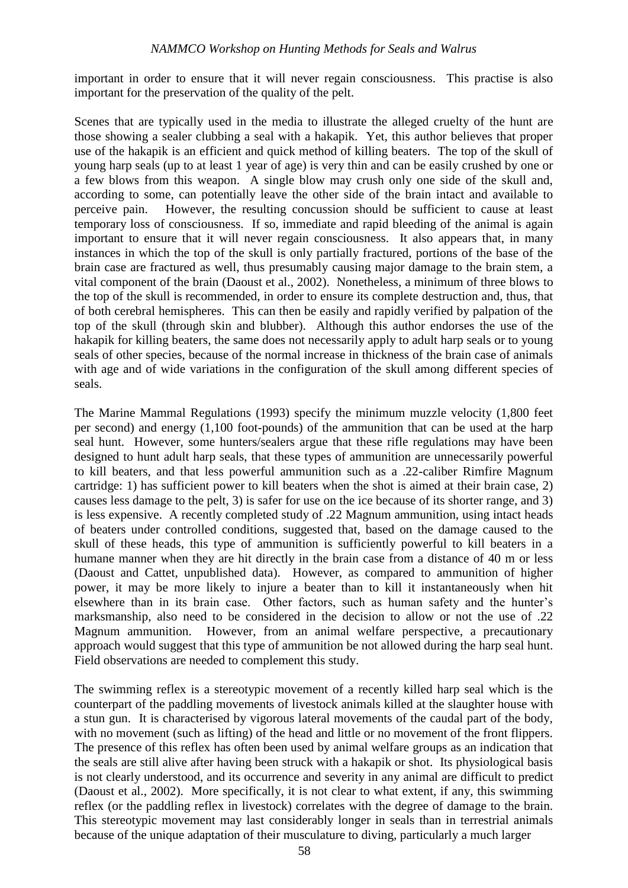important in order to ensure that it will never regain consciousness. This practise is also important for the preservation of the quality of the pelt.

Scenes that are typically used in the media to illustrate the alleged cruelty of the hunt are those showing a sealer clubbing a seal with a hakapik. Yet, this author believes that proper use of the hakapik is an efficient and quick method of killing beaters. The top of the skull of young harp seals (up to at least 1 year of age) is very thin and can be easily crushed by one or a few blows from this weapon. A single blow may crush only one side of the skull and, according to some, can potentially leave the other side of the brain intact and available to perceive pain. However, the resulting concussion should be sufficient to cause at least temporary loss of consciousness. If so, immediate and rapid bleeding of the animal is again important to ensure that it will never regain consciousness. It also appears that, in many instances in which the top of the skull is only partially fractured, portions of the base of the brain case are fractured as well, thus presumably causing major damage to the brain stem, a vital component of the brain (Daoust et al., 2002). Nonetheless, a minimum of three blows to the top of the skull is recommended, in order to ensure its complete destruction and, thus, that of both cerebral hemispheres. This can then be easily and rapidly verified by palpation of the top of the skull (through skin and blubber). Although this author endorses the use of the hakapik for killing beaters, the same does not necessarily apply to adult harp seals or to young seals of other species, because of the normal increase in thickness of the brain case of animals with age and of wide variations in the configuration of the skull among different species of seals.

The Marine Mammal Regulations (1993) specify the minimum muzzle velocity (1,800 feet per second) and energy (1,100 foot-pounds) of the ammunition that can be used at the harp seal hunt. However, some hunters/sealers argue that these rifle regulations may have been designed to hunt adult harp seals, that these types of ammunition are unnecessarily powerful to kill beaters, and that less powerful ammunition such as a .22-caliber Rimfire Magnum cartridge: 1) has sufficient power to kill beaters when the shot is aimed at their brain case, 2) causes less damage to the pelt, 3) is safer for use on the ice because of its shorter range, and 3) is less expensive. A recently completed study of .22 Magnum ammunition, using intact heads of beaters under controlled conditions, suggested that, based on the damage caused to the skull of these heads, this type of ammunition is sufficiently powerful to kill beaters in a humane manner when they are hit directly in the brain case from a distance of 40 m or less (Daoust and Cattet, unpublished data). However, as compared to ammunition of higher power, it may be more likely to injure a beater than to kill it instantaneously when hit elsewhere than in its brain case. Other factors, such as human safety and the hunter's marksmanship, also need to be considered in the decision to allow or not the use of .22 Magnum ammunition. However, from an animal welfare perspective, a precautionary approach would suggest that this type of ammunition be not allowed during the harp seal hunt. Field observations are needed to complement this study.

The swimming reflex is a stereotypic movement of a recently killed harp seal which is the counterpart of the paddling movements of livestock animals killed at the slaughter house with a stun gun. It is characterised by vigorous lateral movements of the caudal part of the body, with no movement (such as lifting) of the head and little or no movement of the front flippers. The presence of this reflex has often been used by animal welfare groups as an indication that the seals are still alive after having been struck with a hakapik or shot. Its physiological basis is not clearly understood, and its occurrence and severity in any animal are difficult to predict (Daoust et al., 2002). More specifically, it is not clear to what extent, if any, this swimming reflex (or the paddling reflex in livestock) correlates with the degree of damage to the brain. This stereotypic movement may last considerably longer in seals than in terrestrial animals because of the unique adaptation of their musculature to diving, particularly a much larger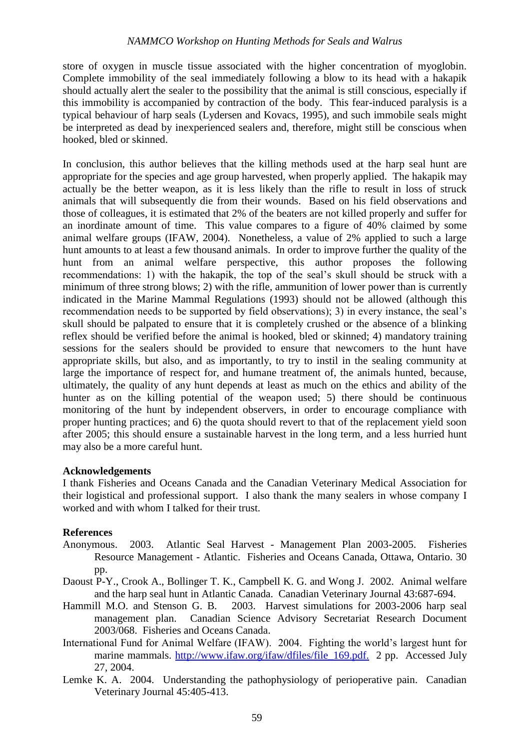store of oxygen in muscle tissue associated with the higher concentration of myoglobin. Complete immobility of the seal immediately following a blow to its head with a hakapik should actually alert the sealer to the possibility that the animal is still conscious, especially if this immobility is accompanied by contraction of the body. This fear-induced paralysis is a typical behaviour of harp seals (Lydersen and Kovacs, 1995), and such immobile seals might be interpreted as dead by inexperienced sealers and, therefore, might still be conscious when hooked, bled or skinned.

In conclusion, this author believes that the killing methods used at the harp seal hunt are appropriate for the species and age group harvested, when properly applied. The hakapik may actually be the better weapon, as it is less likely than the rifle to result in loss of struck animals that will subsequently die from their wounds. Based on his field observations and those of colleagues, it is estimated that 2% of the beaters are not killed properly and suffer for an inordinate amount of time. This value compares to a figure of 40% claimed by some animal welfare groups (IFAW, 2004). Nonetheless, a value of 2% applied to such a large hunt amounts to at least a few thousand animals. In order to improve further the quality of the hunt from an animal welfare perspective, this author proposes the following recommendations: 1) with the hakapik, the top of the seal's skull should be struck with a minimum of three strong blows; 2) with the rifle, ammunition of lower power than is currently indicated in the Marine Mammal Regulations (1993) should not be allowed (although this recommendation needs to be supported by field observations); 3) in every instance, the seal's skull should be palpated to ensure that it is completely crushed or the absence of a blinking reflex should be verified before the animal is hooked, bled or skinned; 4) mandatory training sessions for the sealers should be provided to ensure that newcomers to the hunt have appropriate skills, but also, and as importantly, to try to instil in the sealing community at large the importance of respect for, and humane treatment of, the animals hunted, because, ultimately, the quality of any hunt depends at least as much on the ethics and ability of the hunter as on the killing potential of the weapon used; 5) there should be continuous monitoring of the hunt by independent observers, in order to encourage compliance with proper hunting practices; and 6) the quota should revert to that of the replacement yield soon after 2005; this should ensure a sustainable harvest in the long term, and a less hurried hunt may also be a more careful hunt.

**Acknowledgements**

I thank Fisheries and Oceans Canada and the Canadian Veterinary Medical Association for their logistical and professional support. I also thank the many sealers in whose company I worked and with whom I talked for their trust.

**References**

Anonymous. 2003. Atlantic Seal Harvest - Management Plan 2003-2005. Fisheries Resource Management - Atlantic. Fisheries and Oceans Canada, Ottawa, Ontario. 30 pp.

Daoust P-Y., Crook A., Bollinger T. K., Campbell K. G. and Wong J. 2002. Animal welfare and the harp seal hunt in Atlantic Canada. Canadian Veterinary Journal 43:687-694.

Hammill M.O. and Stenson G. B. 2003. Harvest simulations for 2003-2006 harp seal management plan. Canadian Science Advisory Secretariat Research Document 2003/068. Fisheries and Oceans Canada.

International Fund for Animal Welfare (IFAW). 2004. Fighting the world's largest hunt for marine mammals. http://www.ifaw.org/ifaw/dfiles/file_169.pdf. 2 pp. Accessed July 27, 2004.

Lemke K. A. 2004. Understanding the pathophysiology of perioperative pain. Canadian Veterinary Journal 45:405-413.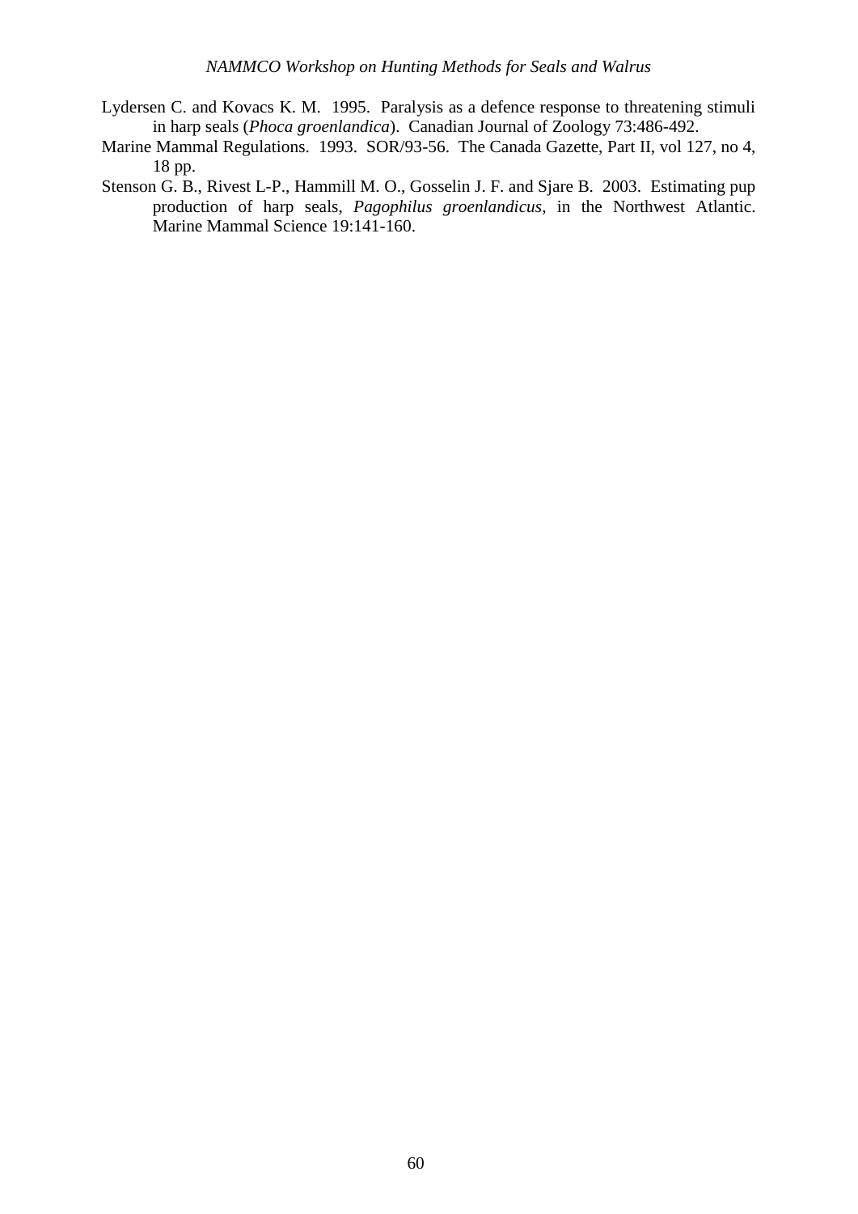Lydersen C. and Kovacs K. M. 1995. Paralysis as a defence response to threatening stimuli in harp seals (*Phoca groenlandica*). Canadian Journal of Zoology 73:486-492.

Marine Mammal Regulations. 1993. SOR/93-56. The Canada Gazette, Part II, vol 127, no 4, 18 pp.

Stenson G. B., Rivest L-P., Hammill M. O., Gosselin J. F. and Sjare B. 2003. Estimating pup production of harp seals, *Pagophilus groenlandicus*, in the Northwest Atlantic. Marine Mammal Science 19:141-160.